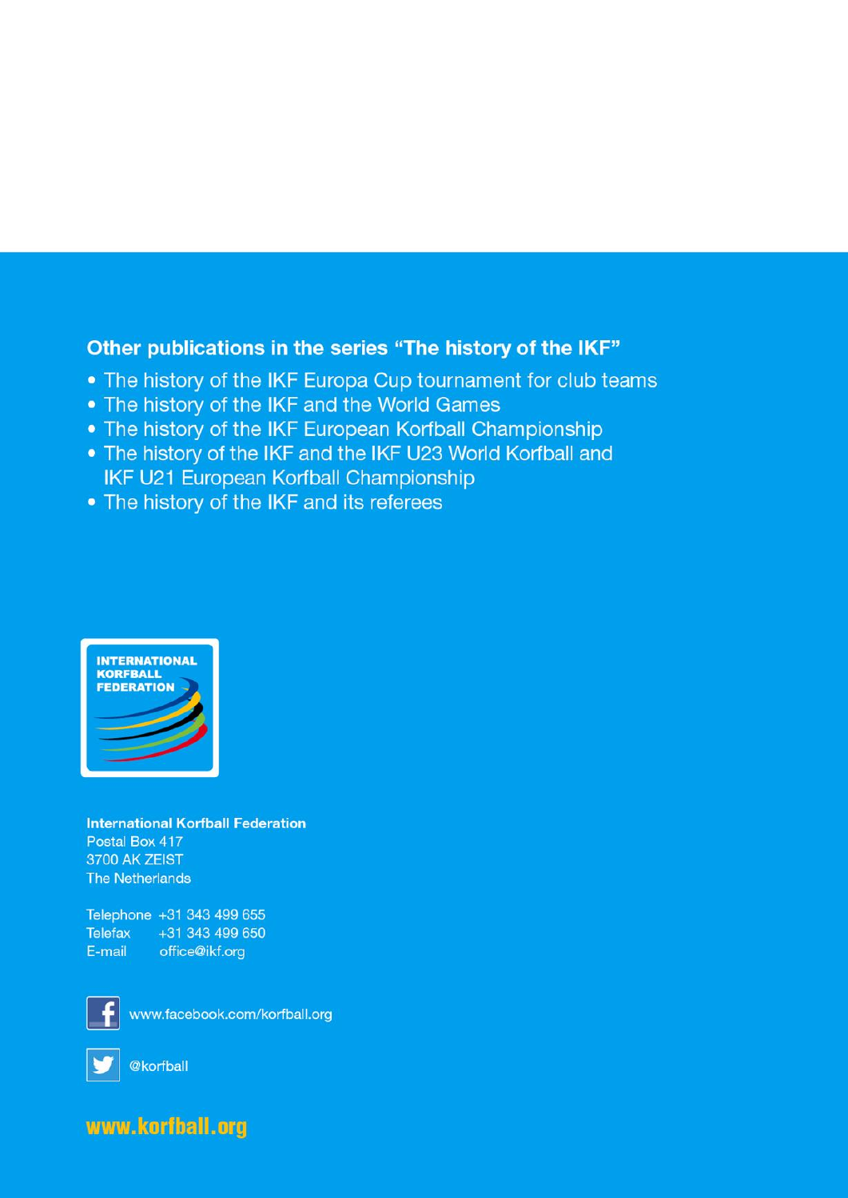## Other publications in the series "The history of the IKF"

- The history of the IKF Europa Cup tournament for club teams
- The history of the IKF and the World Games
- The history of the IKF European Korfball Championship
- The history of the IKF and the IKF U23 World Korfball and IKF U21 European Korfball Championship
- The history of the IKF and its referees

INTERNATIONAL KORFBALL FEDERATION

**International Korfball Federation**
Postal Box 417
3700 AK ZEIST
The Netherlands

Telephone +31 343 499 655
Telefax +31 343 499 650
E-mail office@ikf.org

www.facebook.com/korfball.org

@korfball

**www.korfball.org**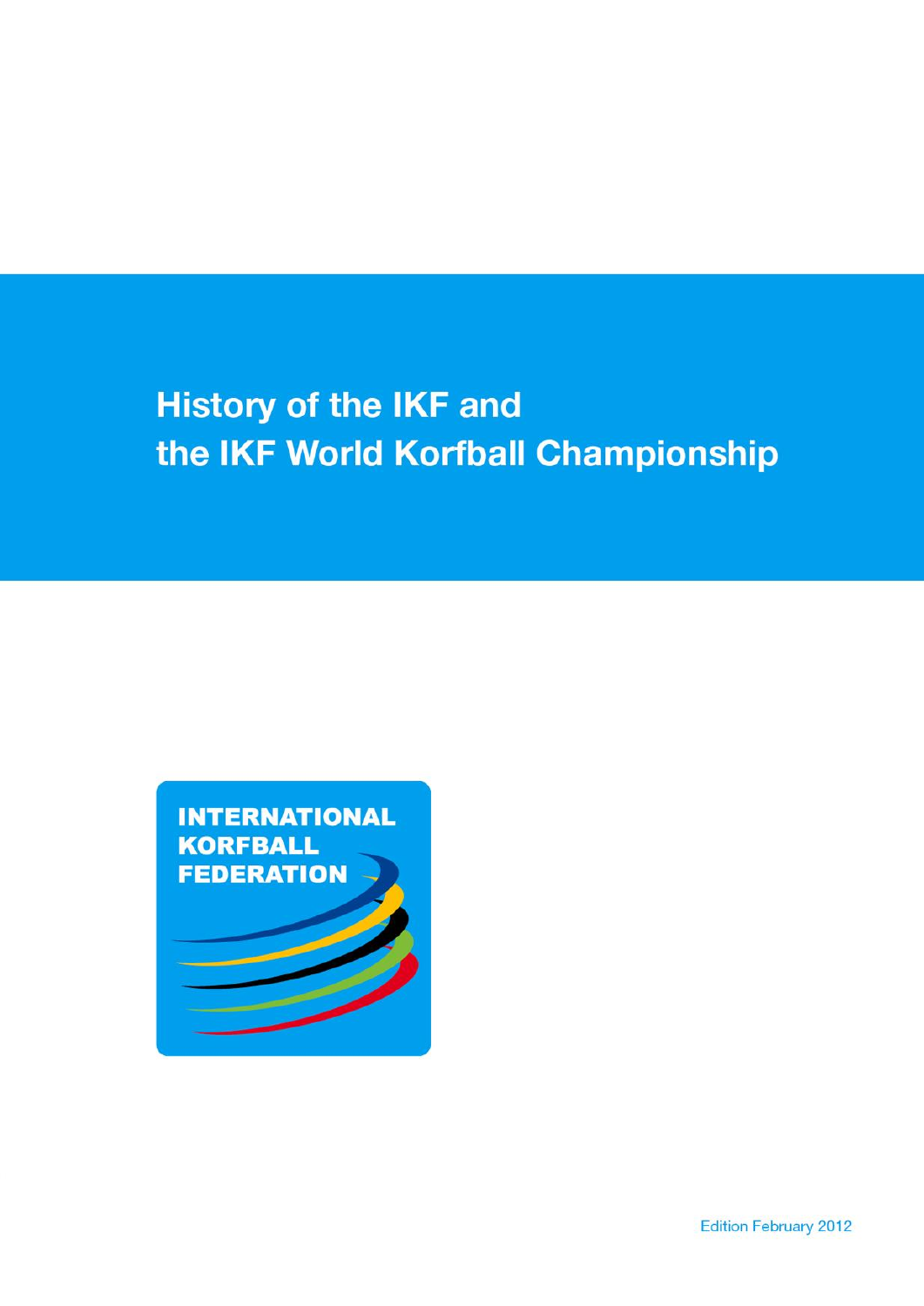# History of the IKF and the IKF World Korfball Championship

INTERNATIONAL KORFBALL FEDERATION

Edition February 2012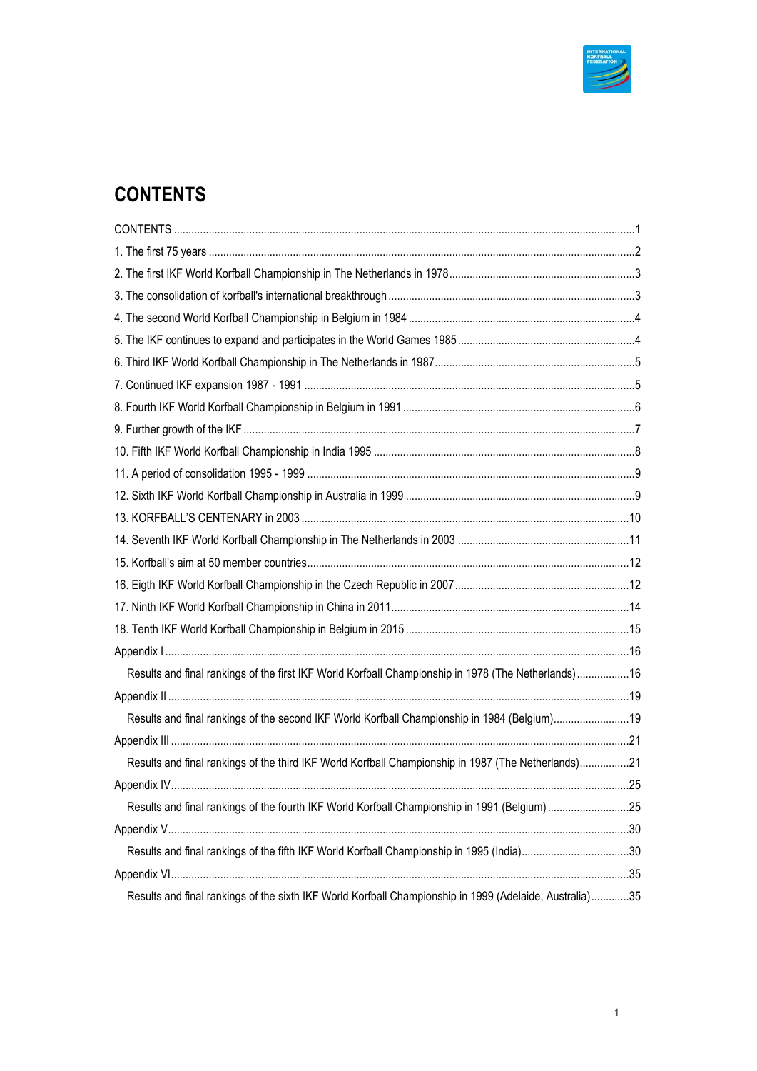# CONTENTS

CONTENTS ..... 1
1. The first 75 years ..... 2
2. The first IKF World Korfball Championship in The Netherlands in 1978 ..... 3
3. The consolidation of korfball's international breakthrough ..... 3
4. The second World Korfball Championship in Belgium in 1984 ..... 4
5. The IKF continues to expand and participates in the World Games 1985 ..... 4
6. Third IKF World Korfball Championship in The Netherlands in 1987 ..... 5
7. Continued IKF expansion 1987 - 1991 ..... 5
8. Fourth IKF World Korfball Championship in Belgium in 1991 ..... 6
9. Further growth of the IKF ..... 7
10. Fifth IKF World Korfball Championship in India 1995 ..... 8
11. A period of consolidation 1995 - 1999 ..... 9
12. Sixth IKF World Korfball Championship in Australia in 1999 ..... 9
13. KORFBALL'S CENTENARY in 2003 ..... 10
14. Seventh IKF World Korfball Championship in The Netherlands in 2003 ..... 11
15. Korfball's aim at 50 member countries ..... 12
16. Eigth IKF World Korfball Championship in the Czech Republic in 2007 ..... 12
17. Ninth IKF World Korfball Championship in China in 2011 ..... 14
18. Tenth IKF World Korfball Championship in Belgium in 2015 ..... 15
Appendix I ..... 16
    Results and final rankings of the first IKF World Korfball Championship in 1978 (The Netherlands) ..... 16
Appendix II ..... 19
    Results and final rankings of the second IKF World Korfball Championship in 1984 (Belgium) ..... 19
Appendix III ..... 21
    Results and final rankings of the third IKF World Korfball Championship in 1987 (The Netherlands) ..... 21
Appendix IV ..... 25
    Results and final rankings of the fourth IKF World Korfball Championship in 1991 (Belgium) ..... 25
Appendix V ..... 30
    Results and final rankings of the fifth IKF World Korfball Championship in 1995 (India) ..... 30
Appendix VI ..... 35
    Results and final rankings of the sixth IKF World Korfball Championship in 1999 (Adelaide, Australia) ..... 35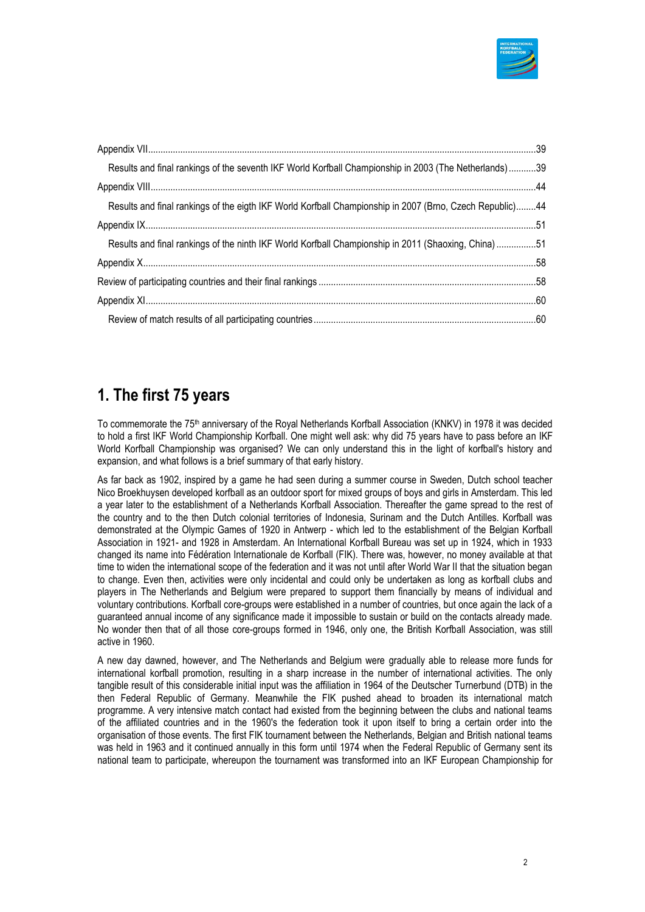Appendix VII.......................................................................................................................................................39

Results and final rankings of the seventh IKF World Korfball Championship in 2003 (The Netherlands)...........39

Appendix VIII......................................................................................................................................................44

Results and final rankings of the eigth IKF World Korfball Championship in 2007 (Brno, Czech Republic)........44

Appendix IX.........................................................................................................................................................51

Results and final rankings of the ninth IKF World Korfball Championship in 2011 (Shaoxing, China)................51

Appendix X..........................................................................................................................................................58

Review of participating countries and their final rankings ......................................................................................58

Appendix XI.........................................................................................................................................................60

Review of match results of all participating countries .........................................................................................60

# 1. The first 75 years

To commemorate the 75th anniversary of the Royal Netherlands Korfball Association (KNKV) in 1978 it was decided to hold a first IKF World Championship Korfball. One might well ask: why did 75 years have to pass before an IKF World Korfball Championship was organised? We can only understand this in the light of korfball's history and expansion, and what follows is a brief summary of that early history.

As far back as 1902, inspired by a game he had seen during a summer course in Sweden, Dutch school teacher Nico Broekhuysen developed korfball as an outdoor sport for mixed groups of boys and girls in Amsterdam. This led a year later to the establishment of a Netherlands Korfball Association. Thereafter the game spread to the rest of the country and to the then Dutch colonial territories of Indonesia, Surinam and the Dutch Antilles. Korfball was demonstrated at the Olympic Games of 1920 in Antwerp - which led to the establishment of the Belgian Korfball Association in 1921- and 1928 in Amsterdam. An International Korfball Bureau was set up in 1924, which in 1933 changed its name into Fédération Internationale de Korfball (FIK). There was, however, no money available at that time to widen the international scope of the federation and it was not until after World War II that the situation began to change. Even then, activities were only incidental and could only be undertaken as long as korfball clubs and players in The Netherlands and Belgium were prepared to support them financially by means of individual and voluntary contributions. Korfball core-groups were established in a number of countries, but once again the lack of a guaranteed annual income of any significance made it impossible to sustain or build on the contacts already made. No wonder then that of all those core-groups formed in 1946, only one, the British Korfball Association, was still active in 1960.

A new day dawned, however, and The Netherlands and Belgium were gradually able to release more funds for international korfball promotion, resulting in a sharp increase in the number of international activities. The only tangible result of this considerable initial input was the affiliation in 1964 of the Deutscher Turnerbund (DTB) in the then Federal Republic of Germany. Meanwhile the FIK pushed ahead to broaden its international match programme. A very intensive match contact had existed from the beginning between the clubs and national teams of the affiliated countries and in the 1960's the federation took it upon itself to bring a certain order into the organisation of those events. The first FIK tournament between the Netherlands, Belgian and British national teams was held in 1963 and it continued annually in this form until 1974 when the Federal Republic of Germany sent its national team to participate, whereupon the tournament was transformed into an IKF European Championship for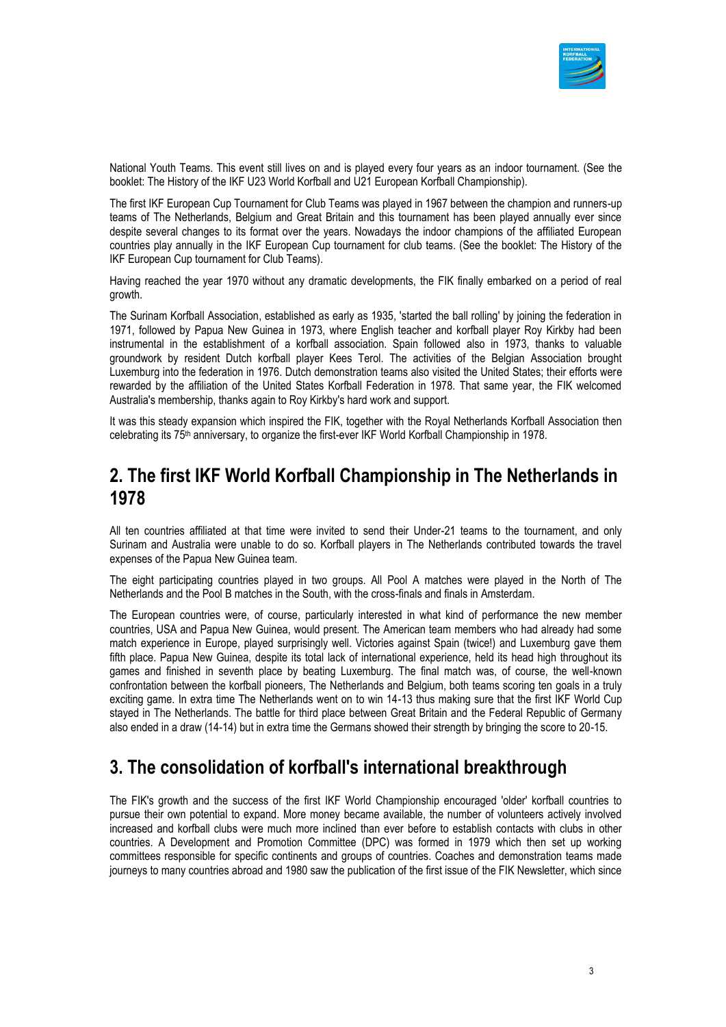National Youth Teams. This event still lives on and is played every four years as an indoor tournament. (See the booklet: The History of the IKF U23 World Korfball and U21 European Korfball Championship).

The first IKF European Cup Tournament for Club Teams was played in 1967 between the champion and runners-up teams of The Netherlands, Belgium and Great Britain and this tournament has been played annually ever since despite several changes to its format over the years. Nowadays the indoor champions of the affiliated European countries play annually in the IKF European Cup tournament for club teams. (See the booklet: The History of the IKF European Cup tournament for Club Teams).

Having reached the year 1970 without any dramatic developments, the FIK finally embarked on a period of real growth.

The Surinam Korfball Association, established as early as 1935, 'started the ball rolling' by joining the federation in 1971, followed by Papua New Guinea in 1973, where English teacher and korfball player Roy Kirkby had been instrumental in the establishment of a korfball association. Spain followed also in 1973, thanks to valuable groundwork by resident Dutch korfball player Kees Terol. The activities of the Belgian Association brought Luxemburg into the federation in 1976. Dutch demonstration teams also visited the United States; their efforts were rewarded by the affiliation of the United States Korfball Federation in 1978. That same year, the FIK welcomed Australia's membership, thanks again to Roy Kirkby's hard work and support.

It was this steady expansion which inspired the FIK, together with the Royal Netherlands Korfball Association then celebrating its 75th anniversary, to organize the first-ever IKF World Korfball Championship in 1978.

## 2. The first IKF World Korfball Championship in The Netherlands in 1978

All ten countries affiliated at that time were invited to send their Under-21 teams to the tournament, and only Surinam and Australia were unable to do so. Korfball players in The Netherlands contributed towards the travel expenses of the Papua New Guinea team.

The eight participating countries played in two groups. All Pool A matches were played in the North of The Netherlands and the Pool B matches in the South, with the cross-finals and finals in Amsterdam.

The European countries were, of course, particularly interested in what kind of performance the new member countries, USA and Papua New Guinea, would present. The American team members who had already had some match experience in Europe, played surprisingly well. Victories against Spain (twice!) and Luxemburg gave them fifth place. Papua New Guinea, despite its total lack of international experience, held its head high throughout its games and finished in seventh place by beating Luxemburg. The final match was, of course, the well-known confrontation between the korfball pioneers, The Netherlands and Belgium, both teams scoring ten goals in a truly exciting game. In extra time The Netherlands went on to win 14-13 thus making sure that the first IKF World Cup stayed in The Netherlands. The battle for third place between Great Britain and the Federal Republic of Germany also ended in a draw (14-14) but in extra time the Germans showed their strength by bringing the score to 20-15.

## 3. The consolidation of korfball's international breakthrough

The FIK's growth and the success of the first IKF World Championship encouraged 'older' korfball countries to pursue their own potential to expand. More money became available, the number of volunteers actively involved increased and korfball clubs were much more inclined than ever before to establish contacts with clubs in other countries. A Development and Promotion Committee (DPC) was formed in 1979 which then set up working committees responsible for specific continents and groups of countries. Coaches and demonstration teams made journeys to many countries abroad and 1980 saw the publication of the first issue of the FIK Newsletter, which since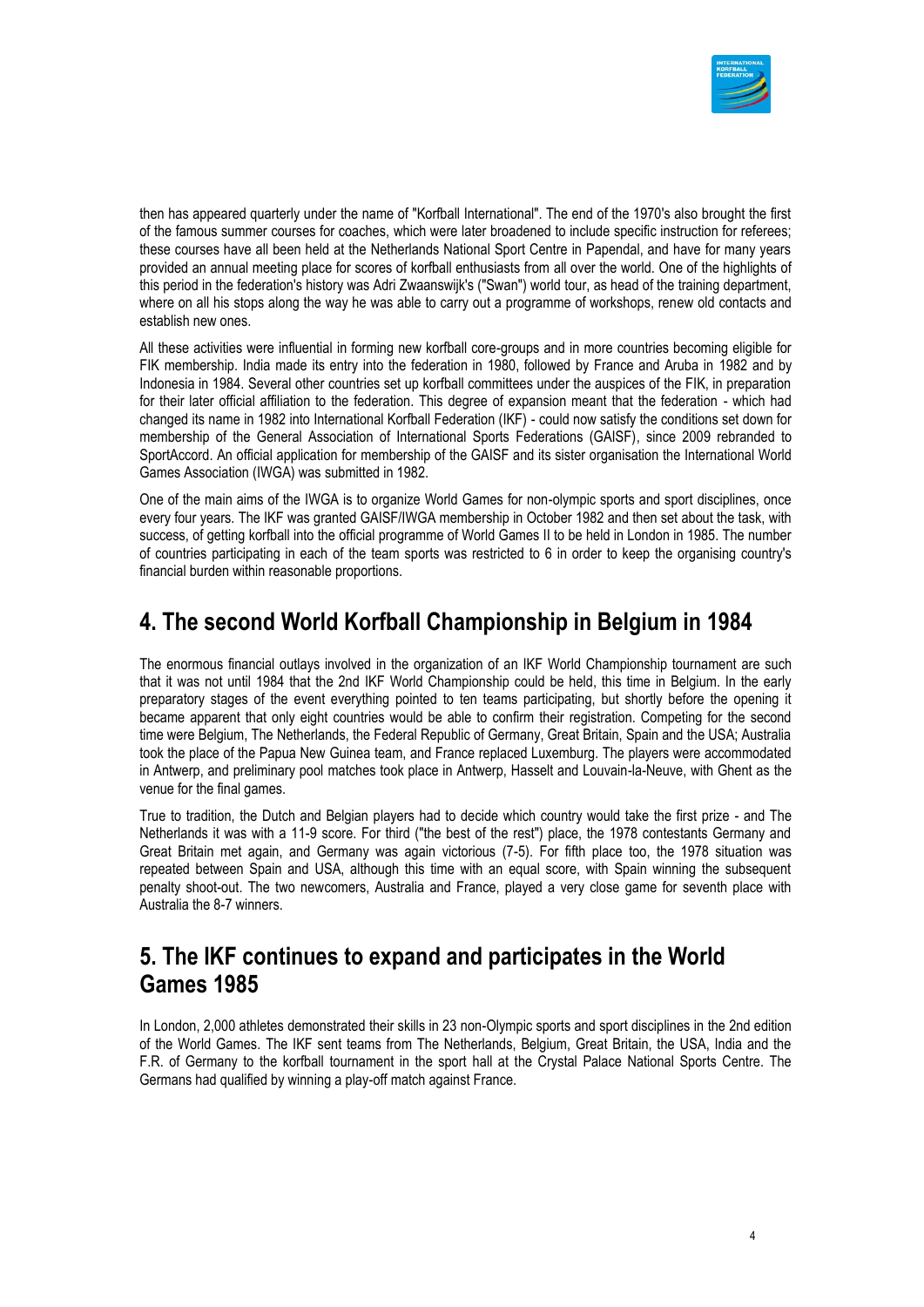then has appeared quarterly under the name of "Korfball International". The end of the 1970's also brought the first of the famous summer courses for coaches, which were later broadened to include specific instruction for referees; these courses have all been held at the Netherlands National Sport Centre in Papendal, and have for many years provided an annual meeting place for scores of korfball enthusiasts from all over the world. One of the highlights of this period in the federation's history was Adri Zwaanswijk's ("Swan") world tour, as head of the training department, where on all his stops along the way he was able to carry out a programme of workshops, renew old contacts and establish new ones.

All these activities were influential in forming new korfball core-groups and in more countries becoming eligible for FIK membership. India made its entry into the federation in 1980, followed by France and Aruba in 1982 and by Indonesia in 1984. Several other countries set up korfball committees under the auspices of the FIK, in preparation for their later official affiliation to the federation. This degree of expansion meant that the federation - which had changed its name in 1982 into International Korfball Federation (IKF) - could now satisfy the conditions set down for membership of the General Association of International Sports Federations (GAISF), since 2009 rebranded to SportAccord. An official application for membership of the GAISF and its sister organisation the International World Games Association (IWGA) was submitted in 1982.

One of the main aims of the IWGA is to organize World Games for non-olympic sports and sport disciplines, once every four years. The IKF was granted GAISF/IWGA membership in October 1982 and then set about the task, with success, of getting korfball into the official programme of World Games II to be held in London in 1985. The number of countries participating in each of the team sports was restricted to 6 in order to keep the organising country's financial burden within reasonable proportions.

## 4. The second World Korfball Championship in Belgium in 1984

The enormous financial outlays involved in the organization of an IKF World Championship tournament are such that it was not until 1984 that the 2nd IKF World Championship could be held, this time in Belgium. In the early preparatory stages of the event everything pointed to ten teams participating, but shortly before the opening it became apparent that only eight countries would be able to confirm their registration. Competing for the second time were Belgium, The Netherlands, the Federal Republic of Germany, Great Britain, Spain and the USA; Australia took the place of the Papua New Guinea team, and France replaced Luxemburg. The players were accommodated in Antwerp, and preliminary pool matches took place in Antwerp, Hasselt and Louvain-la-Neuve, with Ghent as the venue for the final games.

True to tradition, the Dutch and Belgian players had to decide which country would take the first prize - and The Netherlands it was with a 11-9 score. For third ("the best of the rest") place, the 1978 contestants Germany and Great Britain met again, and Germany was again victorious (7-5). For fifth place too, the 1978 situation was repeated between Spain and USA, although this time with an equal score, with Spain winning the subsequent penalty shoot-out. The two newcomers, Australia and France, played a very close game for seventh place with Australia the 8-7 winners.

## 5. The IKF continues to expand and participates in the World Games 1985

In London, 2,000 athletes demonstrated their skills in 23 non-Olympic sports and sport disciplines in the 2nd edition of the World Games. The IKF sent teams from The Netherlands, Belgium, Great Britain, the USA, India and the F.R. of Germany to the korfball tournament in the sport hall at the Crystal Palace National Sports Centre. The Germans had qualified by winning a play-off match against France.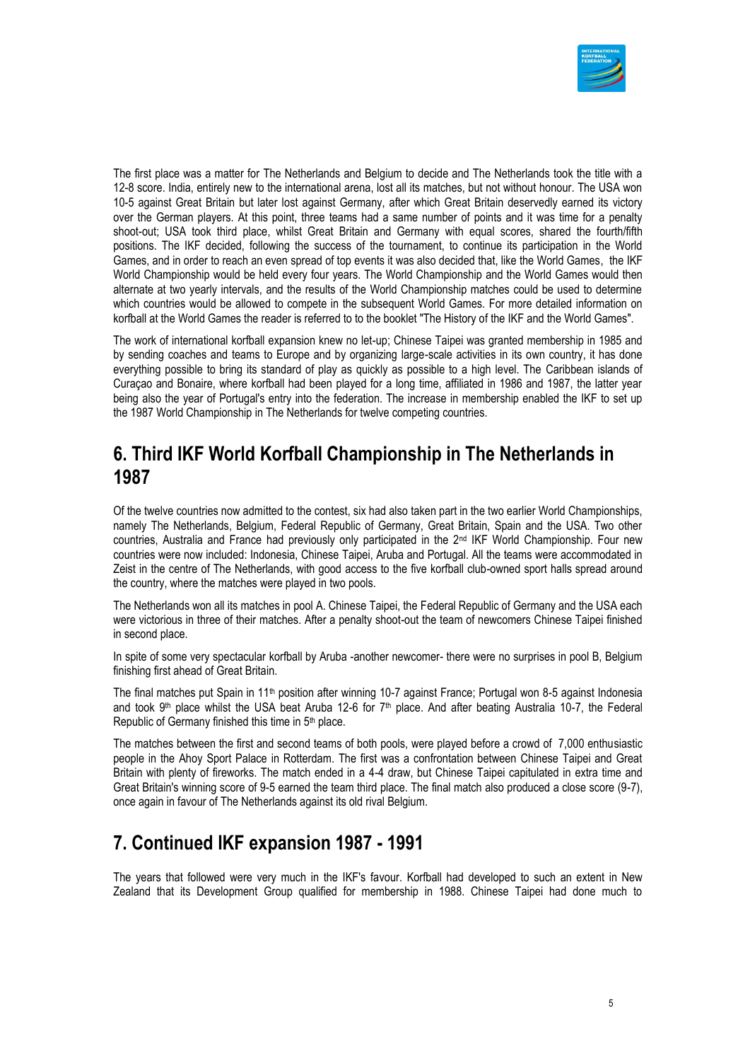The first place was a matter for The Netherlands and Belgium to decide and The Netherlands took the title with a 12-8 score. India, entirely new to the international arena, lost all its matches, but not without honour. The USA won 10-5 against Great Britain but later lost against Germany, after which Great Britain deservedly earned its victory over the German players. At this point, three teams had a same number of points and it was time for a penalty shoot-out; USA took third place, whilst Great Britain and Germany with equal scores, shared the fourth/fifth positions. The IKF decided, following the success of the tournament, to continue its participation in the World Games, and in order to reach an even spread of top events it was also decided that, like the World Games, the IKF World Championship would be held every four years. The World Championship and the World Games would then alternate at two yearly intervals, and the results of the World Championship matches could be used to determine which countries would be allowed to compete in the subsequent World Games. For more detailed information on korfball at the World Games the reader is referred to to the booklet "The History of the IKF and the World Games".

The work of international korfball expansion knew no let-up; Chinese Taipei was granted membership in 1985 and by sending coaches and teams to Europe and by organizing large-scale activities in its own country, it has done everything possible to bring its standard of play as quickly as possible to a high level. The Caribbean islands of Curaçao and Bonaire, where korfball had been played for a long time, affiliated in 1986 and 1987, the latter year being also the year of Portugal's entry into the federation. The increase in membership enabled the IKF to set up the 1987 World Championship in The Netherlands for twelve competing countries.

## 6. Third IKF World Korfball Championship in The Netherlands in 1987

Of the twelve countries now admitted to the contest, six had also taken part in the two earlier World Championships, namely The Netherlands, Belgium, Federal Republic of Germany, Great Britain, Spain and the USA. Two other countries, Australia and France had previously only participated in the 2nd IKF World Championship. Four new countries were now included: Indonesia, Chinese Taipei, Aruba and Portugal. All the teams were accommodated in Zeist in the centre of The Netherlands, with good access to the five korfball club-owned sport halls spread around the country, where the matches were played in two pools.

The Netherlands won all its matches in pool A. Chinese Taipei, the Federal Republic of Germany and the USA each were victorious in three of their matches. After a penalty shoot-out the team of newcomers Chinese Taipei finished in second place.

In spite of some very spectacular korfball by Aruba -another newcomer- there were no surprises in pool B, Belgium finishing first ahead of Great Britain.

The final matches put Spain in 11th position after winning 10-7 against France; Portugal won 8-5 against Indonesia and took 9th place whilst the USA beat Aruba 12-6 for 7th place. And after beating Australia 10-7, the Federal Republic of Germany finished this time in 5th place.

The matches between the first and second teams of both pools, were played before a crowd of 7,000 enthusiastic people in the Ahoy Sport Palace in Rotterdam. The first was a confrontation between Chinese Taipei and Great Britain with plenty of fireworks. The match ended in a 4-4 draw, but Chinese Taipei capitulated in extra time and Great Britain's winning score of 9-5 earned the team third place. The final match also produced a close score (9-7), once again in favour of The Netherlands against its old rival Belgium.

## 7. Continued IKF expansion 1987 - 1991

The years that followed were very much in the IKF's favour. Korfball had developed to such an extent in New Zealand that its Development Group qualified for membership in 1988. Chinese Taipei had done much to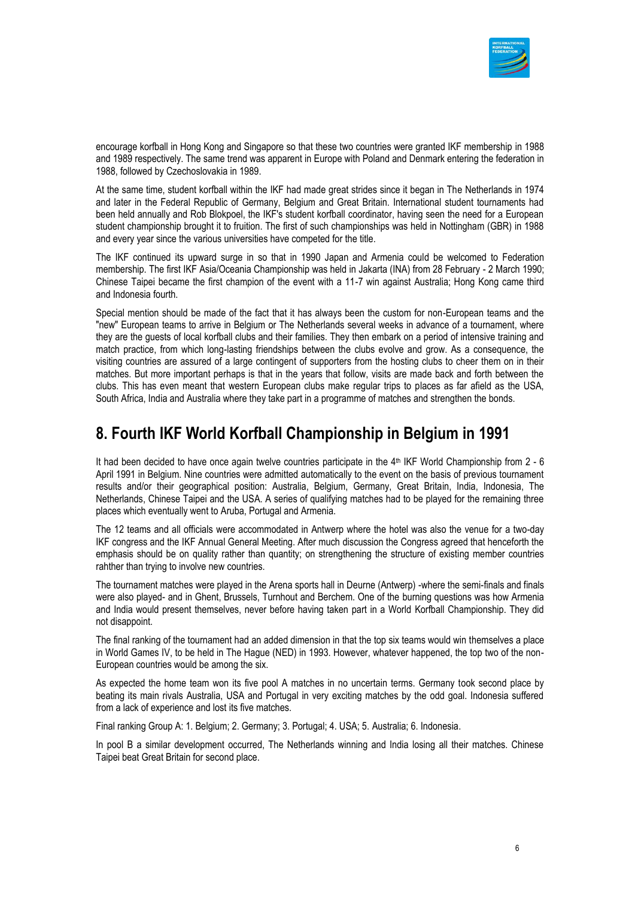encourage korfball in Hong Kong and Singapore so that these two countries were granted IKF membership in 1988 and 1989 respectively. The same trend was apparent in Europe with Poland and Denmark entering the federation in 1988, followed by Czechoslovakia in 1989.

At the same time, student korfball within the IKF had made great strides since it began in The Netherlands in 1974 and later in the Federal Republic of Germany, Belgium and Great Britain. International student tournaments had been held annually and Rob Blokpoel, the IKF's student korfball coordinator, having seen the need for a European student championship brought it to fruition. The first of such championships was held in Nottingham (GBR) in 1988 and every year since the various universities have competed for the title.

The IKF continued its upward surge in so that in 1990 Japan and Armenia could be welcomed to Federation membership. The first IKF Asia/Oceania Championship was held in Jakarta (INA) from 28 February - 2 March 1990; Chinese Taipei became the first champion of the event with a 11-7 win against Australia; Hong Kong came third and Indonesia fourth.

Special mention should be made of the fact that it has always been the custom for non-European teams and the "new" European teams to arrive in Belgium or The Netherlands several weeks in advance of a tournament, where they are the guests of local korfball clubs and their families. They then embark on a period of intensive training and match practice, from which long-lasting friendships between the clubs evolve and grow. As a consequence, the visiting countries are assured of a large contingent of supporters from the hosting clubs to cheer them on in their matches. But more important perhaps is that in the years that follow, visits are made back and forth between the clubs. This has even meant that western European clubs make regular trips to places as far afield as the USA, South Africa, India and Australia where they take part in a programme of matches and strengthen the bonds.

## 8. Fourth IKF World Korfball Championship in Belgium in 1991

It had been decided to have once again twelve countries participate in the 4th IKF World Championship from 2 - 6 April 1991 in Belgium. Nine countries were admitted automatically to the event on the basis of previous tournament results and/or their geographical position: Australia, Belgium, Germany, Great Britain, India, Indonesia, The Netherlands, Chinese Taipei and the USA. A series of qualifying matches had to be played for the remaining three places which eventually went to Aruba, Portugal and Armenia.

The 12 teams and all officials were accommodated in Antwerp where the hotel was also the venue for a two-day IKF congress and the IKF Annual General Meeting. After much discussion the Congress agreed that henceforth the emphasis should be on quality rather than quantity; on strengthening the structure of existing member countries rahther than trying to involve new countries.

The tournament matches were played in the Arena sports hall in Deurne (Antwerp) -where the semi-finals and finals were also played- and in Ghent, Brussels, Turnhout and Berchem. One of the burning questions was how Armenia and India would present themselves, never before having taken part in a World Korfball Championship. They did not disappoint.

The final ranking of the tournament had an added dimension in that the top six teams would win themselves a place in World Games IV, to be held in The Hague (NED) in 1993. However, whatever happened, the top two of the non-European countries would be among the six.

As expected the home team won its five pool A matches in no uncertain terms. Germany took second place by beating its main rivals Australia, USA and Portugal in very exciting matches by the odd goal. Indonesia suffered from a lack of experience and lost its five matches.

Final ranking Group A: 1. Belgium; 2. Germany; 3. Portugal; 4. USA; 5. Australia; 6. Indonesia.

In pool B a similar development occurred, The Netherlands winning and India losing all their matches. Chinese Taipei beat Great Britain for second place.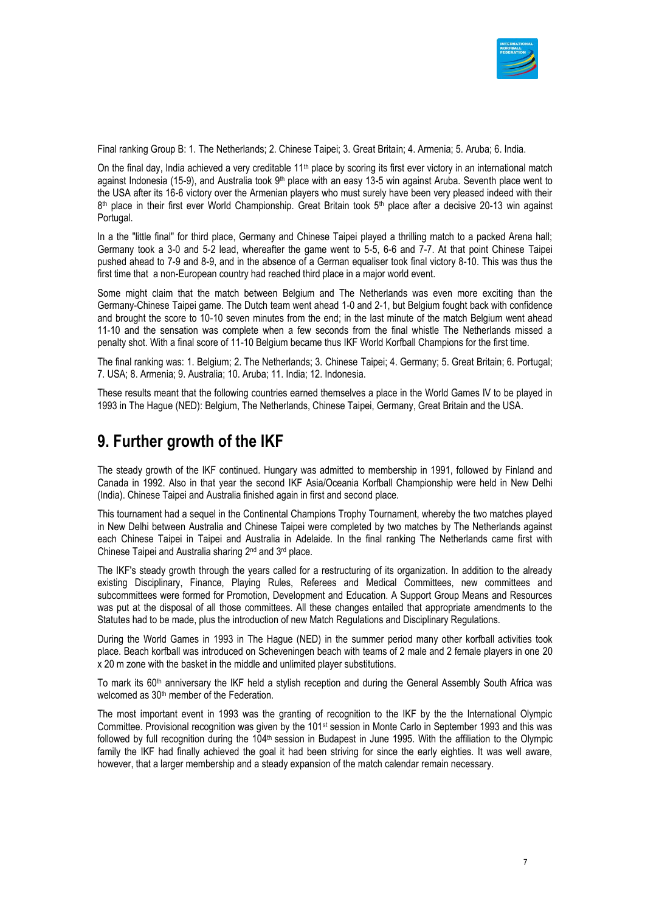Final ranking Group B: 1. The Netherlands; 2. Chinese Taipei; 3. Great Britain; 4. Armenia; 5. Aruba; 6. India.

On the final day, India achieved a very creditable 11th place by scoring its first ever victory in an international match against Indonesia (15-9), and Australia took 9th place with an easy 13-5 win against Aruba. Seventh place went to the USA after its 16-6 victory over the Armenian players who must surely have been very pleased indeed with their 8th place in their first ever World Championship. Great Britain took 5th place after a decisive 20-13 win against Portugal.

In a the "little final" for third place, Germany and Chinese Taipei played a thrilling match to a packed Arena hall; Germany took a 3-0 and 5-2 lead, whereafter the game went to 5-5, 6-6 and 7-7. At that point Chinese Taipei pushed ahead to 7-9 and 8-9, and in the absence of a German equaliser took final victory 8-10. This was thus the first time that a non-European country had reached third place in a major world event.

Some might claim that the match between Belgium and The Netherlands was even more exciting than the Germany-Chinese Taipei game. The Dutch team went ahead 1-0 and 2-1, but Belgium fought back with confidence and brought the score to 10-10 seven minutes from the end; in the last minute of the match Belgium went ahead 11-10 and the sensation was complete when a few seconds from the final whistle The Netherlands missed a penalty shot. With a final score of 11-10 Belgium became thus IKF World Korfball Champions for the first time.

The final ranking was: 1. Belgium; 2. The Netherlands; 3. Chinese Taipei; 4. Germany; 5. Great Britain; 6. Portugal; 7. USA; 8. Armenia; 9. Australia; 10. Aruba; 11. India; 12. Indonesia.

These results meant that the following countries earned themselves a place in the World Games IV to be played in 1993 in The Hague (NED): Belgium, The Netherlands, Chinese Taipei, Germany, Great Britain and the USA.

# 9. Further growth of the IKF

The steady growth of the IKF continued. Hungary was admitted to membership in 1991, followed by Finland and Canada in 1992. Also in that year the second IKF Asia/Oceania Korfball Championship were held in New Delhi (India). Chinese Taipei and Australia finished again in first and second place.

This tournament had a sequel in the Continental Champions Trophy Tournament, whereby the two matches played in New Delhi between Australia and Chinese Taipei were completed by two matches by The Netherlands against each Chinese Taipei in Taipei and Australia in Adelaide. In the final ranking The Netherlands came first with Chinese Taipei and Australia sharing 2nd and 3rd place.

The IKF's steady growth through the years called for a restructuring of its organization. In addition to the already existing Disciplinary, Finance, Playing Rules, Referees and Medical Committees, new committees and subcommittees were formed for Promotion, Development and Education. A Support Group Means and Resources was put at the disposal of all those committees. All these changes entailed that appropriate amendments to the Statutes had to be made, plus the introduction of new Match Regulations and Disciplinary Regulations.

During the World Games in 1993 in The Hague (NED) in the summer period many other korfball activities took place. Beach korfball was introduced on Scheveningen beach with teams of 2 male and 2 female players in one 20 x 20 m zone with the basket in the middle and unlimited player substitutions.

To mark its 60th anniversary the IKF held a stylish reception and during the General Assembly South Africa was welcomed as 30th member of the Federation.

The most important event in 1993 was the granting of recognition to the IKF by the the International Olympic Committee. Provisional recognition was given by the 101st session in Monte Carlo in September 1993 and this was followed by full recognition during the 104th session in Budapest in June 1995. With the affiliation to the Olympic family the IKF had finally achieved the goal it had been striving for since the early eighties. It was well aware, however, that a larger membership and a steady expansion of the match calendar remain necessary.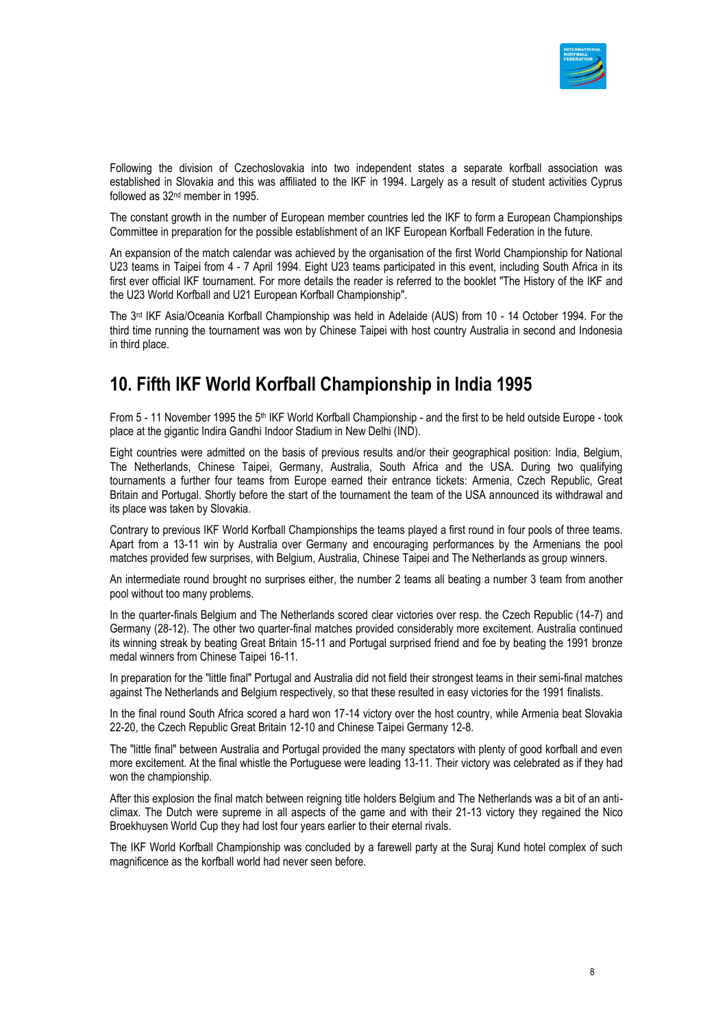Following the division of Czechoslovakia into two independent states a separate korfball association was established in Slovakia and this was affiliated to the IKF in 1994. Largely as a result of student activities Cyprus followed as 32nd member in 1995.

The constant growth in the number of European member countries led the IKF to form a European Championships Committee in preparation for the possible establishment of an IKF European Korfball Federation in the future.

An expansion of the match calendar was achieved by the organisation of the first World Championship for National U23 teams in Taipei from 4 - 7 April 1994. Eight U23 teams participated in this event, including South Africa in its first ever official IKF tournament. For more details the reader is referred to the booklet "The History of the IKF and the U23 World Korfball and U21 European Korfball Championship".

The 3rd IKF Asia/Oceania Korfball Championship was held in Adelaide (AUS) from 10 - 14 October 1994. For the third time running the tournament was won by Chinese Taipei with host country Australia in second and Indonesia in third place.

## 10. Fifth IKF World Korfball Championship in India 1995

From 5 - 11 November 1995 the 5th IKF World Korfball Championship - and the first to be held outside Europe - took place at the gigantic Indira Gandhi Indoor Stadium in New Delhi (IND).

Eight countries were admitted on the basis of previous results and/or their geographical position: India, Belgium, The Netherlands, Chinese Taipei, Germany, Australia, South Africa and the USA. During two qualifying tournaments a further four teams from Europe earned their entrance tickets: Armenia, Czech Republic, Great Britain and Portugal. Shortly before the start of the tournament the team of the USA announced its withdrawal and its place was taken by Slovakia.

Contrary to previous IKF World Korfball Championships the teams played a first round in four pools of three teams. Apart from a 13-11 win by Australia over Germany and encouraging performances by the Armenians the pool matches provided few surprises, with Belgium, Australia, Chinese Taipei and The Netherlands as group winners.

An intermediate round brought no surprises either, the number 2 teams all beating a number 3 team from another pool without too many problems.

In the quarter-finals Belgium and The Netherlands scored clear victories over resp. the Czech Republic (14-7) and Germany (28-12). The other two quarter-final matches provided considerably more excitement. Australia continued its winning streak by beating Great Britain 15-11 and Portugal surprised friend and foe by beating the 1991 bronze medal winners from Chinese Taipei 16-11.

In preparation for the "little final" Portugal and Australia did not field their strongest teams in their semi-final matches against The Netherlands and Belgium respectively, so that these resulted in easy victories for the 1991 finalists.

In the final round South Africa scored a hard won 17-14 victory over the host country, while Armenia beat Slovakia 22-20, the Czech Republic Great Britain 12-10 and Chinese Taipei Germany 12-8.

The "little final" between Australia and Portugal provided the many spectators with plenty of good korfball and even more excitement. At the final whistle the Portuguese were leading 13-11. Their victory was celebrated as if they had won the championship.

After this explosion the final match between reigning title holders Belgium and The Netherlands was a bit of an anti-climax. The Dutch were supreme in all aspects of the game and with their 21-13 victory they regained the Nico Broekhuysen World Cup they had lost four years earlier to their eternal rivals.

The IKF World Korfball Championship was concluded by a farewell party at the Suraj Kund hotel complex of such magnificence as the korfball world had never seen before.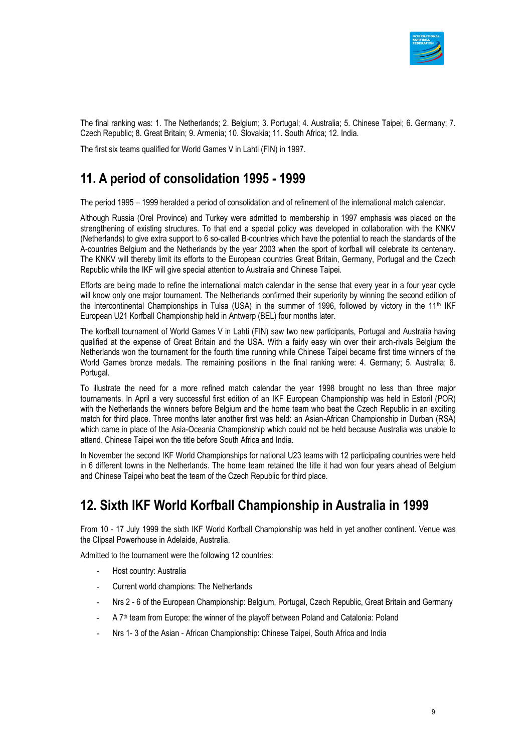The final ranking was: 1. The Netherlands; 2. Belgium; 3. Portugal; 4. Australia; 5. Chinese Taipei; 6. Germany; 7. Czech Republic; 8. Great Britain; 9. Armenia; 10. Slovakia; 11. South Africa; 12. India.

The first six teams qualified for World Games V in Lahti (FIN) in 1997.

## 11. A period of consolidation 1995 - 1999

The period 1995 – 1999 heralded a period of consolidation and of refinement of the international match calendar.

Although Russia (Orel Province) and Turkey were admitted to membership in 1997 emphasis was placed on the strengthening of existing structures. To that end a special policy was developed in collaboration with the KNKV (Netherlands) to give extra support to 6 so-called B-countries which have the potential to reach the standards of the A-countries Belgium and the Netherlands by the year 2003 when the sport of korfball will celebrate its centenary. The KNKV will thereby limit its efforts to the European countries Great Britain, Germany, Portugal and the Czech Republic while the IKF will give special attention to Australia and Chinese Taipei.

Efforts are being made to refine the international match calendar in the sense that every year in a four year cycle will know only one major tournament. The Netherlands confirmed their superiority by winning the second edition of the Intercontinental Championships in Tulsa (USA) in the summer of 1996, followed by victory in the 11th IKF European U21 Korfball Championship held in Antwerp (BEL) four months later.

The korfball tournament of World Games V in Lahti (FIN) saw two new participants, Portugal and Australia having qualified at the expense of Great Britain and the USA. With a fairly easy win over their arch-rivals Belgium the Netherlands won the tournament for the fourth time running while Chinese Taipei became first time winners of the World Games bronze medals. The remaining positions in the final ranking were: 4. Germany; 5. Australia; 6. Portugal.

To illustrate the need for a more refined match calendar the year 1998 brought no less than three major tournaments. In April a very successful first edition of an IKF European Championship was held in Estoril (POR) with the Netherlands the winners before Belgium and the home team who beat the Czech Republic in an exciting match for third place. Three months later another first was held: an Asian-African Championship in Durban (RSA) which came in place of the Asia-Oceania Championship which could not be held because Australia was unable to attend. Chinese Taipei won the title before South Africa and India.

In November the second IKF World Championships for national U23 teams with 12 participating countries were held in 6 different towns in the Netherlands. The home team retained the title it had won four years ahead of Belgium and Chinese Taipei who beat the team of the Czech Republic for third place.

## 12. Sixth IKF World Korfball Championship in Australia in 1999

From 10 - 17 July 1999 the sixth IKF World Korfball Championship was held in yet another continent. Venue was the Clipsal Powerhouse in Adelaide, Australia.

Admitted to the tournament were the following 12 countries:

- Host country: Australia
- Current world champions: The Netherlands
- Nrs 2 - 6 of the European Championship: Belgium, Portugal, Czech Republic, Great Britain and Germany
- A 7th team from Europe: the winner of the playoff between Poland and Catalonia: Poland
- Nrs 1- 3 of the Asian - African Championship: Chinese Taipei, South Africa and India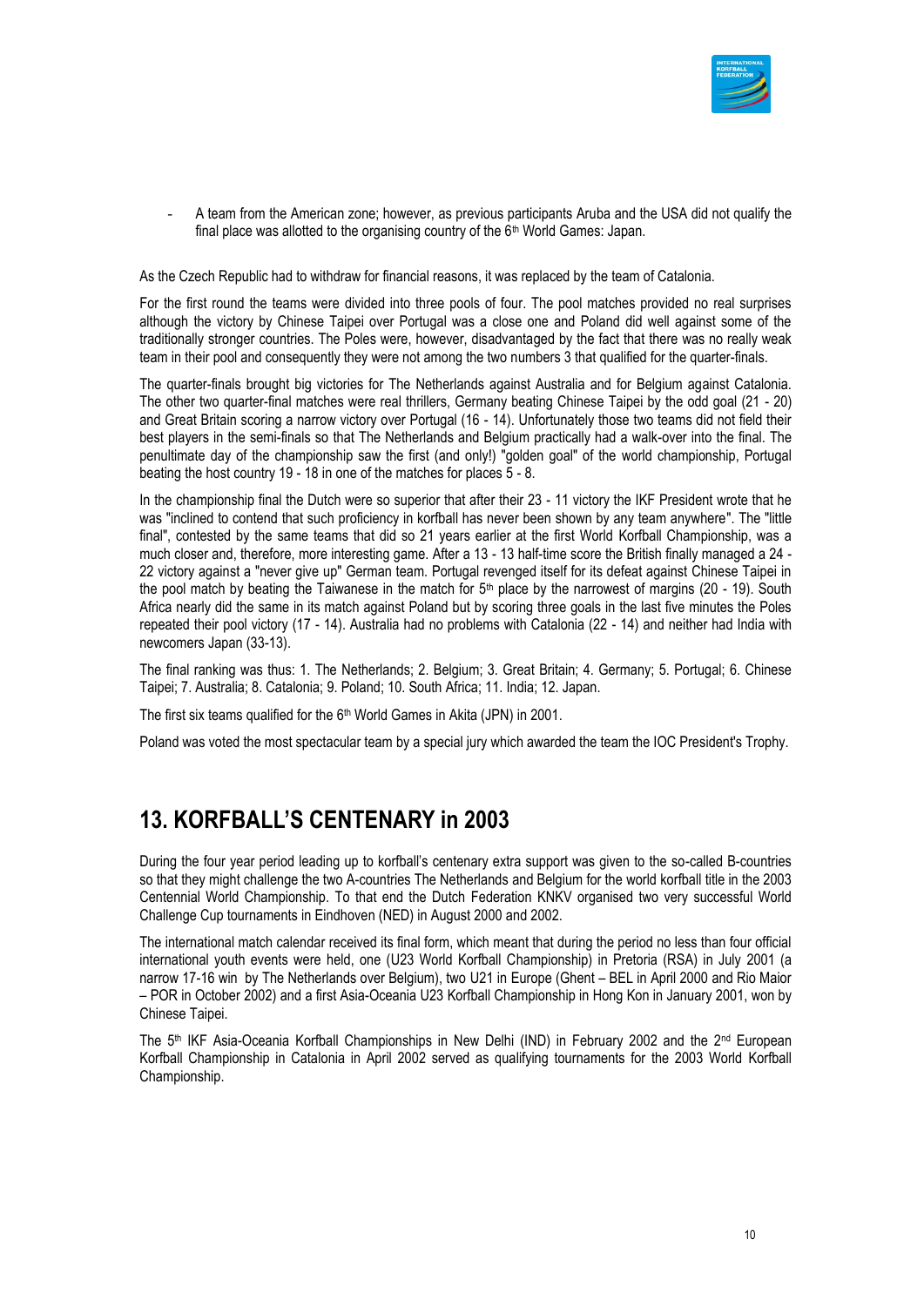- A team from the American zone; however, as previous participants Aruba and the USA did not qualify the final place was allotted to the organising country of the 6th World Games: Japan.

As the Czech Republic had to withdraw for financial reasons, it was replaced by the team of Catalonia.

For the first round the teams were divided into three pools of four. The pool matches provided no real surprises although the victory by Chinese Taipei over Portugal was a close one and Poland did well against some of the traditionally stronger countries. The Poles were, however, disadvantaged by the fact that there was no really weak team in their pool and consequently they were not among the two numbers 3 that qualified for the quarter-finals.

The quarter-finals brought big victories for The Netherlands against Australia and for Belgium against Catalonia. The other two quarter-final matches were real thrillers, Germany beating Chinese Taipei by the odd goal (21 - 20) and Great Britain scoring a narrow victory over Portugal (16 - 14). Unfortunately those two teams did not field their best players in the semi-finals so that The Netherlands and Belgium practically had a walk-over into the final. The penultimate day of the championship saw the first (and only!) "golden goal" of the world championship, Portugal beating the host country 19 - 18 in one of the matches for places 5 - 8.

In the championship final the Dutch were so superior that after their 23 - 11 victory the IKF President wrote that he was "inclined to contend that such proficiency in korfball has never been shown by any team anywhere". The "little final", contested by the same teams that did so 21 years earlier at the first World Korfball Championship, was a much closer and, therefore, more interesting game. After a 13 - 13 half-time score the British finally managed a 24 - 22 victory against a "never give up" German team. Portugal revenged itself for its defeat against Chinese Taipei in the pool match by beating the Taiwanese in the match for 5th place by the narrowest of margins (20 - 19). South Africa nearly did the same in its match against Poland but by scoring three goals in the last five minutes the Poles repeated their pool victory (17 - 14). Australia had no problems with Catalonia (22 - 14) and neither had India with newcomers Japan (33-13).

The final ranking was thus: 1. The Netherlands; 2. Belgium; 3. Great Britain; 4. Germany; 5. Portugal; 6. Chinese Taipei; 7. Australia; 8. Catalonia; 9. Poland; 10. South Africa; 11. India; 12. Japan.

The first six teams qualified for the 6th World Games in Akita (JPN) in 2001.

Poland was voted the most spectacular team by a special jury which awarded the team the IOC President's Trophy.

## 13. KORFBALL'S CENTENARY in 2003

During the four year period leading up to korfball's centenary extra support was given to the so-called B-countries so that they might challenge the two A-countries The Netherlands and Belgium for the world korfball title in the 2003 Centennial World Championship. To that end the Dutch Federation KNKV organised two very successful World Challenge Cup tournaments in Eindhoven (NED) in August 2000 and 2002.

The international match calendar received its final form, which meant that during the period no less than four official international youth events were held, one (U23 World Korfball Championship) in Pretoria (RSA) in July 2001 (a narrow 17-16 win by The Netherlands over Belgium), two U21 in Europe (Ghent – BEL in April 2000 and Rio Maior – POR in October 2002) and a first Asia-Oceania U23 Korfball Championship in Hong Kon in January 2001, won by Chinese Taipei.

The 5th IKF Asia-Oceania Korfball Championships in New Delhi (IND) in February 2002 and the 2nd European Korfball Championship in Catalonia in April 2002 served as qualifying tournaments for the 2003 World Korfball Championship.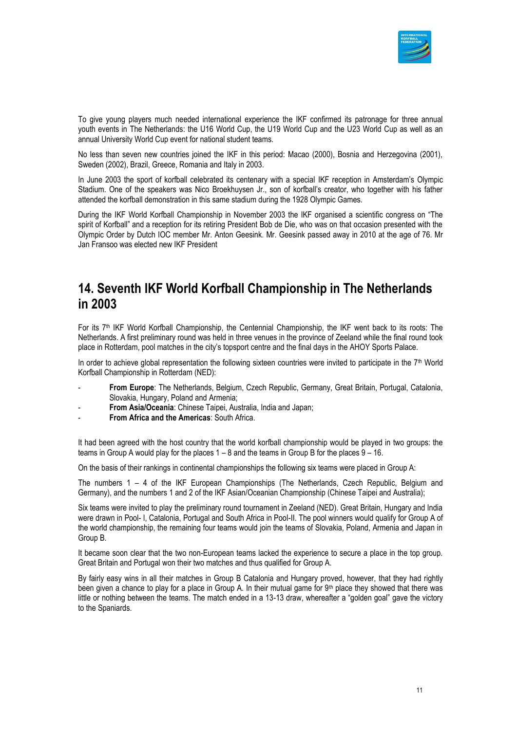To give young players much needed international experience the IKF confirmed its patronage for three annual youth events in The Netherlands: the U16 World Cup, the U19 World Cup and the U23 World Cup as well as an annual University World Cup event for national student teams.

No less than seven new countries joined the IKF in this period: Macao (2000), Bosnia and Herzegovina (2001), Sweden (2002), Brazil, Greece, Romania and Italy in 2003.

In June 2003 the sport of korfball celebrated its centenary with a special IKF reception in Amsterdam's Olympic Stadium. One of the speakers was Nico Broekhuysen Jr., son of korfball's creator, who together with his father attended the korfball demonstration in this same stadium during the 1928 Olympic Games.

During the IKF World Korfball Championship in November 2003 the IKF organised a scientific congress on "The spirit of Korfball" and a reception for its retiring President Bob de Die, who was on that occasion presented with the Olympic Order by Dutch IOC member Mr. Anton Geesink. Mr. Geesink passed away in 2010 at the age of 76. Mr Jan Fransoo was elected new IKF President

## 14. Seventh IKF World Korfball Championship in The Netherlands in 2003

For its 7th IKF World Korfball Championship, the Centennial Championship, the IKF went back to its roots: The Netherlands. A first preliminary round was held in three venues in the province of Zeeland while the final round took place in Rotterdam, pool matches in the city's topsport centre and the final days in the AHOY Sports Palace.

In order to achieve global representation the following sixteen countries were invited to participate in the 7th World Korfball Championship in Rotterdam (NED):

- **From Europe**: The Netherlands, Belgium, Czech Republic, Germany, Great Britain, Portugal, Catalonia, Slovakia, Hungary, Poland and Armenia;
- **From Asia/Oceania**: Chinese Taipei, Australia, India and Japan;
- **From Africa and the Americas**: South Africa.

It had been agreed with the host country that the world korfball championship would be played in two groups: the teams in Group A would play for the places 1 – 8 and the teams in Group B for the places 9 – 16.

On the basis of their rankings in continental championships the following six teams were placed in Group A:

The numbers 1 – 4 of the IKF European Championships (The Netherlands, Czech Republic, Belgium and Germany), and the numbers 1 and 2 of the IKF Asian/Oceanian Championship (Chinese Taipei and Australia);

Six teams were invited to play the preliminary round tournament in Zeeland (NED). Great Britain, Hungary and India were drawn in Pool- I, Catalonia, Portugal and South Africa in Pool-II. The pool winners would qualify for Group A of the world championship, the remaining four teams would join the teams of Slovakia, Poland, Armenia and Japan in Group B.

It became soon clear that the two non-European teams lacked the experience to secure a place in the top group. Great Britain and Portugal won their two matches and thus qualified for Group A.

By fairly easy wins in all their matches in Group B Catalonia and Hungary proved, however, that they had rightly been given a chance to play for a place in Group A. In their mutual game for 9th place they showed that there was little or nothing between the teams. The match ended in a 13-13 draw, whereafter a "golden goal" gave the victory to the Spaniards.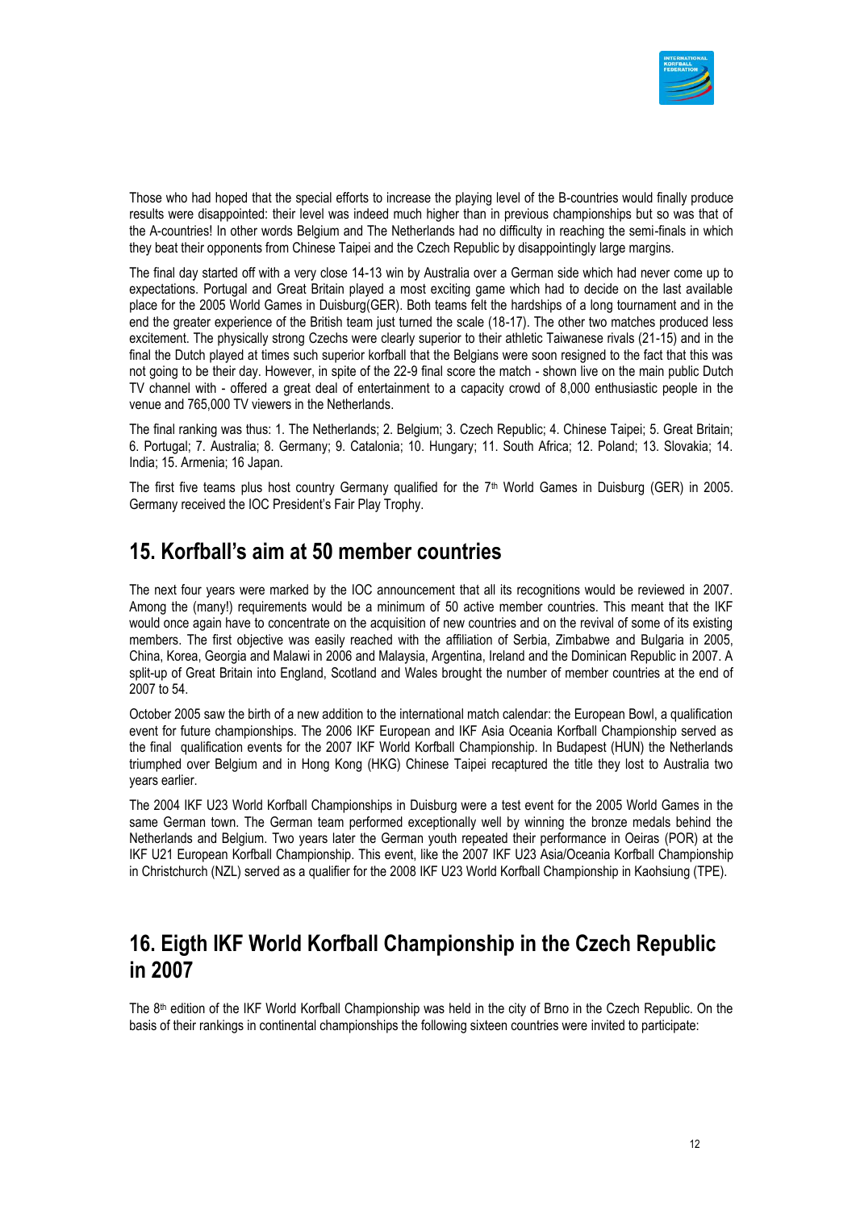Those who had hoped that the special efforts to increase the playing level of the B-countries would finally produce results were disappointed: their level was indeed much higher than in previous championships but so was that of the A-countries! In other words Belgium and The Netherlands had no difficulty in reaching the semi-finals in which they beat their opponents from Chinese Taipei and the Czech Republic by disappointingly large margins.

The final day started off with a very close 14-13 win by Australia over a German side which had never come up to expectations. Portugal and Great Britain played a most exciting game which had to decide on the last available place for the 2005 World Games in Duisburg(GER). Both teams felt the hardships of a long tournament and in the end the greater experience of the British team just turned the scale (18-17). The other two matches produced less excitement. The physically strong Czechs were clearly superior to their athletic Taiwanese rivals (21-15) and in the final the Dutch played at times such superior korfball that the Belgians were soon resigned to the fact that this was not going to be their day. However, in spite of the 22-9 final score the match - shown live on the main public Dutch TV channel with - offered a great deal of entertainment to a capacity crowd of 8,000 enthusiastic people in the venue and 765,000 TV viewers in the Netherlands.

The final ranking was thus: 1. The Netherlands; 2. Belgium; 3. Czech Republic; 4. Chinese Taipei; 5. Great Britain; 6. Portugal; 7. Australia; 8. Germany; 9. Catalonia; 10. Hungary; 11. South Africa; 12. Poland; 13. Slovakia; 14. India; 15. Armenia; 16 Japan.

The first five teams plus host country Germany qualified for the 7th World Games in Duisburg (GER) in 2005. Germany received the IOC President's Fair Play Trophy.

## 15. Korfball's aim at 50 member countries

The next four years were marked by the IOC announcement that all its recognitions would be reviewed in 2007. Among the (many!) requirements would be a minimum of 50 active member countries. This meant that the IKF would once again have to concentrate on the acquisition of new countries and on the revival of some of its existing members. The first objective was easily reached with the affiliation of Serbia, Zimbabwe and Bulgaria in 2005, China, Korea, Georgia and Malawi in 2006 and Malaysia, Argentina, Ireland and the Dominican Republic in 2007. A split-up of Great Britain into England, Scotland and Wales brought the number of member countries at the end of 2007 to 54.

October 2005 saw the birth of a new addition to the international match calendar: the European Bowl, a qualification event for future championships. The 2006 IKF European and IKF Asia Oceania Korfball Championship served as the final qualification events for the 2007 IKF World Korfball Championship. In Budapest (HUN) the Netherlands triumphed over Belgium and in Hong Kong (HKG) Chinese Taipei recaptured the title they lost to Australia two years earlier.

The 2004 IKF U23 World Korfball Championships in Duisburg were a test event for the 2005 World Games in the same German town. The German team performed exceptionally well by winning the bronze medals behind the Netherlands and Belgium. Two years later the German youth repeated their performance in Oeiras (POR) at the IKF U21 European Korfball Championship. This event, like the 2007 IKF U23 Asia/Oceania Korfball Championship in Christchurch (NZL) served as a qualifier for the 2008 IKF U23 World Korfball Championship in Kaohsiung (TPE).

## 16. Eigth IKF World Korfball Championship in the Czech Republic in 2007

The 8th edition of the IKF World Korfball Championship was held in the city of Brno in the Czech Republic. On the basis of their rankings in continental championships the following sixteen countries were invited to participate: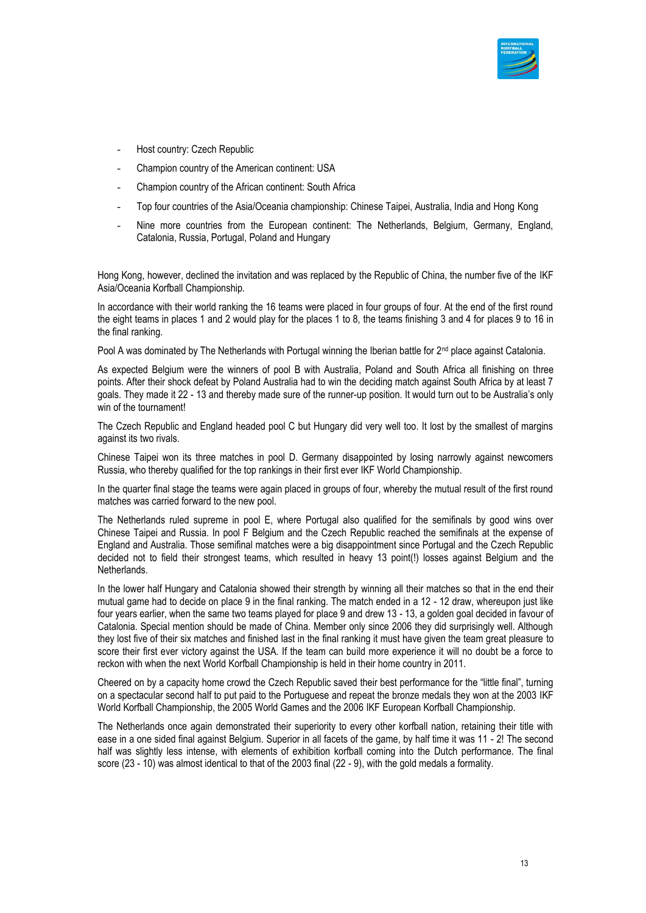- Host country: Czech Republic
- Champion country of the American continent: USA
- Champion country of the African continent: South Africa
- Top four countries of the Asia/Oceania championship: Chinese Taipei, Australia, India and Hong Kong
- Nine more countries from the European continent: The Netherlands, Belgium, Germany, England, Catalonia, Russia, Portugal, Poland and Hungary

Hong Kong, however, declined the invitation and was replaced by the Republic of China, the number five of the IKF Asia/Oceania Korfball Championship.

In accordance with their world ranking the 16 teams were placed in four groups of four. At the end of the first round the eight teams in places 1 and 2 would play for the places 1 to 8, the teams finishing 3 and 4 for places 9 to 16 in the final ranking.

Pool A was dominated by The Netherlands with Portugal winning the Iberian battle for 2nd place against Catalonia.

As expected Belgium were the winners of pool B with Australia, Poland and South Africa all finishing on three points. After their shock defeat by Poland Australia had to win the deciding match against South Africa by at least 7 goals. They made it 22 - 13 and thereby made sure of the runner-up position. It would turn out to be Australia's only win of the tournament!

The Czech Republic and England headed pool C but Hungary did very well too. It lost by the smallest of margins against its two rivals.

Chinese Taipei won its three matches in pool D. Germany disappointed by losing narrowly against newcomers Russia, who thereby qualified for the top rankings in their first ever IKF World Championship.

In the quarter final stage the teams were again placed in groups of four, whereby the mutual result of the first round matches was carried forward to the new pool.

The Netherlands ruled supreme in pool E, where Portugal also qualified for the semifinals by good wins over Chinese Taipei and Russia. In pool F Belgium and the Czech Republic reached the semifinals at the expense of England and Australia. Those semifinal matches were a big disappointment since Portugal and the Czech Republic decided not to field their strongest teams, which resulted in heavy 13 point(!) losses against Belgium and the Netherlands.

In the lower half Hungary and Catalonia showed their strength by winning all their matches so that in the end their mutual game had to decide on place 9 in the final ranking. The match ended in a 12 - 12 draw, whereupon just like four years earlier, when the same two teams played for place 9 and drew 13 - 13, a golden goal decided in favour of Catalonia. Special mention should be made of China. Member only since 2006 they did surprisingly well. Although they lost five of their six matches and finished last in the final ranking it must have given the team great pleasure to score their first ever victory against the USA. If the team can build more experience it will no doubt be a force to reckon with when the next World Korfball Championship is held in their home country in 2011.

Cheered on by a capacity home crowd the Czech Republic saved their best performance for the "little final", turning on a spectacular second half to put paid to the Portuguese and repeat the bronze medals they won at the 2003 IKF World Korfball Championship, the 2005 World Games and the 2006 IKF European Korfball Championship.

The Netherlands once again demonstrated their superiority to every other korfball nation, retaining their title with ease in a one sided final against Belgium. Superior in all facets of the game, by half time it was 11 - 2! The second half was slightly less intense, with elements of exhibition korfball coming into the Dutch performance. The final score (23 - 10) was almost identical to that of the 2003 final (22 - 9), with the gold medals a formality.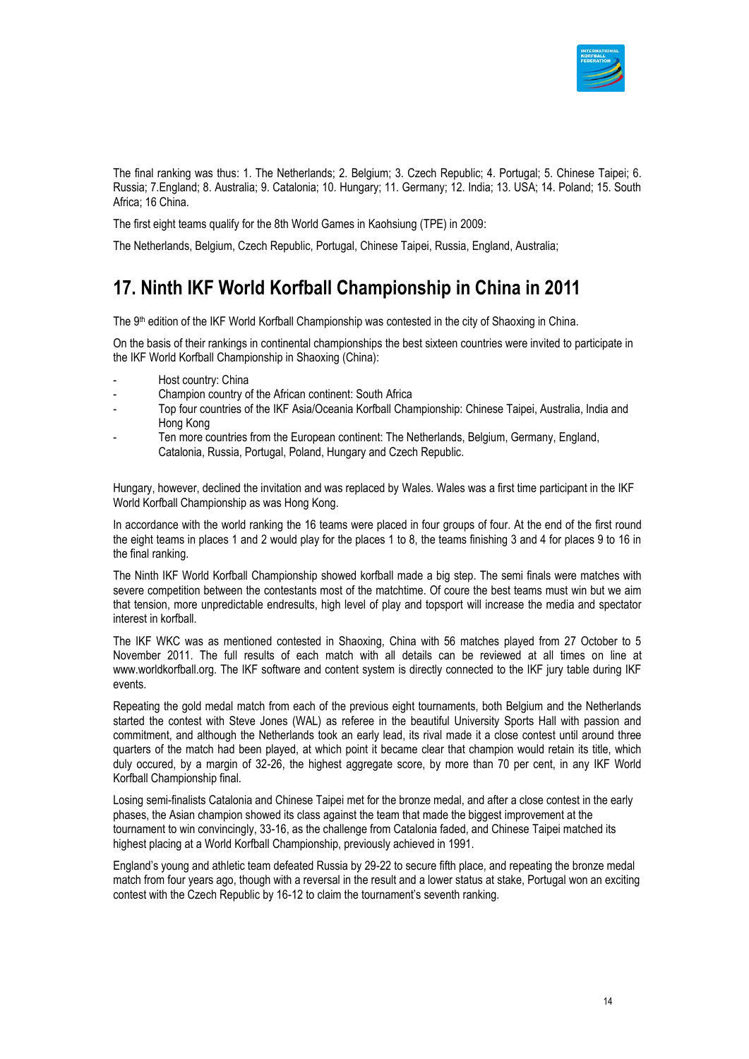The final ranking was thus: 1. The Netherlands; 2. Belgium; 3. Czech Republic; 4. Portugal; 5. Chinese Taipei; 6. Russia; 7.England; 8. Australia; 9. Catalonia; 10. Hungary; 11. Germany; 12. India; 13. USA; 14. Poland; 15. South Africa; 16 China.

The first eight teams qualify for the 8th World Games in Kaohsiung (TPE) in 2009:

The Netherlands, Belgium, Czech Republic, Portugal, Chinese Taipei, Russia, England, Australia;

## 17. Ninth IKF World Korfball Championship in China in 2011

The 9th edition of the IKF World Korfball Championship was contested in the city of Shaoxing in China.

On the basis of their rankings in continental championships the best sixteen countries were invited to participate in the IKF World Korfball Championship in Shaoxing (China):

- Host country: China
- Champion country of the African continent: South Africa
- Top four countries of the IKF Asia/Oceania Korfball Championship: Chinese Taipei, Australia, India and Hong Kong
- Ten more countries from the European continent: The Netherlands, Belgium, Germany, England, Catalonia, Russia, Portugal, Poland, Hungary and Czech Republic.

Hungary, however, declined the invitation and was replaced by Wales. Wales was a first time participant in the IKF World Korfball Championship as was Hong Kong.

In accordance with the world ranking the 16 teams were placed in four groups of four. At the end of the first round the eight teams in places 1 and 2 would play for the places 1 to 8, the teams finishing 3 and 4 for places 9 to 16 in the final ranking.

The Ninth IKF World Korfball Championship showed korfball made a big step. The semi finals were matches with severe competition between the contestants most of the matchtime. Of coure the best teams must win but we aim that tension, more unpredictable endresults, high level of play and topsport will increase the media and spectator interest in korfball.

The IKF WKC was as mentioned contested in Shaoxing, China with 56 matches played from 27 October to 5 November 2011. The full results of each match with all details can be reviewed at all times on line at www.worldkorfball.org. The IKF software and content system is directly connected to the IKF jury table during IKF events.

Repeating the gold medal match from each of the previous eight tournaments, both Belgium and the Netherlands started the contest with Steve Jones (WAL) as referee in the beautiful University Sports Hall with passion and commitment, and although the Netherlands took an early lead, its rival made it a close contest until around three quarters of the match had been played, at which point it became clear that champion would retain its title, which duly occured, by a margin of 32-26, the highest aggregate score, by more than 70 per cent, in any IKF World Korfball Championship final.

Losing semi-finalists Catalonia and Chinese Taipei met for the bronze medal, and after a close contest in the early phases, the Asian champion showed its class against the team that made the biggest improvement at the tournament to win convincingly, 33-16, as the challenge from Catalonia faded, and Chinese Taipei matched its highest placing at a World Korfball Championship, previously achieved in 1991.

England's young and athletic team defeated Russia by 29-22 to secure fifth place, and repeating the bronze medal match from four years ago, though with a reversal in the result and a lower status at stake, Portugal won an exciting contest with the Czech Republic by 16-12 to claim the tournament's seventh ranking.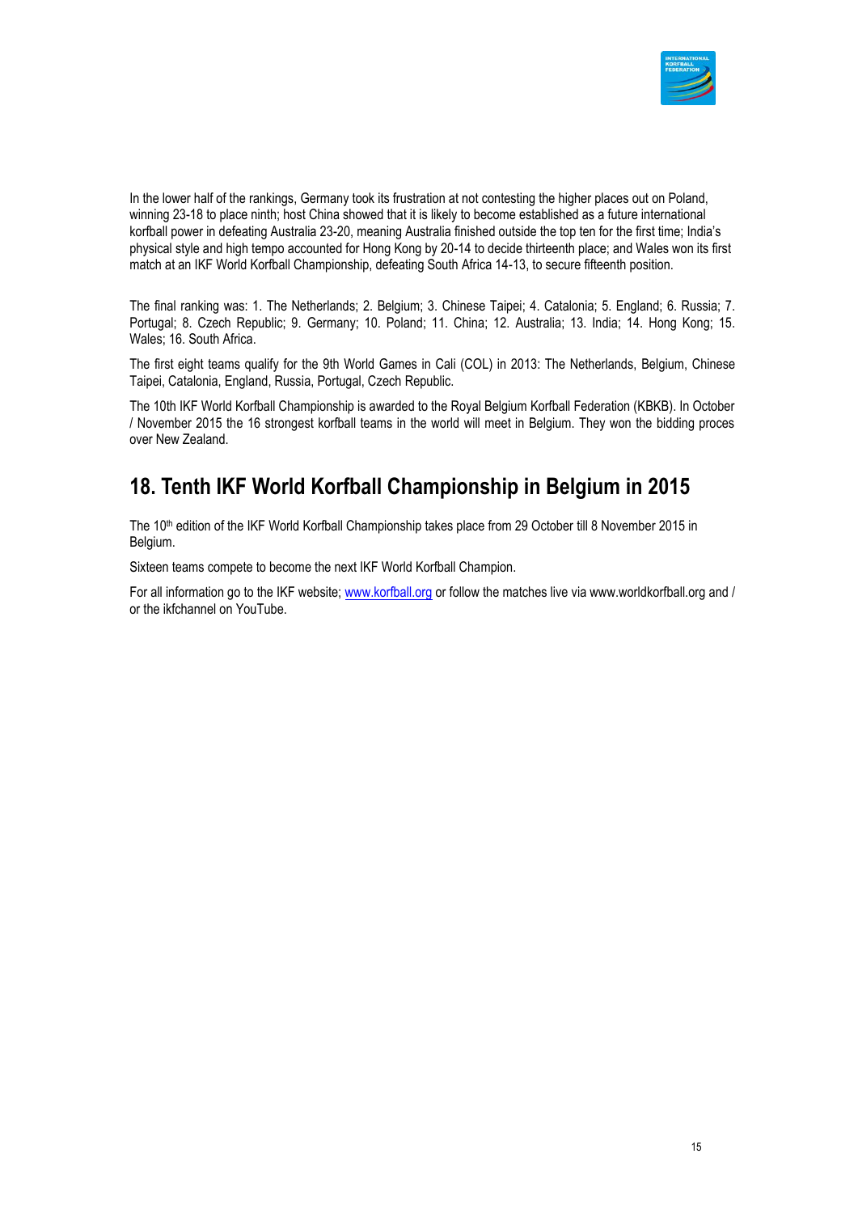In the lower half of the rankings, Germany took its frustration at not contesting the higher places out on Poland, winning 23-18 to place ninth; host China showed that it is likely to become established as a future international korfball power in defeating Australia 23-20, meaning Australia finished outside the top ten for the first time; India's physical style and high tempo accounted for Hong Kong by 20-14 to decide thirteenth place; and Wales won its first match at an IKF World Korfball Championship, defeating South Africa 14-13, to secure fifteenth position.

The final ranking was: 1. The Netherlands; 2. Belgium; 3. Chinese Taipei; 4. Catalonia; 5. England; 6. Russia; 7. Portugal; 8. Czech Republic; 9. Germany; 10. Poland; 11. China; 12. Australia; 13. India; 14. Hong Kong; 15. Wales; 16. South Africa.

The first eight teams qualify for the 9th World Games in Cali (COL) in 2013: The Netherlands, Belgium, Chinese Taipei, Catalonia, England, Russia, Portugal, Czech Republic.

The 10th IKF World Korfball Championship is awarded to the Royal Belgium Korfball Federation (KBKB). In October / November 2015 the 16 strongest korfball teams in the world will meet in Belgium. They won the bidding proces over New Zealand.

## 18. Tenth IKF World Korfball Championship in Belgium in 2015

The 10th edition of the IKF World Korfball Championship takes place from 29 October till 8 November 2015 in Belgium.

Sixteen teams compete to become the next IKF World Korfball Champion.

For all information go to the IKF website; www.korfball.org or follow the matches live via www.worldkorfball.org and / or the ikfchannel on YouTube.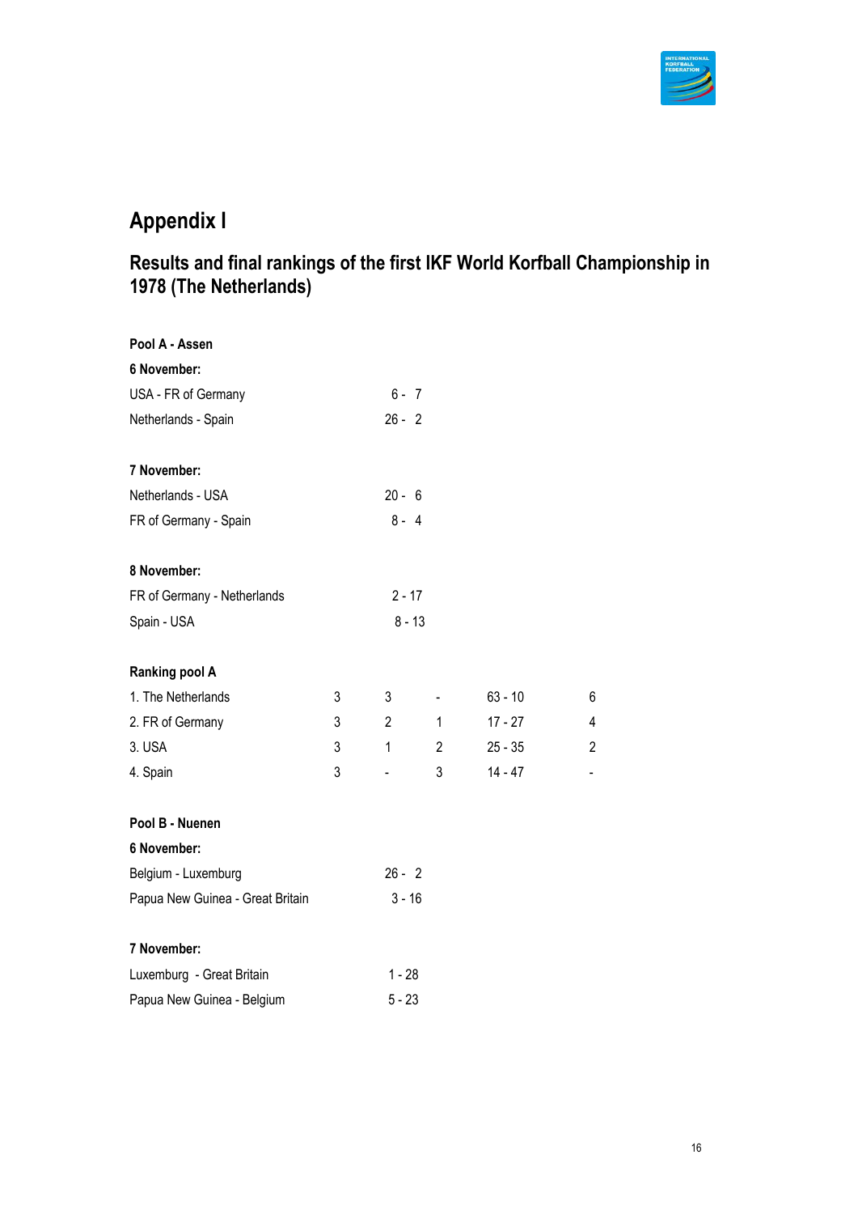# Appendix I

## Results and final rankings of the first IKF World Korfball Championship in 1978 (The Netherlands)

**Pool A - Assen**

**6 November:**

| | |
|---|---|
| USA - FR of Germany | 6 - 7 |
| Netherlands - Spain | 26 - 2 |

**7 November:**

| | |
|---|---|
| Netherlands - USA | 20 - 6 |
| FR of Germany - Spain | 8 - 4 |

**8 November:**

| | |
|---|---|
| FR of Germany - Netherlands | 2 - 17 |
| Spain - USA | 8 - 13 |

**Ranking pool A**

| | | | | | |
|---|---|---|---|---|---|
| 1. The Netherlands | 3 | 3 | - | 63 - 10 | 6 |
| 2. FR of Germany | 3 | 2 | 1 | 17 - 27 | 4 |
| 3. USA | 3 | 1 | 2 | 25 - 35 | 2 |
| 4. Spain | 3 | - | 3 | 14 - 47 | - |

**Pool B - Nuenen**

**6 November:**

| | |
|---|---|
| Belgium - Luxemburg | 26 - 2 |
| Papua New Guinea - Great Britain | 3 - 16 |

**7 November:**

| | |
|---|---|
| Luxemburg - Great Britain | 1 - 28 |
| Papua New Guinea - Belgium | 5 - 23 |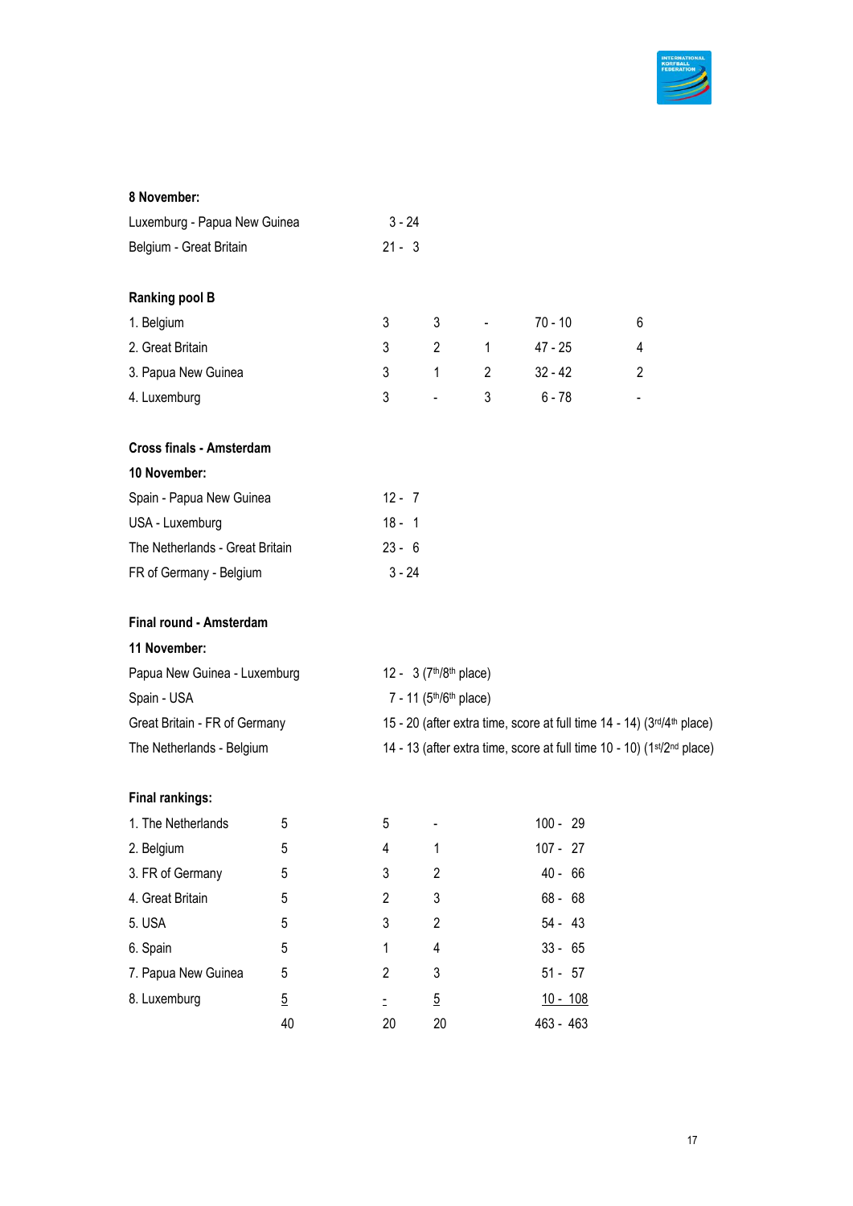**8 November:**

| | |
|---|---|
| Luxemburg - Papua New Guinea | 3 - 24 |
| Belgium - Great Britain | 21 - 3 |

**Ranking pool B**

| | | | | | |
|---|---|---|---|---|---|
| 1. Belgium | 3 | 3 | - | 70 - 10 | 6 |
| 2. Great Britain | 3 | 2 | 1 | 47 - 25 | 4 |
| 3. Papua New Guinea | 3 | 1 | 2 | 32 - 42 | 2 |
| 4. Luxemburg | 3 | - | 3 | 6 - 78 | - |

**Cross finals - Amsterdam**

**10 November:**

| | |
|---|---|
| Spain - Papua New Guinea | 12 - 7 |
| USA - Luxemburg | 18 - 1 |
| The Netherlands - Great Britain | 23 - 6 |
| FR of Germany - Belgium | 3 - 24 |

**Final round - Amsterdam**

**11 November:**

| | |
|---|---|
| Papua New Guinea - Luxemburg | 12 - 3 (7th/8th place) |
| Spain - USA | 7 - 11 (5th/6th place) |
| Great Britain - FR of Germany | 15 - 20 (after extra time, score at full time 14 - 14) (3rd/4th place) |
| The Netherlands - Belgium | 14 - 13 (after extra time, score at full time 10 - 10) (1st/2nd place) |

**Final rankings:**

| | | | | |
|---|---|---|---|---|
| 1. The Netherlands | 5 | 5 | - | 100 - 29 |
| 2. Belgium | 5 | 4 | 1 | 107 - 27 |
| 3. FR of Germany | 5 | 3 | 2 | 40 - 66 |
| 4. Great Britain | 5 | 2 | 3 | 68 - 68 |
| 5. USA | 5 | 3 | 2 | 54 - 43 |
| 6. Spain | 5 | 1 | 4 | 33 - 65 |
| 7. Papua New Guinea | 5 | 2 | 3 | 51 - 57 |
| 8. Luxemburg | 5 | - | 5 | 10 - 108 |
| | 40 | 20 | 20 | 463 - 463 |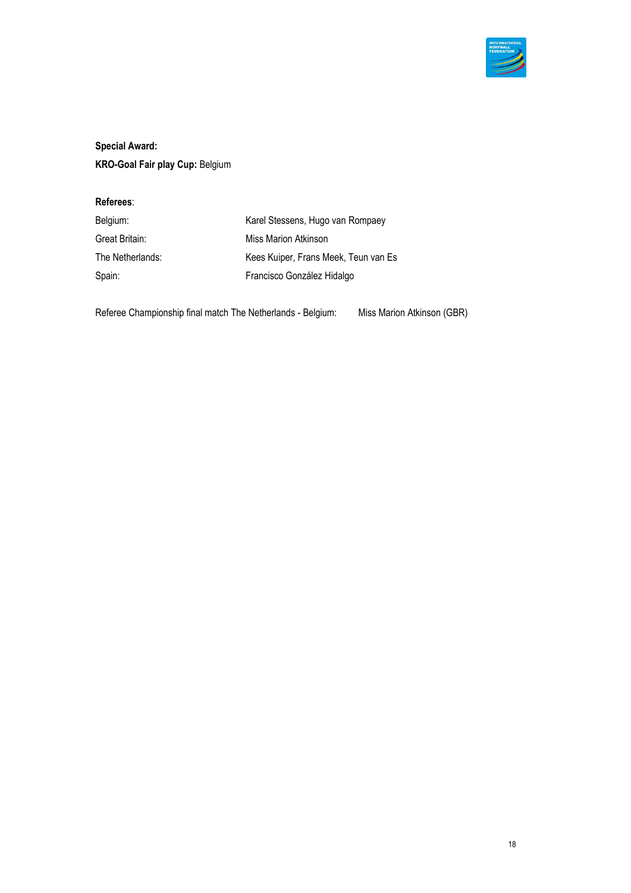**Special Award:**

**KRO-Goal Fair play Cup:** Belgium

**Referees**:

| | |
|---|---|
| Belgium: | Karel Stessens, Hugo van Rompaey |
| Great Britain: | Miss Marion Atkinson |
| The Netherlands: | Kees Kuiper, Frans Meek, Teun van Es |
| Spain: | Francisco González Hidalgo |

Referee Championship final match The Netherlands - Belgium: Miss Marion Atkinson (GBR)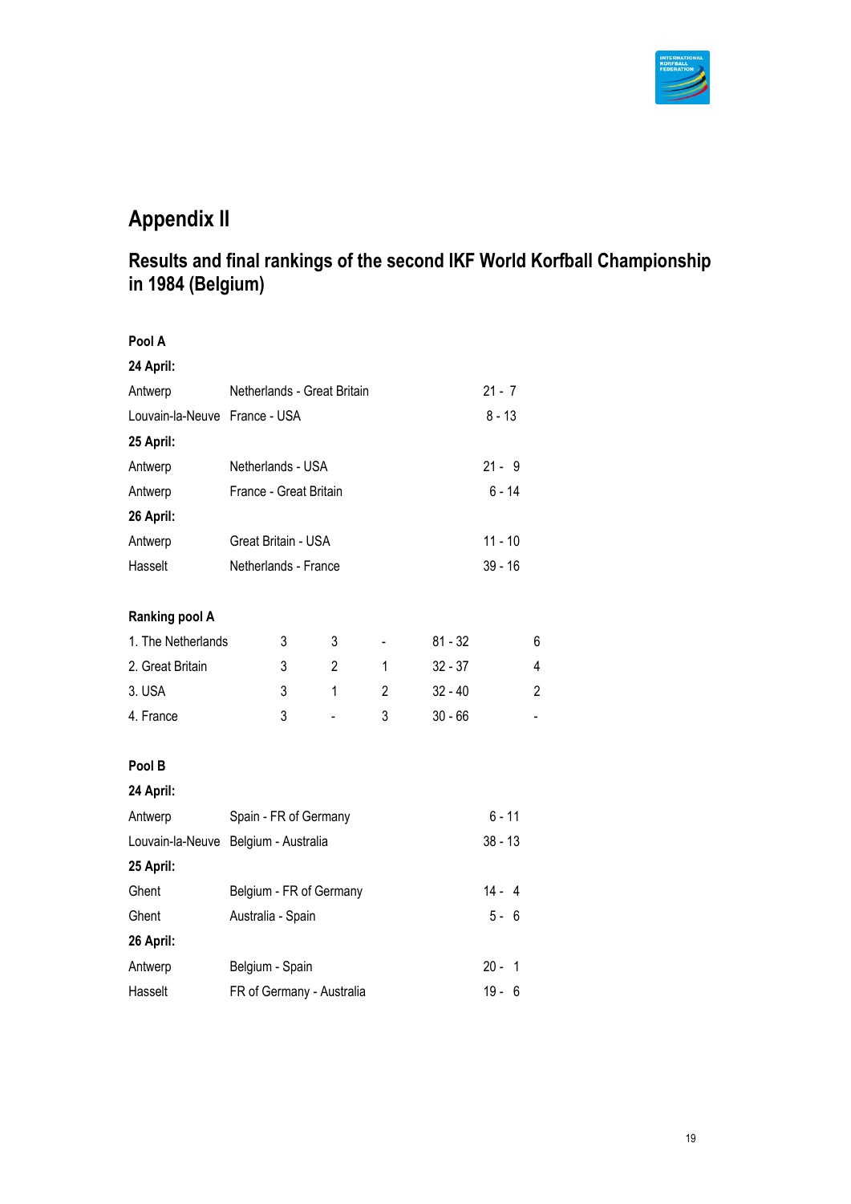# Appendix II

## Results and final rankings of the second IKF World Korfball Championship in 1984 (Belgium)

### Pool A

**24 April:**

| | | |
|---|---|---|
| Antwerp | Netherlands - Great Britain | 21 - 7 |
| Louvain-la-Neuve | France - USA | 8 - 13 |

**25 April:**

| | | |
|---|---|---|
| Antwerp | Netherlands - USA | 21 - 9 |
| Antwerp | France - Great Britain | 6 - 14 |

**26 April:**

| | | |
|---|---|---|
| Antwerp | Great Britain - USA | 11 - 10 |
| Hasselt | Netherlands - France | 39 - 16 |

### Ranking pool A

| | | | | | |
|---|---|---|---|---|---|
| 1. The Netherlands | 3 | 3 | - | 81 - 32 | 6 |
| 2. Great Britain | 3 | 2 | 1 | 32 - 37 | 4 |
| 3. USA | 3 | 1 | 2 | 32 - 40 | 2 |
| 4. France | 3 | - | 3 | 30 - 66 | - |

### Pool B

**24 April:**

| | | |
|---|---|---|
| Antwerp | Spain - FR of Germany | 6 - 11 |
| Louvain-la-Neuve | Belgium - Australia | 38 - 13 |

**25 April:**

| | | |
|---|---|---|
| Ghent | Belgium - FR of Germany | 14 - 4 |
| Ghent | Australia - Spain | 5 - 6 |

**26 April:**

| | | |
|---|---|---|
| Antwerp | Belgium - Spain | 20 - 1 |
| Hasselt | FR of Germany - Australia | 19 - 6 |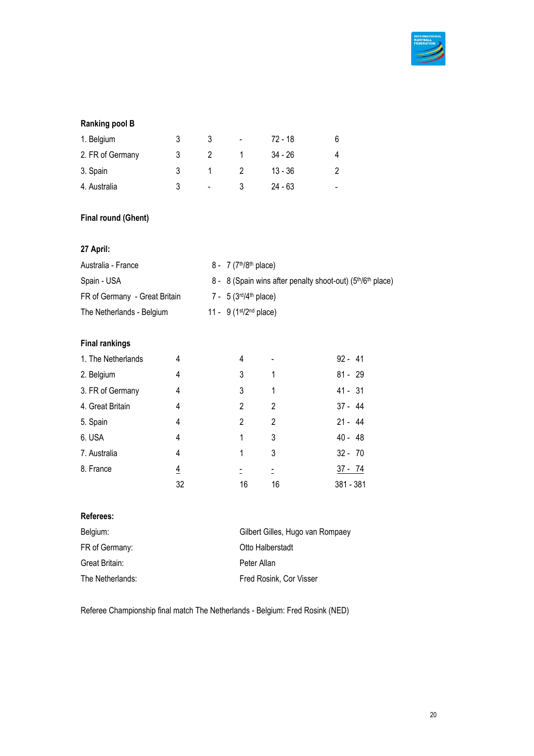**Ranking pool B**

| | | | | | |
|---|---|---|---|---|---|
| 1. Belgium | 3 | 3 | - | 72 - 18 | 6 |
| 2. FR of Germany | 3 | 2 | 1 | 34 - 26 | 4 |
| 3. Spain | 3 | 1 | 2 | 13 - 36 | 2 |
| 4. Australia | 3 | - | 3 | 24 - 63 | - |

**Final round (Ghent)**

**27 April:**

| | |
|---|---|
| Australia - France | 8 - 7 (7th/8th place) |
| Spain - USA | 8 - 8 (Spain wins after penalty shoot-out) (5th/6th place) |
| FR of Germany - Great Britain | 7 - 5 (3rd/4th place) |
| The Netherlands - Belgium | 11 - 9 (1st/2nd place) |

**Final rankings**

| | | | | |
|---|---|---|---|---|
| 1. The Netherlands | 4 | 4 | - | 92 - 41 |
| 2. Belgium | 4 | 3 | 1 | 81 - 29 |
| 3. FR of Germany | 4 | 3 | 1 | 41 - 31 |
| 4. Great Britain | 4 | 2 | 2 | 37 - 44 |
| 5. Spain | 4 | 2 | 2 | 21 - 44 |
| 6. USA | 4 | 1 | 3 | 40 - 48 |
| 7. Australia | 4 | 1 | 3 | 32 - 70 |
| 8. France | 4 | - | - | 37 - 74 |
| | 32 | 16 | 16 | 381 - 381 |

**Referees:**

| | |
|---|---|
| Belgium: | Gilbert Gilles, Hugo van Rompaey |
| FR of Germany: | Otto Halberstadt |
| Great Britain: | Peter Allan |
| The Netherlands: | Fred Rosink, Cor Visser |

Referee Championship final match The Netherlands - Belgium: Fred Rosink (NED)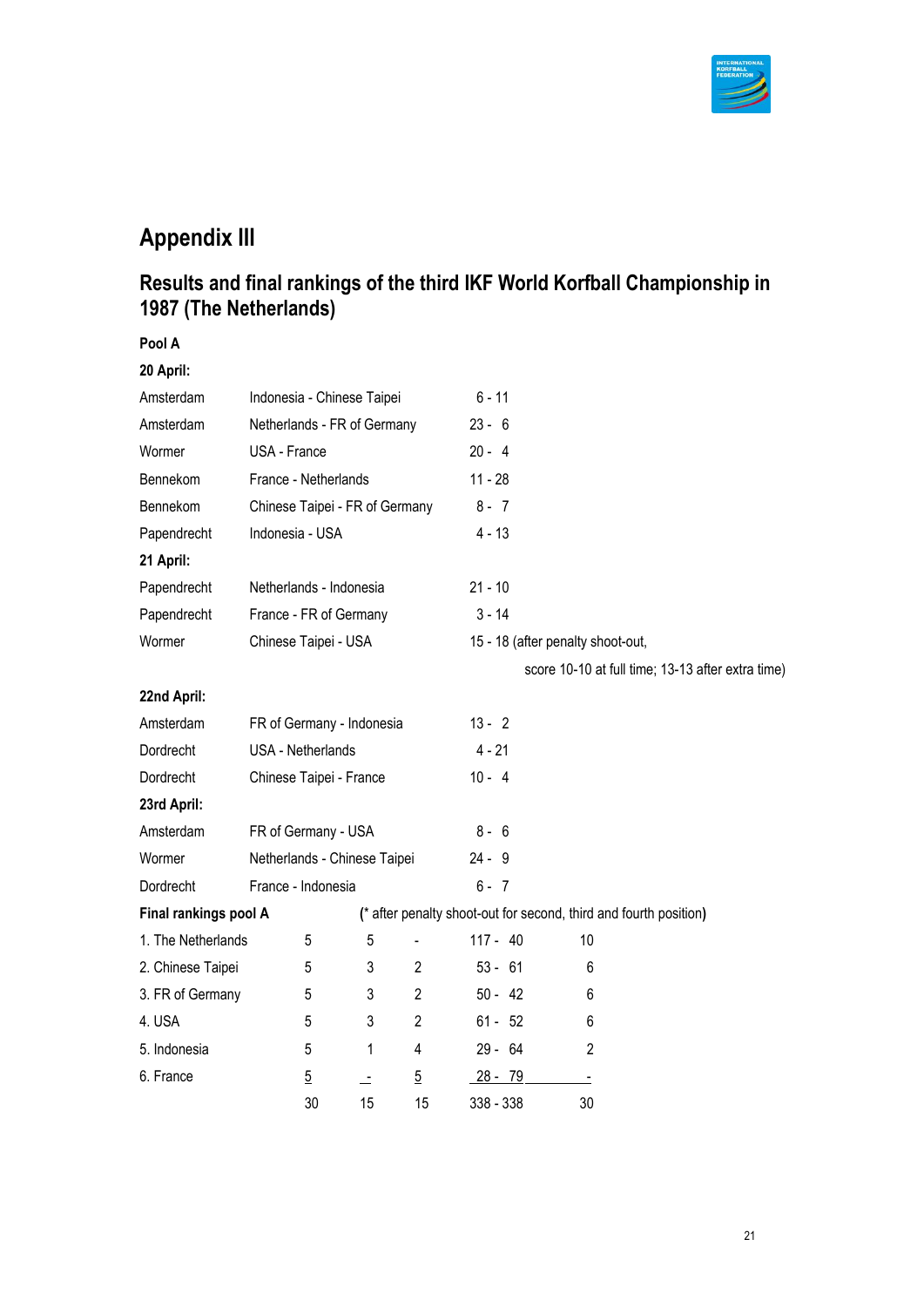# Appendix III

## Results and final rankings of the third IKF World Korfball Championship in 1987 (The Netherlands)

**Pool A**

**20 April:**

| | | |
|---|---|---|
| Amsterdam | Indonesia - Chinese Taipei | 6 - 11 |
| Amsterdam | Netherlands - FR of Germany | 23 - 6 |
| Wormer | USA - France | 20 - 4 |
| Bennekom | France - Netherlands | 11 - 28 |
| Bennekom | Chinese Taipei - FR of Germany | 8 - 7 |
| Papendrecht | Indonesia - USA | 4 - 13 |

**21 April:**

| | | |
|---|---|---|
| Papendrecht | Netherlands - Indonesia | 21 - 10 |
| Papendrecht | France - FR of Germany | 3 - 14 |
| Wormer | Chinese Taipei - USA | 15 - 18 (after penalty shoot-out, score 10-10 at full time; 13-13 after extra time) |

**22nd April:**

| | | |
|---|---|---|
| Amsterdam | FR of Germany - Indonesia | 13 - 2 |
| Dordrecht | USA - Netherlands | 4 - 21 |
| Dordrecht | Chinese Taipei - France | 10 - 4 |

**23rd April:**

| | | |
|---|---|---|
| Amsterdam | FR of Germany - USA | 8 - 6 |
| Wormer | Netherlands - Chinese Taipei | 24 - 9 |
| Dordrecht | France - Indonesia | 6 - 7 |

**Final rankings pool A** (* after penalty shoot-out for second, third and fourth position)

| | | | | | |
|---|---|---|---|---|---|
| 1. The Netherlands | 5 | 5 | - | 117 - 40 | 10 |
| 2. Chinese Taipei | 5 | 3 | 2 | 53 - 61 | 6 |
| 3. FR of Germany | 5 | 3 | 2 | 50 - 42 | 6 |
| 4. USA | 5 | 3 | 2 | 61 - 52 | 6 |
| 5. Indonesia | 5 | 1 | 4 | 29 - 64 | 2 |
| 6. France | 5 | - | 5 | 28 - 79 | - |
| | 30 | 15 | 15 | 338 - 338 | 30 |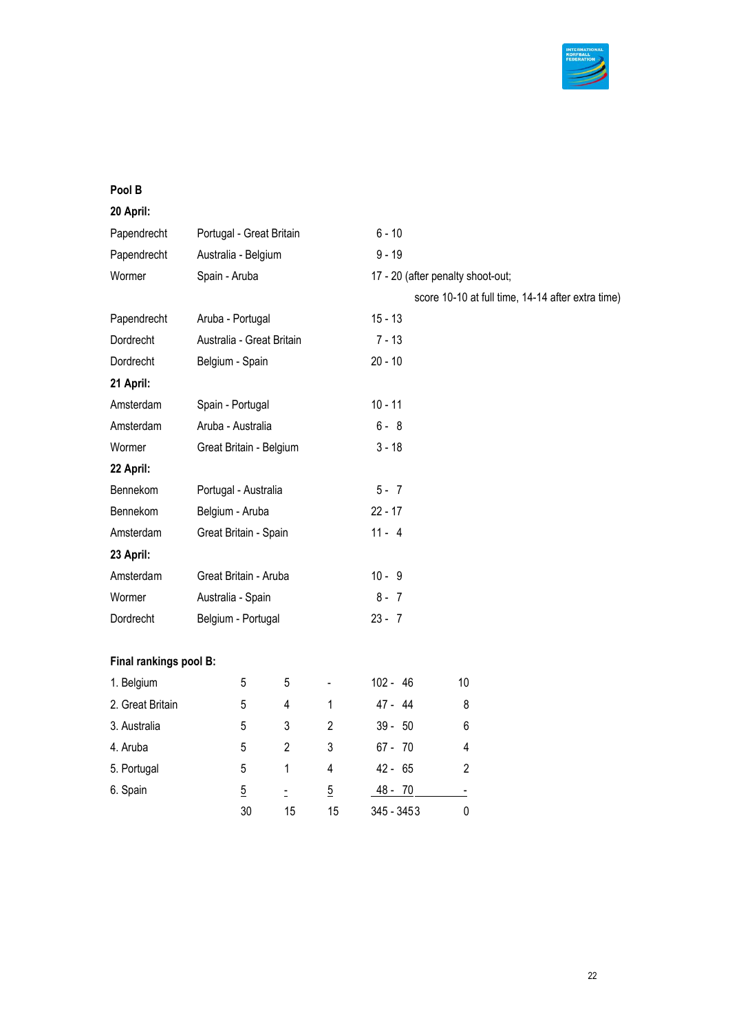**Pool B**

**20 April:**

| | | |
|---|---|---|
| Papendrecht | Portugal - Great Britain | 6 - 10 |
| Papendrecht | Australia - Belgium | 9 - 19 |
| Wormer | Spain - Aruba | 17 - 20 (after penalty shoot-out; score 10-10 at full time, 14-14 after extra time) |
| Papendrecht | Aruba - Portugal | 15 - 13 |
| Dordrecht | Australia - Great Britain | 7 - 13 |
| Dordrecht | Belgium - Spain | 20 - 10 |

**21 April:**

| | | |
|---|---|---|
| Amsterdam | Spain - Portugal | 10 - 11 |
| Amsterdam | Aruba - Australia | 6 - 8 |
| Wormer | Great Britain - Belgium | 3 - 18 |

**22 April:**

| | | |
|---|---|---|
| Bennekom | Portugal - Australia | 5 - 7 |
| Bennekom | Belgium - Aruba | 22 - 17 |
| Amsterdam | Great Britain - Spain | 11 - 4 |

**23 April:**

| | | |
|---|---|---|
| Amsterdam | Great Britain - Aruba | 10 - 9 |
| Wormer | Australia - Spain | 8 - 7 |
| Dordrecht | Belgium - Portugal | 23 - 7 |

**Final rankings pool B:**

| | | | | | |
|---|---|---|---|---|---|
| 1. Belgium | 5 | 5 | - | 102 - 46 | 10 |
| 2. Great Britain | 5 | 4 | 1 | 47 - 44 | 8 |
| 3. Australia | 5 | 3 | 2 | 39 - 50 | 6 |
| 4. Aruba | 5 | 2 | 3 | 67 - 70 | 4 |
| 5. Portugal | 5 | 1 | 4 | 42 - 65 | 2 |
| 6. Spain | 5 | - | 5 | 48 - 70 | - |
| | 30 | 15 | 15 | 345 - 3453 | 0 |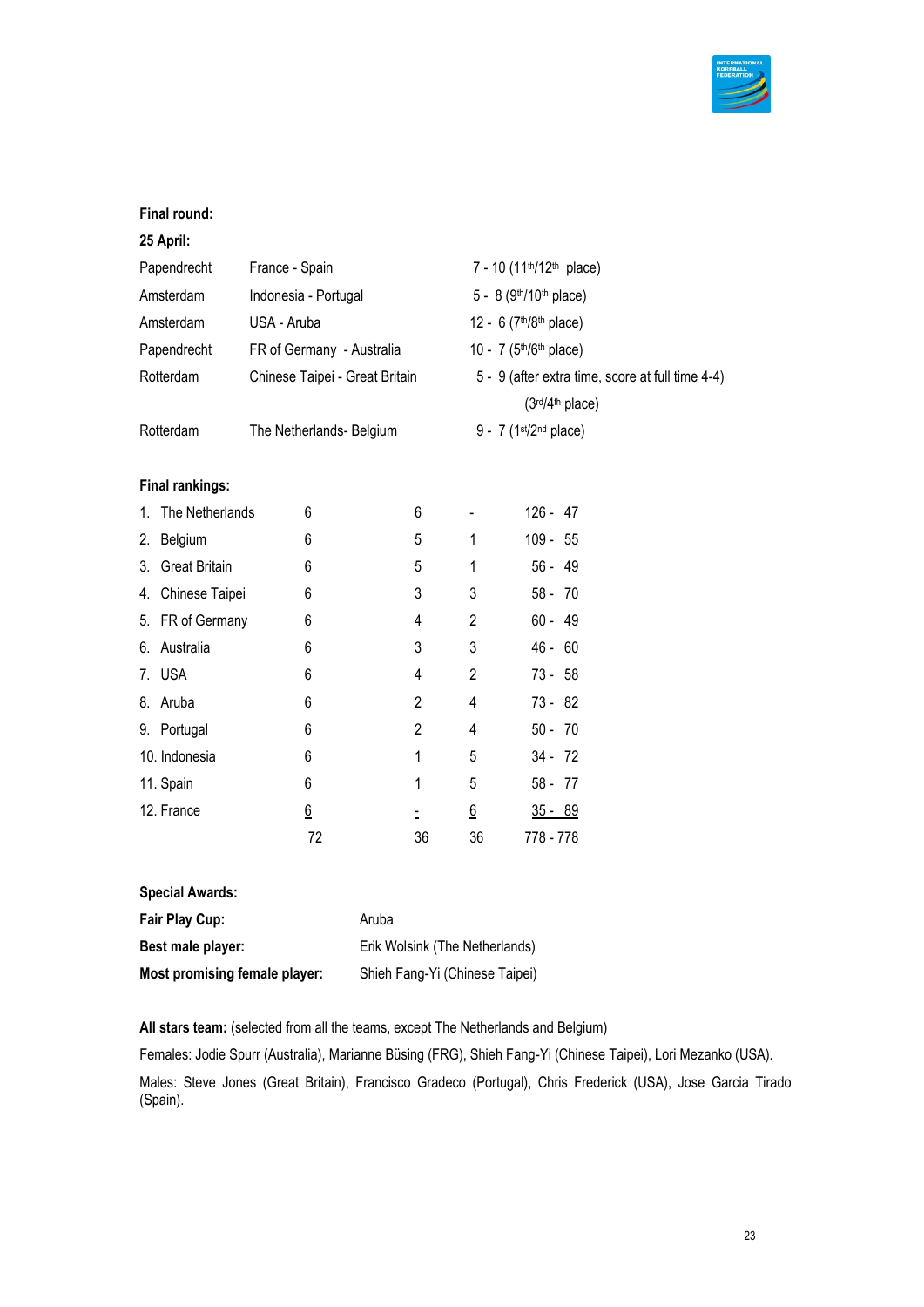**Final round:**

**25 April:**

| | | |
|---|---|---|
| Papendrecht | France - Spain | 7 - 10 (11th/12th place) |
| Amsterdam | Indonesia - Portugal | 5 - 8 (9th/10th place) |
| Amsterdam | USA - Aruba | 12 - 6 (7th/8th place) |
| Papendrecht | FR of Germany - Australia | 10 - 7 (5th/6th place) |
| Rotterdam | Chinese Taipei - Great Britain | 5 - 9 (after extra time, score at full time 4-4) (3rd/4th place) |
| Rotterdam | The Netherlands- Belgium | 9 - 7 (1st/2nd place) |

**Final rankings:**

| | | | | |
|---|---|---|---|---|
| 1. The Netherlands | 6 | 6 | - | 126 - 47 |
| 2. Belgium | 6 | 5 | 1 | 109 - 55 |
| 3. Great Britain | 6 | 5 | 1 | 56 - 49 |
| 4. Chinese Taipei | 6 | 3 | 3 | 58 - 70 |
| 5. FR of Germany | 6 | 4 | 2 | 60 - 49 |
| 6. Australia | 6 | 3 | 3 | 46 - 60 |
| 7. USA | 6 | 4 | 2 | 73 - 58 |
| 8. Aruba | 6 | 2 | 4 | 73 - 82 |
| 9. Portugal | 6 | 2 | 4 | 50 - 70 |
| 10. Indonesia | 6 | 1 | 5 | 34 - 72 |
| 11. Spain | 6 | 1 | 5 | 58 - 77 |
| 12. France | 6 | - | 6 | 35 - 89 |
| | 72 | 36 | 36 | 778 - 778 |

**Special Awards:**

**Fair Play Cup:** Aruba

**Best male player:** Erik Wolsink (The Netherlands)

**Most promising female player:** Shieh Fang-Yi (Chinese Taipei)

**All stars team:** (selected from all the teams, except The Netherlands and Belgium)

Females: Jodie Spurr (Australia), Marianne Büsing (FRG), Shieh Fang-Yi (Chinese Taipei), Lori Mezanko (USA).

Males: Steve Jones (Great Britain), Francisco Gradeco (Portugal), Chris Frederick (USA), Jose Garcia Tirado (Spain).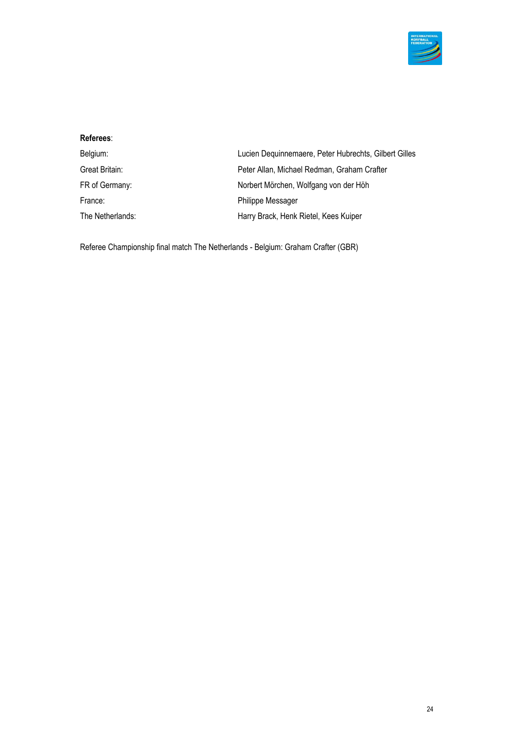**Referees**:

| | |
|---|---|
| Belgium: | Lucien Dequinnemaere, Peter Hubrechts, Gilbert Gilles |
| Great Britain: | Peter Allan, Michael Redman, Graham Crafter |
| FR of Germany: | Norbert Mörchen, Wolfgang von der Höh |
| France: | Philippe Messager |
| The Netherlands: | Harry Brack, Henk Rietel, Kees Kuiper |

Referee Championship final match The Netherlands - Belgium: Graham Crafter (GBR)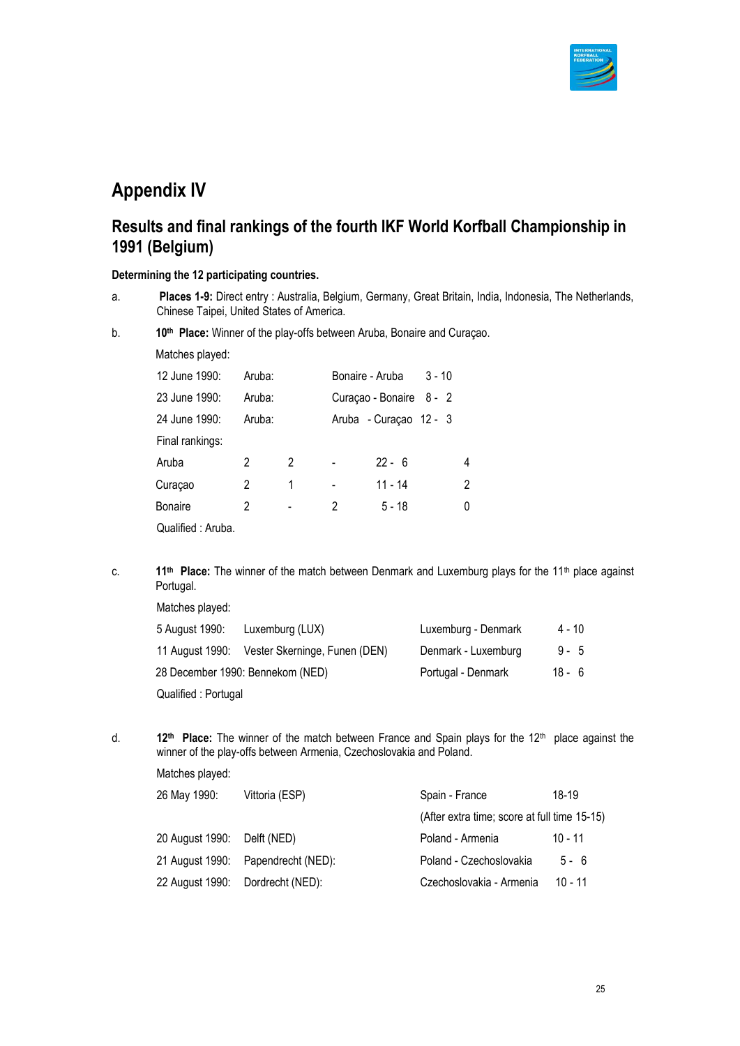# Appendix IV

## Results and final rankings of the fourth IKF World Korfball Championship in 1991 (Belgium)

**Determining the 12 participating countries.**

a. **Places 1-9:** Direct entry : Australia, Belgium, Germany, Great Britain, India, Indonesia, The Netherlands, Chinese Taipei, United States of America.

b. **10th Place:** Winner of the play-offs between Aruba, Bonaire and Curaçao.

Matches played:

| | | | |
|---|---|---|---|
| 12 June 1990: | Aruba: | Bonaire - Aruba | 3 - 10 |
| 23 June 1990: | Aruba: | Curaçao - Bonaire | 8 - 2 |
| 24 June 1990: | Aruba: | Aruba - Curaçao | 12 - 3 |

Final rankings:

| | | | | | |
|---|---|---|---|---|---|
| Aruba | 2 | 2 | - | 22 - 6 | 4 |
| Curaçao | 2 | 1 | - | 11 - 14 | 2 |
| Bonaire | 2 | - | 2 | 5 - 18 | 0 |

Qualified : Aruba.

c. **11th Place:** The winner of the match between Denmark and Luxemburg plays for the 11th place against Portugal.

Matches played:

| | | | |
|---|---|---|---|
| 5 August 1990: | Luxemburg (LUX) | Luxemburg - Denmark | 4 - 10 |
| 11 August 1990: | Vester Skerninge, Funen (DEN) | Denmark - Luxemburg | 9 - 5 |
| 28 December 1990: | Bennekom (NED) | Portugal - Denmark | 18 - 6 |

Qualified : Portugal

d. **12th Place:** The winner of the match between France and Spain plays for the 12th place against the winner of the play-offs between Armenia, Czechoslovakia and Poland.

Matches played:

| | | | |
|---|---|---|---|
| 26 May 1990: | Vittoria (ESP) | Spain - France | 18-19 |
| | | (After extra time; score at full time 15-15) | |
| 20 August 1990: | Delft (NED) | Poland - Armenia | 10 - 11 |
| 21 August 1990: | Papendrecht (NED): | Poland - Czechoslovakia | 5 - 6 |
| 22 August 1990: | Dordrecht (NED): | Czechoslovakia - Armenia | 10 - 11 |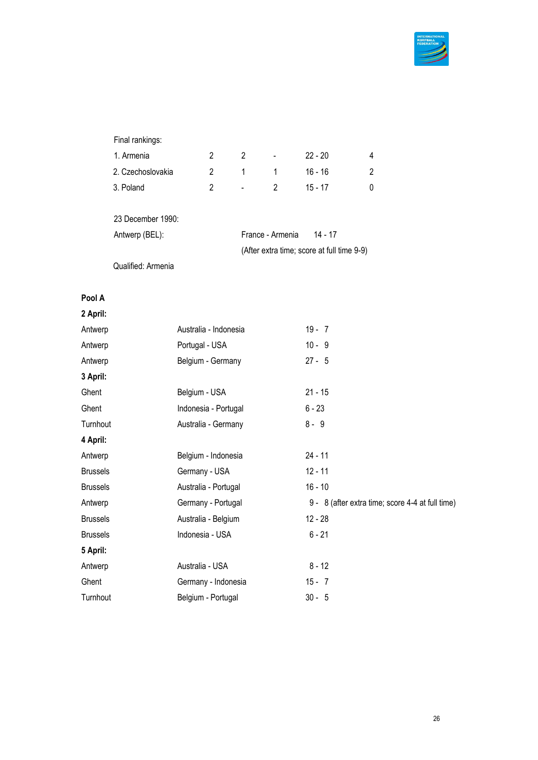Final rankings:

| | | | | | |
|---|---|---|---|---|---|
| 1. Armenia | 2 | 2 | - | 22 - 20 | 4 |
| 2. Czechoslovakia | 2 | 1 | 1 | 16 - 16 | 2 |
| 3. Poland | 2 | - | 2 | 15 - 17 | 0 |

23 December 1990:

Antwerp (BEL): France - Armenia 14 - 17
(After extra time; score at full time 9-9)

Qualified: Armenia

**Pool A**

**2 April:**

| | | |
|---|---|---|
| Antwerp | Australia - Indonesia | 19 - 7 |
| Antwerp | Portugal - USA | 10 - 9 |
| Antwerp | Belgium - Germany | 27 - 5 |

**3 April:**

| | | |
|---|---|---|
| Ghent | Belgium - USA | 21 - 15 |
| Ghent | Indonesia - Portugal | 6 - 23 |
| Turnhout | Australia - Germany | 8 - 9 |

**4 April:**

| | | |
|---|---|---|
| Antwerp | Belgium - Indonesia | 24 - 11 |
| Brussels | Germany - USA | 12 - 11 |
| Brussels | Australia - Portugal | 16 - 10 |
| Antwerp | Germany - Portugal | 9 - 8 (after extra time; score 4-4 at full time) |
| Brussels | Australia - Belgium | 12 - 28 |
| Brussels | Indonesia - USA | 6 - 21 |

**5 April:**

| | | |
|---|---|---|
| Antwerp | Australia - USA | 8 - 12 |
| Ghent | Germany - Indonesia | 15 - 7 |
| Turnhout | Belgium - Portugal | 30 - 5 |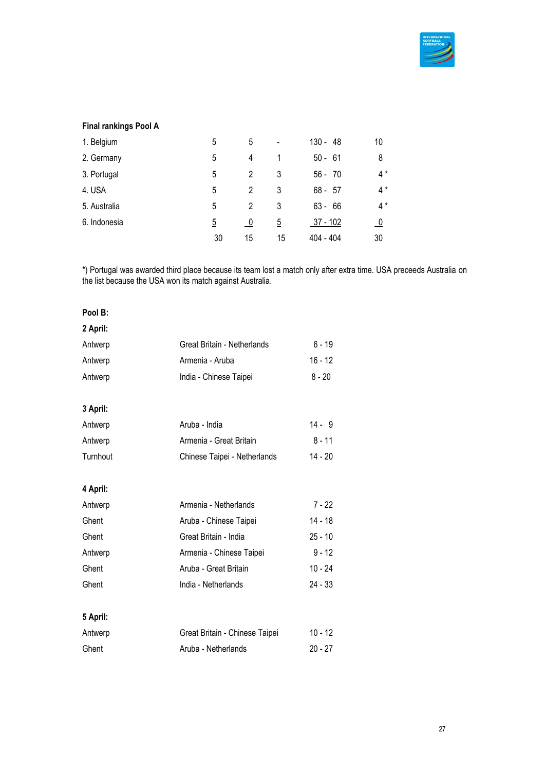**Final rankings Pool A**

| | | | | | |
|---|---|---|---|---|---|
| 1. Belgium | 5 | 5 | - | 130 - 48 | 10 |
| 2. Germany | 5 | 4 | 1 | 50 - 61 | 8 |
| 3. Portugal | 5 | 2 | 3 | 56 - 70 | 4 * |
| 4. USA | 5 | 2 | 3 | 68 - 57 | 4 * |
| 5. Australia | 5 | 2 | 3 | 63 - 66 | 4 * |
| 6. Indonesia | 5 | 0 | 5 | 37 - 102 | 0 |
| | 30 | 15 | 15 | 404 - 404 | 30 |

*) Portugal was awarded third place because its team lost a match only after extra time. USA preceeds Australia on the list because the USA won its match against Australia.

**Pool B:**

**2 April:**

| | | |
|---|---|---|
| Antwerp | Great Britain - Netherlands | 6 - 19 |
| Antwerp | Armenia - Aruba | 16 - 12 |
| Antwerp | India - Chinese Taipei | 8 - 20 |

**3 April:**

| | | |
|---|---|---|
| Antwerp | Aruba - India | 14 - 9 |
| Antwerp | Armenia - Great Britain | 8 - 11 |
| Turnhout | Chinese Taipei - Netherlands | 14 - 20 |

**4 April:**

| | | |
|---|---|---|
| Antwerp | Armenia - Netherlands | 7 - 22 |
| Ghent | Aruba - Chinese Taipei | 14 - 18 |
| Ghent | Great Britain - India | 25 - 10 |
| Antwerp | Armenia - Chinese Taipei | 9 - 12 |
| Ghent | Aruba - Great Britain | 10 - 24 |
| Ghent | India - Netherlands | 24 - 33 |

**5 April:**

| | | |
|---|---|---|
| Antwerp | Great Britain - Chinese Taipei | 10 - 12 |
| Ghent | Aruba - Netherlands | 20 - 27 |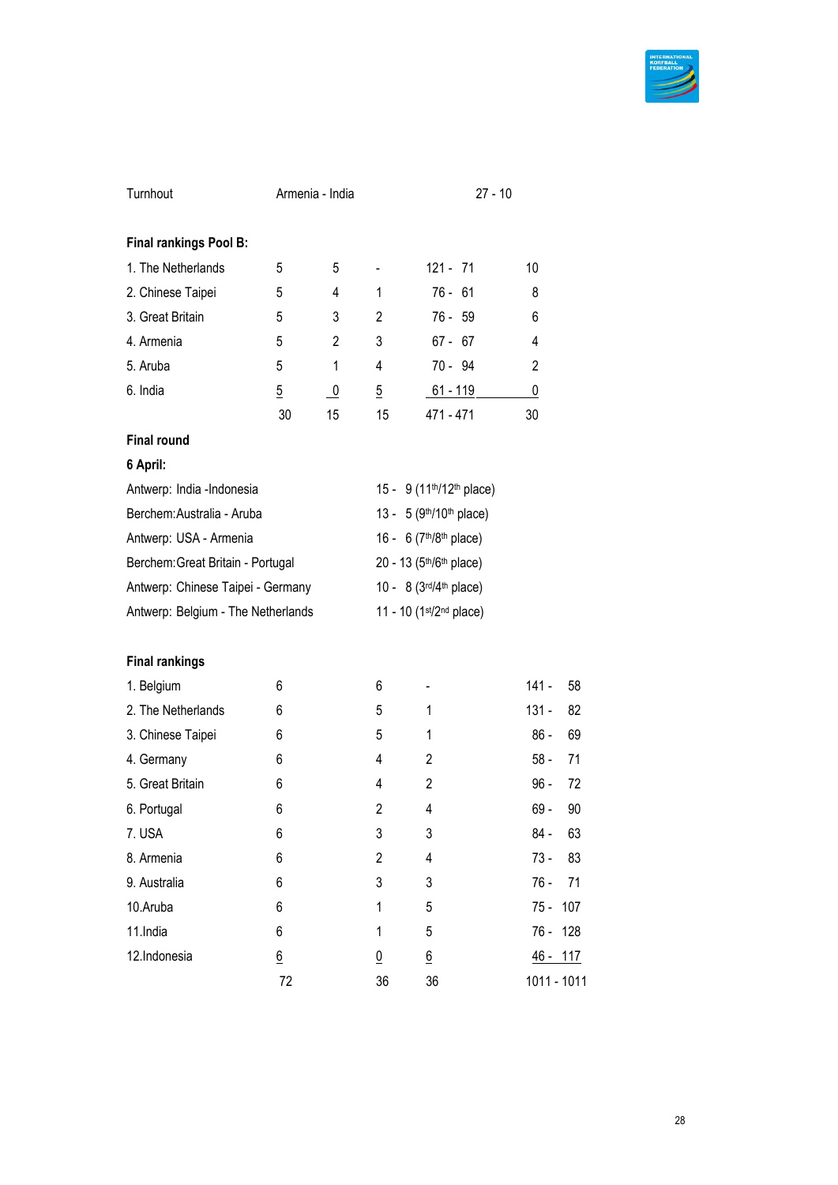| Turnhout | Armenia - India | 27 - 10 |
|---|---|---|

**Final rankings Pool B:**

| | | | | | |
|---|---|---|---|---|---|
| 1. The Netherlands | 5 | 5 | - | 121 - 71 | 10 |
| 2. Chinese Taipei | 5 | 4 | 1 | 76 - 61 | 8 |
| 3. Great Britain | 5 | 3 | 2 | 76 - 59 | 6 |
| 4. Armenia | 5 | 2 | 3 | 67 - 67 | 4 |
| 5. Aruba | 5 | 1 | 4 | 70 - 94 | 2 |
| 6. India | 5 | 0 | 5 | 61 - 119 | 0 |
| | 30 | 15 | 15 | 471 - 471 | 30 |

**Final round**

**6 April:**

| | |
|---|---|
| Antwerp: India -Indonesia | 15 - 9 (11th/12th place) |
| Berchem:Australia - Aruba | 13 - 5 (9th/10th place) |
| Antwerp: USA - Armenia | 16 - 6 (7th/8th place) |
| Berchem:Great Britain - Portugal | 20 - 13 (5th/6th place) |
| Antwerp: Chinese Taipei - Germany | 10 - 8 (3rd/4th place) |
| Antwerp: Belgium - The Netherlands | 11 - 10 (1st/2nd place) |

**Final rankings**

| | | | | |
|---|---|---|---|---|
| 1. Belgium | 6 | 6 | - | 141 - 58 |
| 2. The Netherlands | 6 | 5 | 1 | 131 - 82 |
| 3. Chinese Taipei | 6 | 5 | 1 | 86 - 69 |
| 4. Germany | 6 | 4 | 2 | 58 - 71 |
| 5. Great Britain | 6 | 4 | 2 | 96 - 72 |
| 6. Portugal | 6 | 2 | 4 | 69 - 90 |
| 7. USA | 6 | 3 | 3 | 84 - 63 |
| 8. Armenia | 6 | 2 | 4 | 73 - 83 |
| 9. Australia | 6 | 3 | 3 | 76 - 71 |
| 10.Aruba | 6 | 1 | 5 | 75 - 107 |
| 11.India | 6 | 1 | 5 | 76 - 128 |
| 12.Indonesia | 6 | 0 | 6 | 46 - 117 |
| | 72 | 36 | 36 | 1011 - 1011 |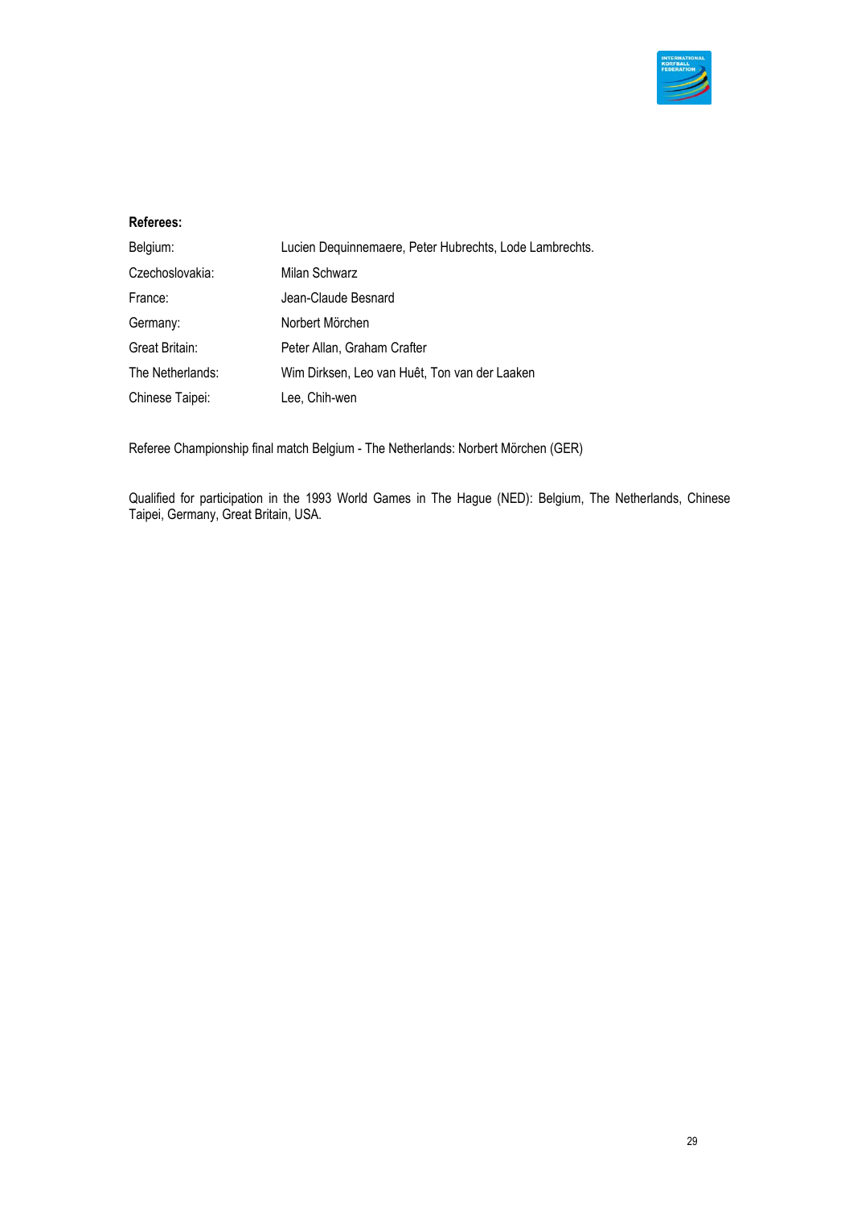**Referees:**

| | |
|---|---|
| Belgium: | Lucien Dequinnemaere, Peter Hubrechts, Lode Lambrechts. |
| Czechoslovakia: | Milan Schwarz |
| France: | Jean-Claude Besnard |
| Germany: | Norbert Mörchen |
| Great Britain: | Peter Allan, Graham Crafter |
| The Netherlands: | Wim Dirksen, Leo van Huêt, Ton van der Laaken |
| Chinese Taipei: | Lee, Chih-wen |

Referee Championship final match Belgium - The Netherlands: Norbert Mörchen (GER)

Qualified for participation in the 1993 World Games in The Hague (NED): Belgium, The Netherlands, Chinese Taipei, Germany, Great Britain, USA.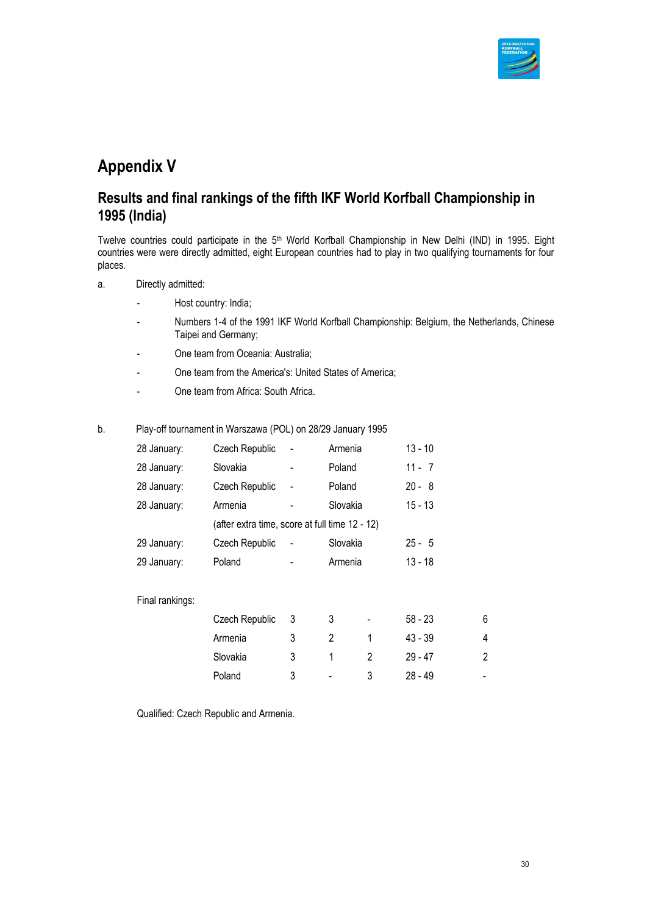# Appendix V

## Results and final rankings of the fifth IKF World Korfball Championship in 1995 (India)

Twelve countries could participate in the 5th World Korfball Championship in New Delhi (IND) in 1995. Eight countries were were directly admitted, eight European countries had to play in two qualifying tournaments for four places.

a. Directly admitted:

- Host country: India;
- Numbers 1-4 of the 1991 IKF World Korfball Championship: Belgium, the Netherlands, Chinese Taipei and Germany;
- One team from Oceania: Australia;
- One team from the America's: United States of America;
- One team from Africa: South Africa.

b. Play-off tournament in Warszawa (POL) on 28/29 January 1995

| | | | | |
|---|---|---|---|---|
| 28 January: | Czech Republic | - | Armenia | 13 - 10 |
| 28 January: | Slovakia | - | Poland | 11 - 7 |
| 28 January: | Czech Republic | - | Poland | 20 - 8 |
| 28 January: | Armenia | - | Slovakia | 15 - 13 |
| | (after extra time, score at full time 12 - 12) | | | |
| 29 January: | Czech Republic | - | Slovakia | 25 - 5 |
| 29 January: | Poland | - | Armenia | 13 - 18 |

Final rankings:

| | | | | | |
|---|---|---|---|---|---|
| Czech Republic | 3 | 3 | - | 58 - 23 | 6 |
| Armenia | 3 | 2 | 1 | 43 - 39 | 4 |
| Slovakia | 3 | 1 | 2 | 29 - 47 | 2 |
| Poland | 3 | - | 3 | 28 - 49 | - |

Qualified: Czech Republic and Armenia.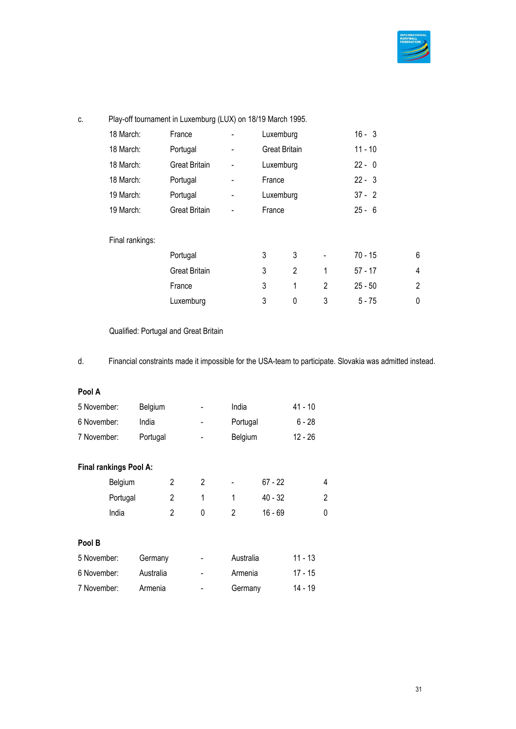c. Play-off tournament in Luxemburg (LUX) on 18/19 March 1995.

| | | | | |
|---|---|---|---|---|
| 18 March: | France | - | Luxemburg | 16 - 3 |
| 18 March: | Portugal | - | Great Britain | 11 - 10 |
| 18 March: | Great Britain | - | Luxemburg | 22 - 0 |
| 18 March: | Portugal | - | France | 22 - 3 |
| 19 March: | Portugal | - | Luxemburg | 37 - 2 |
| 19 March: | Great Britain | - | France | 25 - 6 |

Final rankings:

| | | | | | |
|---|---|---|---|---|---|
| Portugal | 3 | 3 | - | 70 - 15 | 6 |
| Great Britain | 3 | 2 | 1 | 57 - 17 | 4 |
| France | 3 | 1 | 2 | 25 - 50 | 2 |
| Luxemburg | 3 | 0 | 3 | 5 - 75 | 0 |

Qualified: Portugal and Great Britain

d. Financial constraints made it impossible for the USA-team to participate. Slovakia was admitted instead.

**Pool A**

| | | | | |
|---|---|---|---|---|
| 5 November: | Belgium | - | India | 41 - 10 |
| 6 November: | India | - | Portugal | 6 - 28 |
| 7 November: | Portugal | - | Belgium | 12 - 26 |

**Final rankings Pool A:**

| | | | | | |
|---|---|---|---|---|---|
| Belgium | 2 | 2 | - | 67 - 22 | 4 |
| Portugal | 2 | 1 | 1 | 40 - 32 | 2 |
| India | 2 | 0 | 2 | 16 - 69 | 0 |

**Pool B**

| | | | | |
|---|---|---|---|---|
| 5 November: | Germany | - | Australia | 11 - 13 |
| 6 November: | Australia | - | Armenia | 17 - 15 |
| 7 November: | Armenia | - | Germany | 14 - 19 |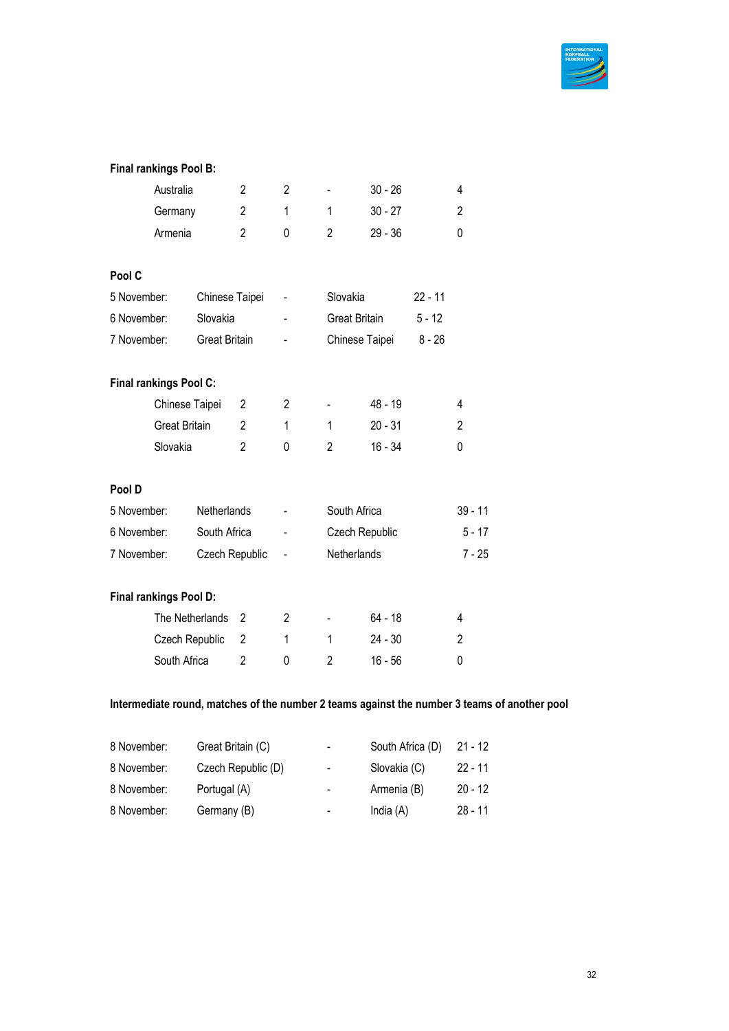**Final rankings Pool B:**

| | | | | | |
|---|---|---|---|---|---|
| Australia | 2 | 2 | - | 30 - 26 | 4 |
| Germany | 2 | 1 | 1 | 30 - 27 | 2 |
| Armenia | 2 | 0 | 2 | 29 - 36 | 0 |

**Pool C**

| | | | | |
|---|---|---|---|---|
| 5 November: | Chinese Taipei | - | Slovakia | 22 - 11 |
| 6 November: | Slovakia | - | Great Britain | 5 - 12 |
| 7 November: | Great Britain | - | Chinese Taipei | 8 - 26 |

**Final rankings Pool C:**

| | | | | | |
|---|---|---|---|---|---|
| Chinese Taipei | 2 | 2 | - | 48 - 19 | 4 |
| Great Britain | 2 | 1 | 1 | 20 - 31 | 2 |
| Slovakia | 2 | 0 | 2 | 16 - 34 | 0 |

**Pool D**

| | | | | |
|---|---|---|---|---|
| 5 November: | Netherlands | - | South Africa | 39 - 11 |
| 6 November: | South Africa | - | Czech Republic | 5 - 17 |
| 7 November: | Czech Republic | - | Netherlands | 7 - 25 |

**Final rankings Pool D:**

| | | | | | |
|---|---|---|---|---|---|
| The Netherlands | 2 | 2 | - | 64 - 18 | 4 |
| Czech Republic | 2 | 1 | 1 | 24 - 30 | 2 |
| South Africa | 2 | 0 | 2 | 16 - 56 | 0 |

**Intermediate round, matches of the number 2 teams against the number 3 teams of another pool**

| | | | | |
|---|---|---|---|---|
| 8 November: | Great Britain (C) | - | South Africa (D) | 21 - 12 |
| 8 November: | Czech Republic (D) | - | Slovakia (C) | 22 - 11 |
| 8 November: | Portugal (A) | - | Armenia (B) | 20 - 12 |
| 8 November: | Germany (B) | - | India (A) | 28 - 11 |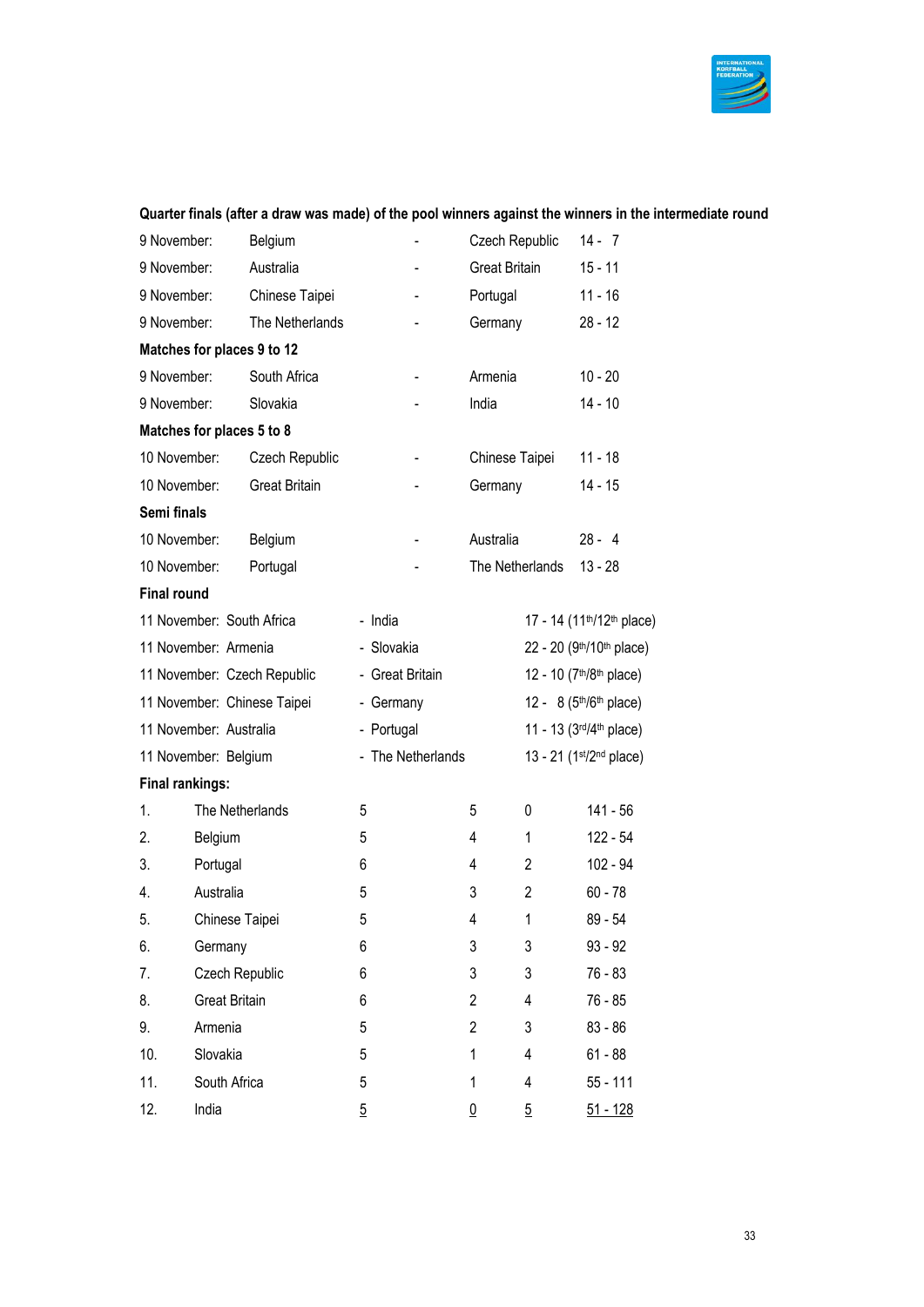**Quarter finals (after a draw was made) of the pool winners against the winners in the intermediate round**

| | | | | |
|---|---|---|---|---|
| 9 November: | Belgium | - | Czech Republic | 14 - 7 |
| 9 November: | Australia | - | Great Britain | 15 - 11 |
| 9 November: | Chinese Taipei | - | Portugal | 11 - 16 |
| 9 November: | The Netherlands | - | Germany | 28 - 12 |

**Matches for places 9 to 12**

| | | | | |
|---|---|---|---|---|
| 9 November: | South Africa | - | Armenia | 10 - 20 |
| 9 November: | Slovakia | - | India | 14 - 10 |

**Matches for places 5 to 8**

| | | | | |
|---|---|---|---|---|
| 10 November: | Czech Republic | - | Chinese Taipei | 11 - 18 |
| 10 November: | Great Britain | - | Germany | 14 - 15 |

**Semi finals**

| | | | | |
|---|---|---|---|---|
| 10 November: | Belgium | - | Australia | 28 - 4 |
| 10 November: | Portugal | - | The Netherlands | 13 - 28 |

**Final round**

| | | | |
|---|---|---|---|
| 11 November: | South Africa | - India | 17 - 14 (11th/12th place) |
| 11 November: | Armenia | - Slovakia | 22 - 20 (9th/10th place) |
| 11 November: | Czech Republic | - Great Britain | 12 - 10 (7th/8th place) |
| 11 November: | Chinese Taipei | - Germany | 12 - 8 (5th/6th place) |
| 11 November: | Australia | - Portugal | 11 - 13 (3rd/4th place) |
| 11 November: | Belgium | - The Netherlands | 13 - 21 (1st/2nd place) |

**Final rankings:**

| | | | | | |
|---|---|---|---|---|---|
| 1. | The Netherlands | 5 | 5 | 0 | 141 - 56 |
| 2. | Belgium | 5 | 4 | 1 | 122 - 54 |
| 3. | Portugal | 6 | 4 | 2 | 102 - 94 |
| 4. | Australia | 5 | 3 | 2 | 60 - 78 |
| 5. | Chinese Taipei | 5 | 4 | 1 | 89 - 54 |
| 6. | Germany | 6 | 3 | 3 | 93 - 92 |
| 7. | Czech Republic | 6 | 3 | 3 | 76 - 83 |
| 8. | Great Britain | 6 | 2 | 4 | 76 - 85 |
| 9. | Armenia | 5 | 2 | 3 | 83 - 86 |
| 10. | Slovakia | 5 | 1 | 4 | 61 - 88 |
| 11. | South Africa | 5 | 1 | 4 | 55 - 111 |
| 12. | India | 5 | 0 | 5 | 51 - 128 |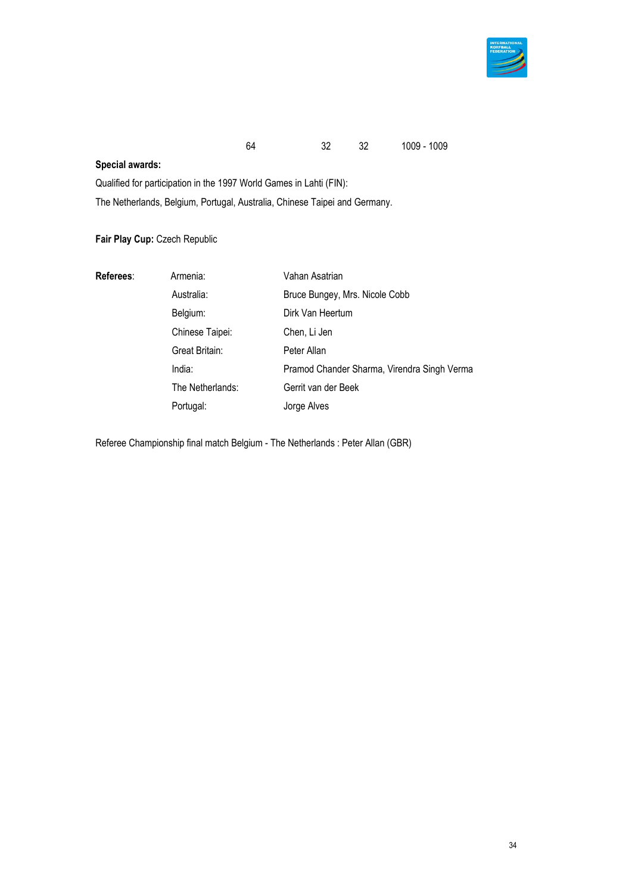|  | 64 | 32 | 32 | 1009 - 1009 |
|---|---|---|---|---|

**Special awards:**

Qualified for participation in the 1997 World Games in Lahti (FIN):

The Netherlands, Belgium, Portugal, Australia, Chinese Taipei and Germany.

**Fair Play Cup:** Czech Republic

| **Referees**: | Armenia: | Vahan Asatrian |
|---|---|---|
| | Australia: | Bruce Bungey, Mrs. Nicole Cobb |
| | Belgium: | Dirk Van Heertum |
| | Chinese Taipei: | Chen, Li Jen |
| | Great Britain: | Peter Allan |
| | India: | Pramod Chander Sharma, Virendra Singh Verma |
| | The Netherlands: | Gerrit van der Beek |
| | Portugal: | Jorge Alves |

Referee Championship final match Belgium - The Netherlands : Peter Allan (GBR)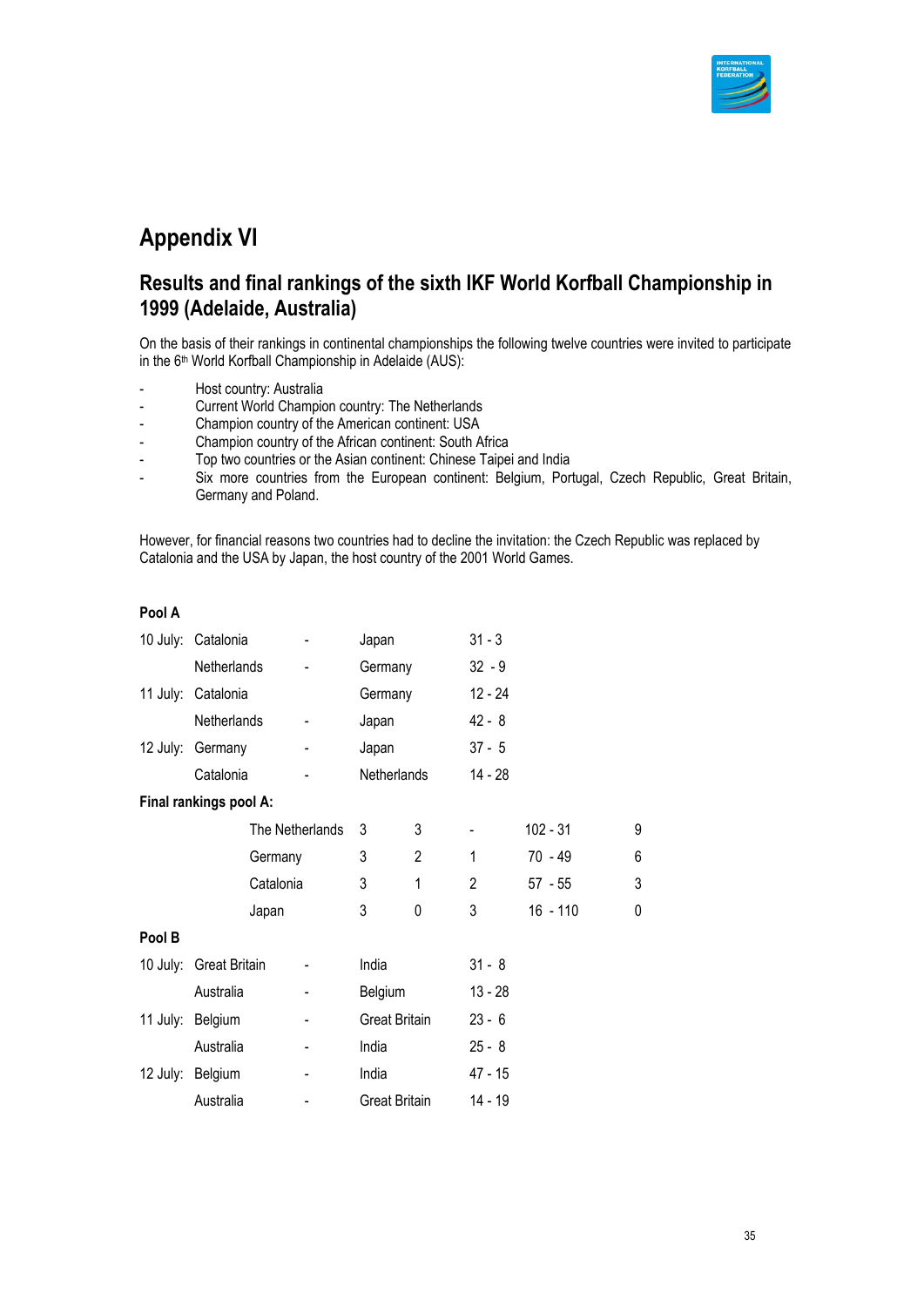# Appendix VI

## Results and final rankings of the sixth IKF World Korfball Championship in 1999 (Adelaide, Australia)

On the basis of their rankings in continental championships the following twelve countries were invited to participate in the 6th World Korfball Championship in Adelaide (AUS):

- Host country: Australia
- Current World Champion country: The Netherlands
- Champion country of the American continent: USA
- Champion country of the African continent: South Africa
- Top two countries or the Asian continent: Chinese Taipei and India
- Six more countries from the European continent: Belgium, Portugal, Czech Republic, Great Britain, Germany and Poland.

However, for financial reasons two countries had to decline the invitation: the Czech Republic was replaced by Catalonia and the USA by Japan, the host country of the 2001 World Games.

**Pool A**

| | | | | |
|---|---|---|---|---|
| 10 July: | Catalonia | - | Japan | 31 - 3 |
| | Netherlands | - | Germany | 32 - 9 |
| 11 July: | Catalonia | | Germany | 12 - 24 |
| | Netherlands | - | Japan | 42 - 8 |
| 12 July: | Germany | - | Japan | 37 - 5 |
| | Catalonia | - | Netherlands | 14 - 28 |

**Final rankings pool A:**

| | | | | | |
|---|---|---|---|---|---|
| The Netherlands | 3 | 3 | - | 102 - 31 | 9 |
| Germany | 3 | 2 | 1 | 70 - 49 | 6 |
| Catalonia | 3 | 1 | 2 | 57 - 55 | 3 |
| Japan | 3 | 0 | 3 | 16 - 110 | 0 |

**Pool B**

| | | | | |
|---|---|---|---|---|
| 10 July: | Great Britain | - | India | 31 - 8 |
| | Australia | - | Belgium | 13 - 28 |
| 11 July: | Belgium | - | Great Britain | 23 - 6 |
| | Australia | - | India | 25 - 8 |
| 12 July: | Belgium | - | India | 47 - 15 |
| | Australia | - | Great Britain | 14 - 19 |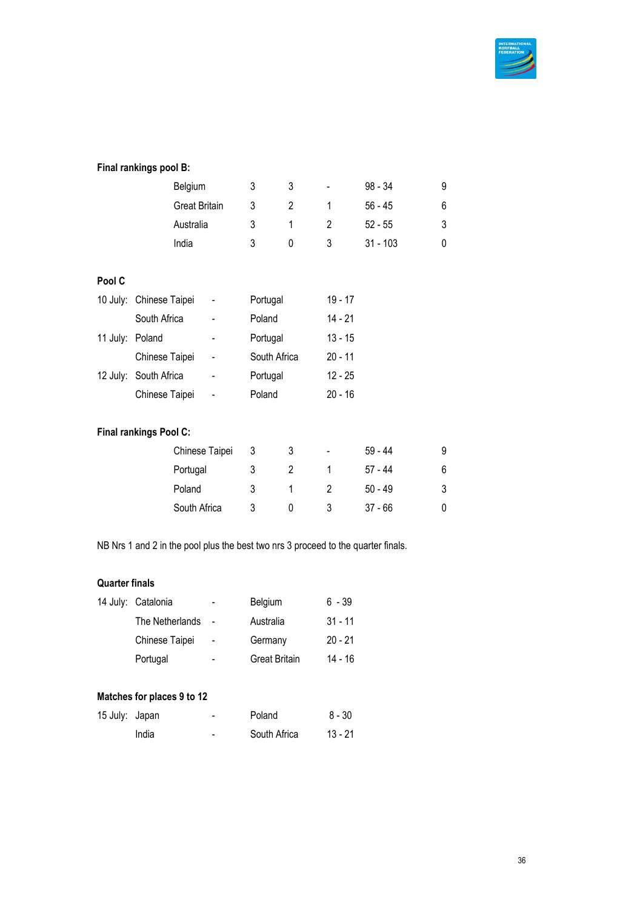**Final rankings pool B:**

| | | | | | |
|---|---|---|---|---|---|
| Belgium | 3 | 3 | - | 98 - 34 | 9 |
| Great Britain | 3 | 2 | 1 | 56 - 45 | 6 |
| Australia | 3 | 1 | 2 | 52 - 55 | 3 |
| India | 3 | 0 | 3 | 31 - 103 | 0 |

**Pool C**

| | | | | |
|---|---|---|---|---|
| 10 July: | Chinese Taipei | - | Portugal | 19 - 17 |
| | South Africa | - | Poland | 14 - 21 |
| 11 July: | Poland | - | Portugal | 13 - 15 |
| | Chinese Taipei | - | South Africa | 20 - 11 |
| 12 July: | South Africa | - | Portugal | 12 - 25 |
| | Chinese Taipei | - | Poland | 20 - 16 |

**Final rankings Pool C:**

| | | | | | |
|---|---|---|---|---|---|
| Chinese Taipei | 3 | 3 | - | 59 - 44 | 9 |
| Portugal | 3 | 2 | 1 | 57 - 44 | 6 |
| Poland | 3 | 1 | 2 | 50 - 49 | 3 |
| South Africa | 3 | 0 | 3 | 37 - 66 | 0 |

NB Nrs 1 and 2 in the pool plus the best two nrs 3 proceed to the quarter finals.

**Quarter finals**

| | | | | |
|---|---|---|---|---|
| 14 July: | Catalonia | - | Belgium | 6 - 39 |
| | The Netherlands | - | Australia | 31 - 11 |
| | Chinese Taipei | - | Germany | 20 - 21 |
| | Portugal | - | Great Britain | 14 - 16 |

**Matches for places 9 to 12**

| | | | | |
|---|---|---|---|---|
| 15 July: | Japan | - | Poland | 8 - 30 |
| | India | - | South Africa | 13 - 21 |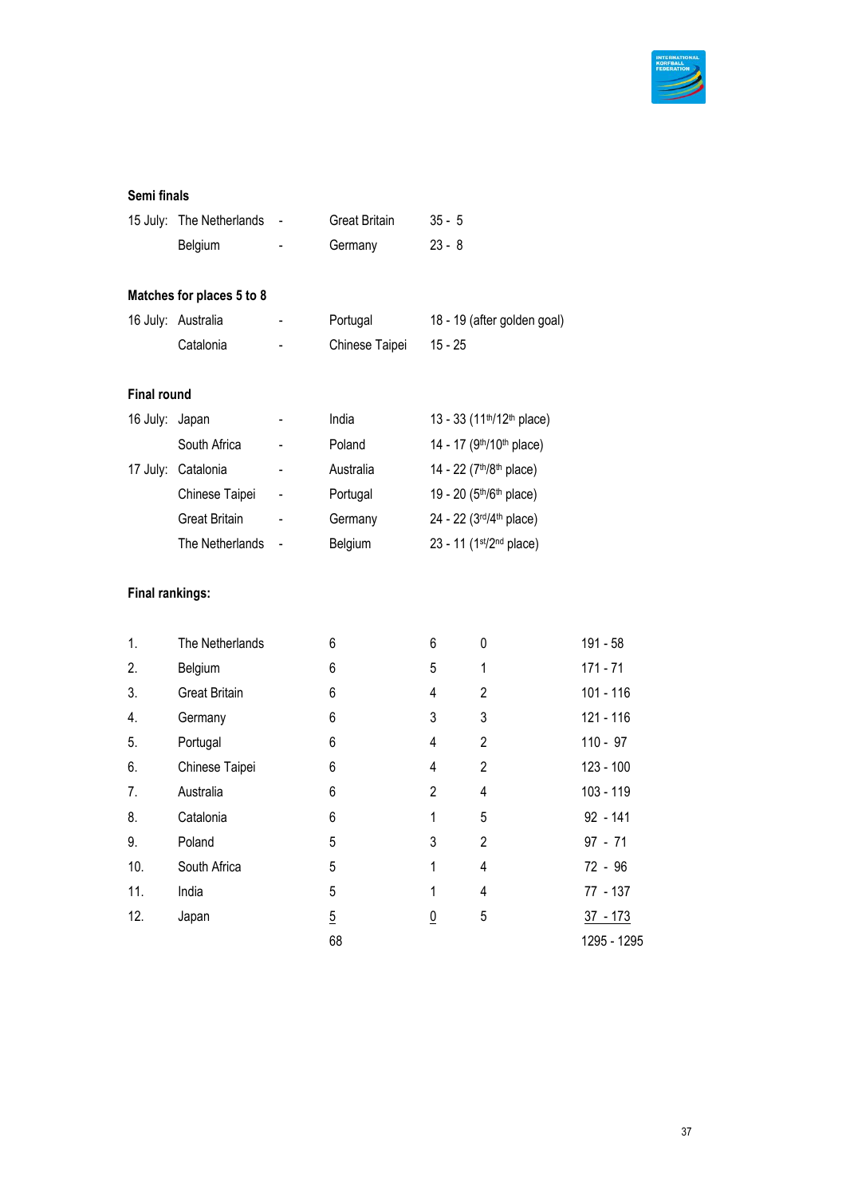**Semi finals**

| | | | | |
|---|---|---|---|---|
| 15 July: | The Netherlands | - | Great Britain | 35 - 5 |
| | Belgium | - | Germany | 23 - 8 |

**Matches for places 5 to 8**

| | | | | |
|---|---|---|---|---|
| 16 July: | Australia | - | Portugal | 18 - 19 (after golden goal) |
| | Catalonia | - | Chinese Taipei | 15 - 25 |

**Final round**

| | | | | |
|---|---|---|---|---|
| 16 July: | Japan | - | India | 13 - 33 (11th/12th place) |
| | South Africa | - | Poland | 14 - 17 (9th/10th place) |
| 17 July: | Catalonia | - | Australia | 14 - 22 (7th/8th place) |
| | Chinese Taipei | - | Portugal | 19 - 20 (5th/6th place) |
| | Great Britain | - | Germany | 24 - 22 (3rd/4th place) |
| | The Netherlands | - | Belgium | 23 - 11 (1st/2nd place) |

**Final rankings:**

| | | | | | |
|---|---|---|---|---|---|
| 1. | The Netherlands | 6 | 6 | 0 | 191 - 58 |
| 2. | Belgium | 6 | 5 | 1 | 171 - 71 |
| 3. | Great Britain | 6 | 4 | 2 | 101 - 116 |
| 4. | Germany | 6 | 3 | 3 | 121 - 116 |
| 5. | Portugal | 6 | 4 | 2 | 110 - 97 |
| 6. | Chinese Taipei | 6 | 4 | 2 | 123 - 100 |
| 7. | Australia | 6 | 2 | 4 | 103 - 119 |
| 8. | Catalonia | 6 | 1 | 5 | 92 - 141 |
| 9. | Poland | 5 | 3 | 2 | 97 - 71 |
| 10. | South Africa | 5 | 1 | 4 | 72 - 96 |
| 11. | India | 5 | 1 | 4 | 77 - 137 |
| 12. | Japan | 5 | 0 | 5 | 37 - 173 |
| | | 68 | | | 1295 - 1295 |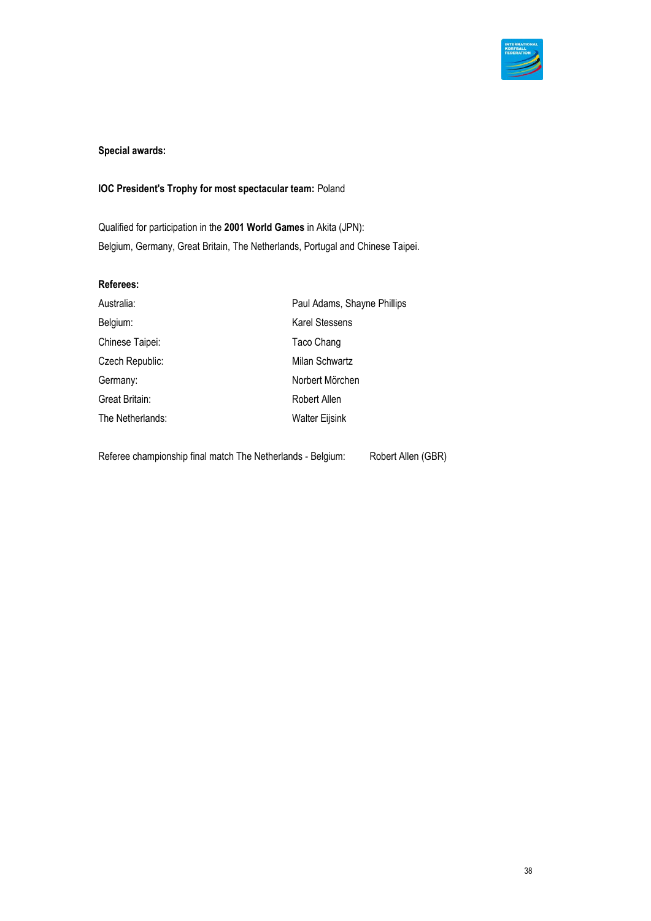**Special awards:**

**IOC President's Trophy for most spectacular team:** Poland

Qualified for participation in the **2001 World Games** in Akita (JPN):
Belgium, Germany, Great Britain, The Netherlands, Portugal and Chinese Taipei.

**Referees:**

| | |
|---|---|
| Australia: | Paul Adams, Shayne Phillips |
| Belgium: | Karel Stessens |
| Chinese Taipei: | Taco Chang |
| Czech Republic: | Milan Schwartz |
| Germany: | Norbert Mörchen |
| Great Britain: | Robert Allen |
| The Netherlands: | Walter Eijsink |

Referee championship final match The Netherlands - Belgium: Robert Allen (GBR)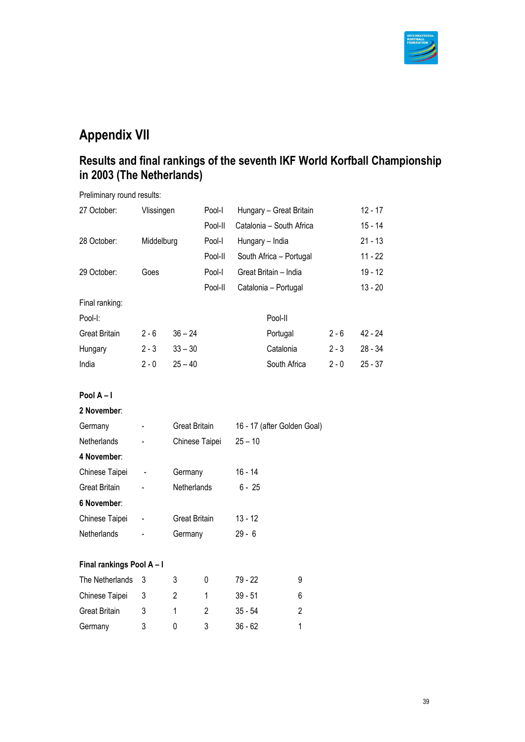# Appendix VII

## Results and final rankings of the seventh IKF World Korfball Championship in 2003 (The Netherlands)

Preliminary round results:

| | | | | |
|---|---|---|---|---|
| 27 October: | Vlissingen | Pool-I | Hungary – Great Britain | 12 - 17 |
| | | Pool-II | Catalonia – South Africa | 15 - 14 |
| 28 October: | Middelburg | Pool-I | Hungary – India | 21 - 13 |
| | | Pool-II | South Africa – Portugal | 11 - 22 |
| 29 October: | Goes | Pool-I | Great Britain – India | 19 - 12 |
| | | Pool-II | Catalonia – Portugal | 13 - 20 |

Final ranking:

| Pool-I: | | | Pool-II | | |
|---|---|---|---|---|---|
| Great Britain | 2 - 6 | 36 – 24 | Portugal | 2 - 6 | 42 - 24 |
| Hungary | 2 - 3 | 33 – 30 | Catalonia | 2 - 3 | 28 - 34 |
| India | 2 - 0 | 25 – 40 | South Africa | 2 - 0 | 25 - 37 |

**Pool A – I**

**2 November**:

| | | | |
|---|---|---|---|
| Germany | - | Great Britain | 16 - 17 (after Golden Goal) |
| Netherlands | - | Chinese Taipei | 25 – 10 |

**4 November**:

| | | | |
|---|---|---|---|
| Chinese Taipei | - | Germany | 16 - 14 |
| Great Britain | - | Netherlands | 6 - 25 |

**6 November**:

| | | | |
|---|---|---|---|
| Chinese Taipei | - | Great Britain | 13 - 12 |
| Netherlands | - | Germany | 29 - 6 |

**Final rankings Pool A – I**

| | | | | | |
|---|---|---|---|---|---|
| The Netherlands | 3 | 3 | 0 | 79 - 22 | 9 |
| Chinese Taipei | 3 | 2 | 1 | 39 - 51 | 6 |
| Great Britain | 3 | 1 | 2 | 35 - 54 | 2 |
| Germany | 3 | 0 | 3 | 36 - 62 | 1 |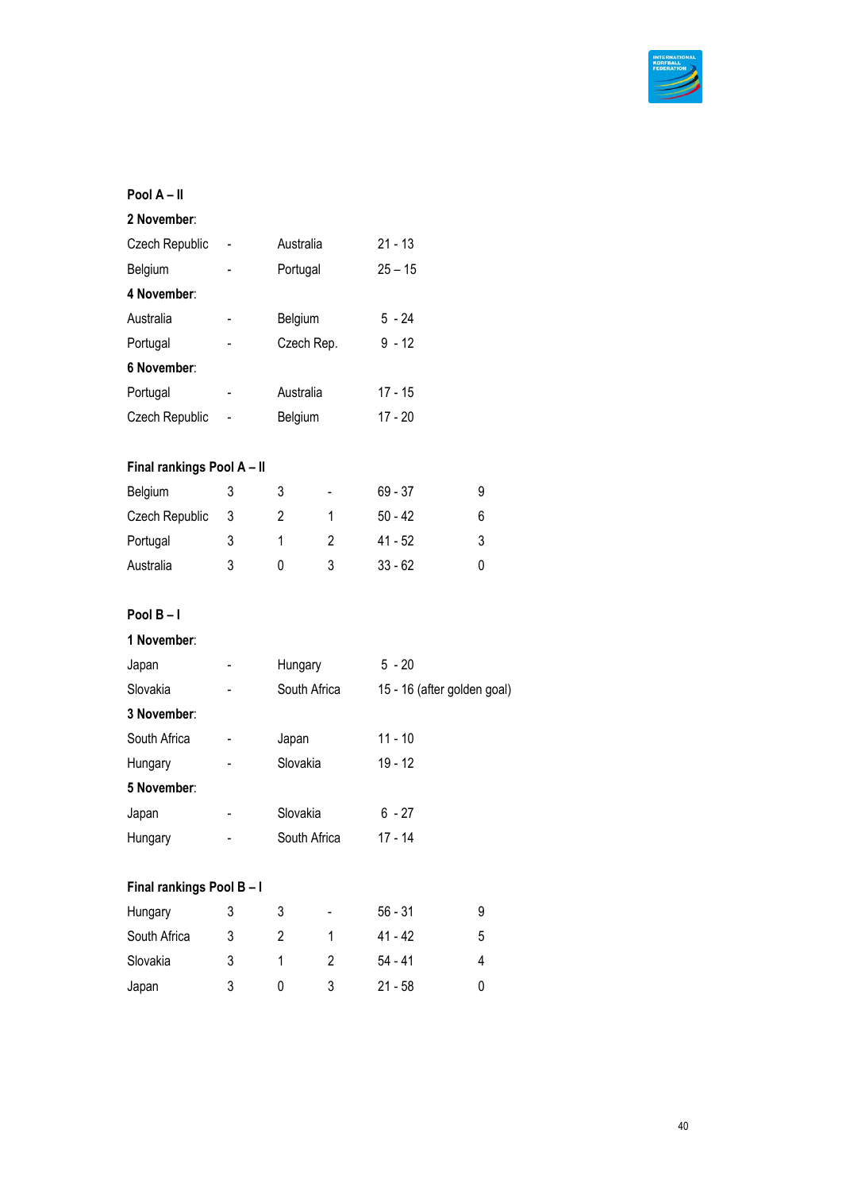**Pool A – II**

**2 November**:

| | | | |
|---|---|---|---|
| Czech Republic | - | Australia | 21 - 13 |
| Belgium | - | Portugal | 25 – 15 |

**4 November**:

| | | | |
|---|---|---|---|
| Australia | - | Belgium | 5 - 24 |
| Portugal | - | Czech Rep. | 9 - 12 |

**6 November**:

| | | | |
|---|---|---|---|
| Portugal | - | Australia | 17 - 15 |
| Czech Republic | - | Belgium | 17 - 20 |

**Final rankings Pool A – II**

| | | | | | |
|---|---|---|---|---|---|
| Belgium | 3 | 3 | - | 69 - 37 | 9 |
| Czech Republic | 3 | 2 | 1 | 50 - 42 | 6 |
| Portugal | 3 | 1 | 2 | 41 - 52 | 3 |
| Australia | 3 | 0 | 3 | 33 - 62 | 0 |

**Pool B – I**

**1 November**:

| | | | |
|---|---|---|---|
| Japan | - | Hungary | 5 - 20 |
| Slovakia | - | South Africa | 15 - 16 (after golden goal) |

**3 November**:

| | | | |
|---|---|---|---|
| South Africa | - | Japan | 11 - 10 |
| Hungary | - | Slovakia | 19 - 12 |

**5 November**:

| | | | |
|---|---|---|---|
| Japan | - | Slovakia | 6 - 27 |
| Hungary | - | South Africa | 17 - 14 |

**Final rankings Pool B – I**

| | | | | | |
|---|---|---|---|---|---|
| Hungary | 3 | 3 | - | 56 - 31 | 9 |
| South Africa | 3 | 2 | 1 | 41 - 42 | 5 |
| Slovakia | 3 | 1 | 2 | 54 - 41 | 4 |
| Japan | 3 | 0 | 3 | 21 - 58 | 0 |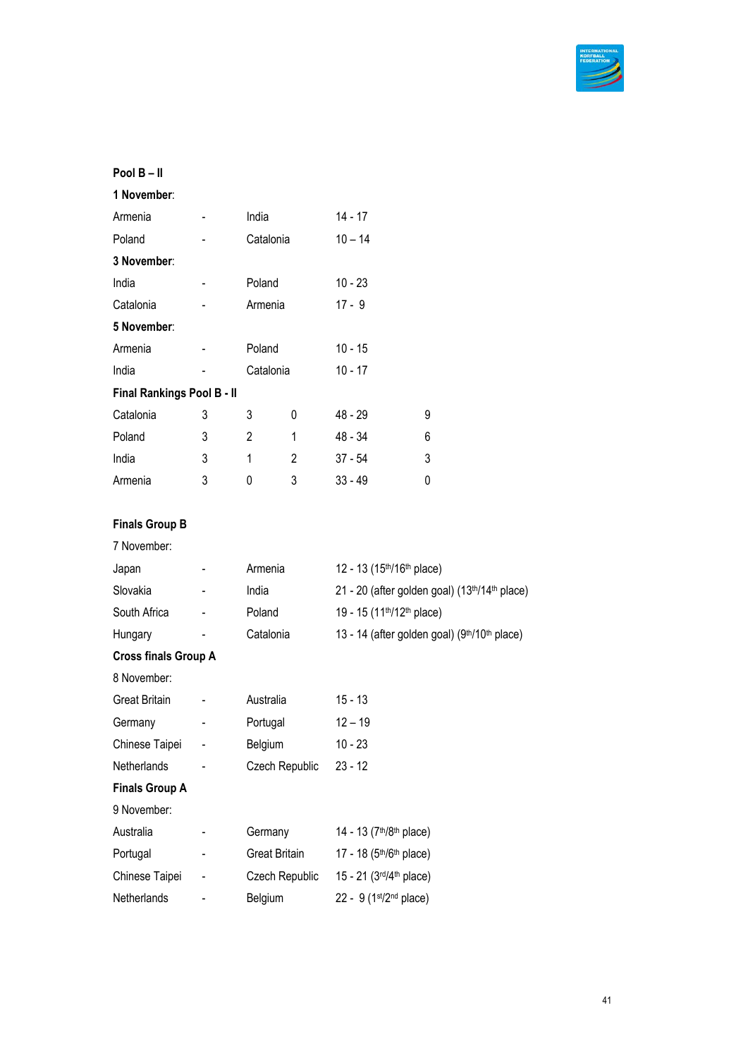**Pool B – II**

**1 November**:

| | | | |
|---|---|---|---|
| Armenia | - | India | 14 - 17 |
| Poland | - | Catalonia | 10 – 14 |

**3 November**:

| | | | |
|---|---|---|---|
| India | - | Poland | 10 - 23 |
| Catalonia | - | Armenia | 17 - 9 |

**5 November**:

| | | | |
|---|---|---|---|
| Armenia | - | Poland | 10 - 15 |
| India | - | Catalonia | 10 - 17 |

**Final Rankings Pool B - II**

| | | | | | |
|---|---|---|---|---|---|
| Catalonia | 3 | 3 | 0 | 48 - 29 | 9 |
| Poland | 3 | 2 | 1 | 48 - 34 | 6 |
| India | 3 | 1 | 2 | 37 - 54 | 3 |
| Armenia | 3 | 0 | 3 | 33 - 49 | 0 |

**Finals Group B**

7 November:

| | | | |
|---|---|---|---|
| Japan | - | Armenia | 12 - 13 (15th/16th place) |
| Slovakia | - | India | 21 - 20 (after golden goal) (13th/14th place) |
| South Africa | - | Poland | 19 - 15 (11th/12th place) |
| Hungary | - | Catalonia | 13 - 14 (after golden goal) (9th/10th place) |

**Cross finals Group A**

8 November:

| | | | |
|---|---|---|---|
| Great Britain | - | Australia | 15 - 13 |
| Germany | - | Portugal | 12 – 19 |
| Chinese Taipei | - | Belgium | 10 - 23 |
| Netherlands | - | Czech Republic | 23 - 12 |

**Finals Group A**

9 November:

| | | | |
|---|---|---|---|
| Australia | - | Germany | 14 - 13 (7th/8th place) |
| Portugal | - | Great Britain | 17 - 18 (5th/6th place) |
| Chinese Taipei | - | Czech Republic | 15 - 21 (3rd/4th place) |
| Netherlands | - | Belgium | 22 - 9 (1st/2nd place) |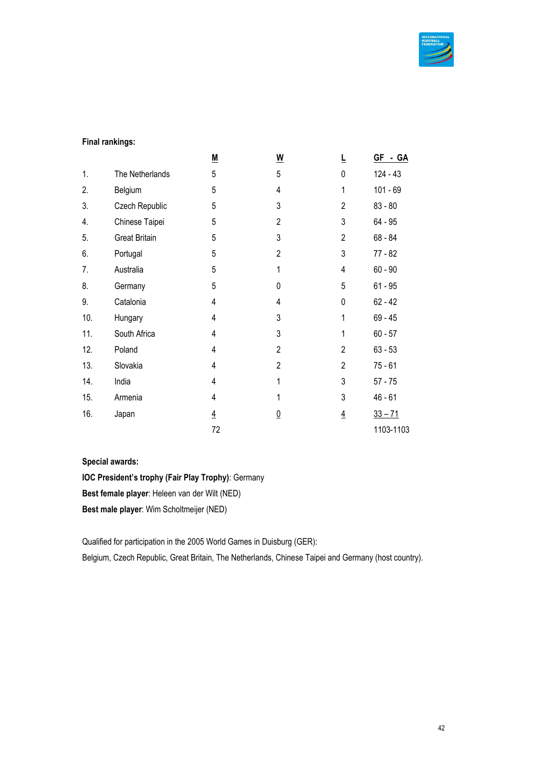**Final rankings:**

| | | M | W | L | GF - GA |
|---|---|---|---|---|---|
| 1. | The Netherlands | 5 | 5 | 0 | 124 - 43 |
| 2. | Belgium | 5 | 4 | 1 | 101 - 69 |
| 3. | Czech Republic | 5 | 3 | 2 | 83 - 80 |
| 4. | Chinese Taipei | 5 | 2 | 3 | 64 - 95 |
| 5. | Great Britain | 5 | 3 | 2 | 68 - 84 |
| 6. | Portugal | 5 | 2 | 3 | 77 - 82 |
| 7. | Australia | 5 | 1 | 4 | 60 - 90 |
| 8. | Germany | 5 | 0 | 5 | 61 - 95 |
| 9. | Catalonia | 4 | 4 | 0 | 62 - 42 |
| 10. | Hungary | 4 | 3 | 1 | 69 - 45 |
| 11. | South Africa | 4 | 3 | 1 | 60 - 57 |
| 12. | Poland | 4 | 2 | 2 | 63 - 53 |
| 13. | Slovakia | 4 | 2 | 2 | 75 - 61 |
| 14. | India | 4 | 1 | 3 | 57 - 75 |
| 15. | Armenia | 4 | 1 | 3 | 46 - 61 |
| 16. | Japan | 4 | 0 | 4 | 33 – 71 |
| | | 72 | | | 1103-1103 |

**Special awards:**

**IOC President's trophy (Fair Play Trophy)**: Germany

**Best female player**: Heleen van der Wilt (NED)

**Best male player**: Wim Scholtmeijer (NED)

Qualified for participation in the 2005 World Games in Duisburg (GER):

Belgium, Czech Republic, Great Britain, The Netherlands, Chinese Taipei and Germany (host country).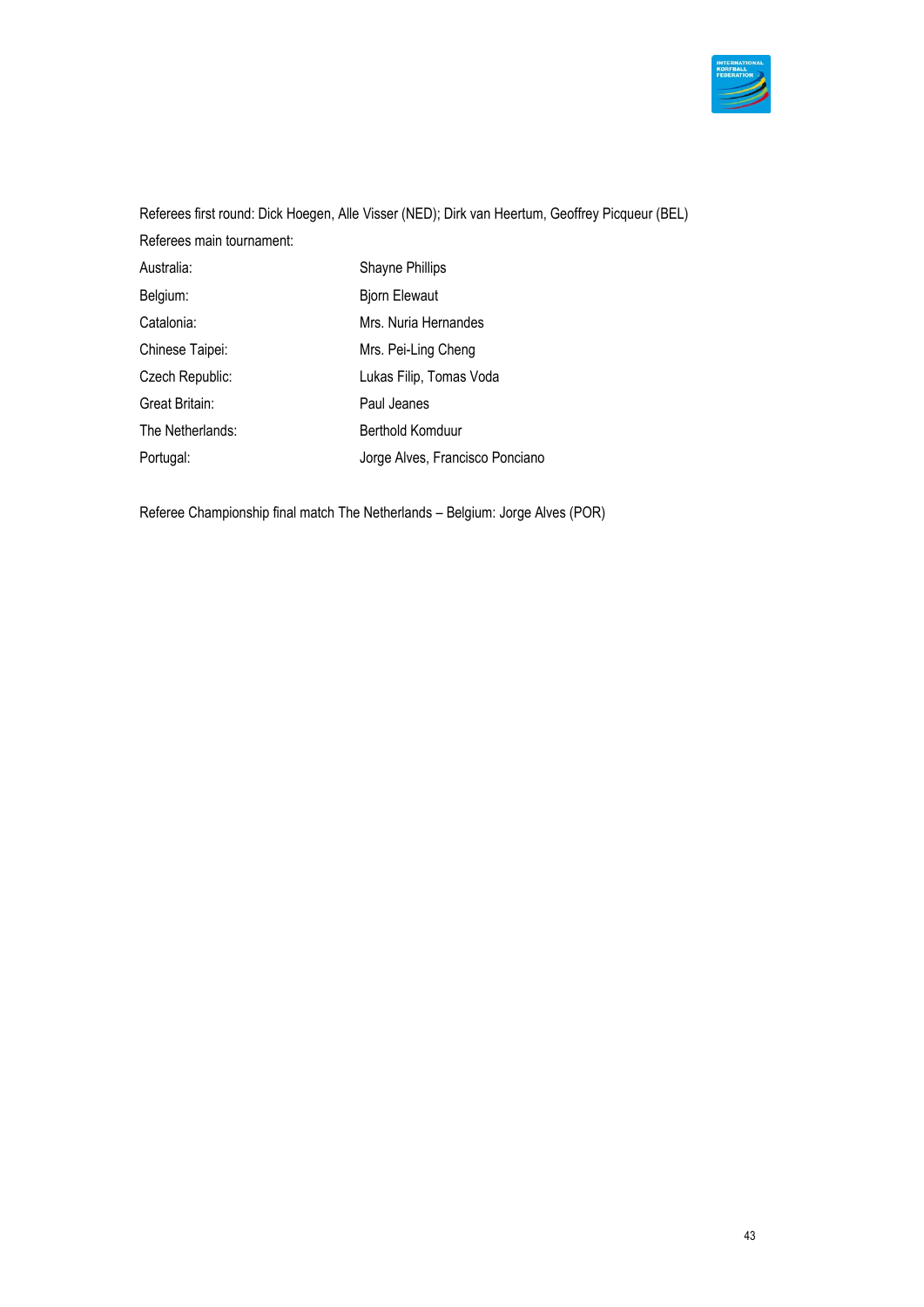Referees first round: Dick Hoegen, Alle Visser (NED); Dirk van Heertum, Geoffrey Picqueur (BEL)

Referees main tournament:

| | |
|---|---|
| Australia: | Shayne Phillips |
| Belgium: | Bjorn Elewaut |
| Catalonia: | Mrs. Nuria Hernandes |
| Chinese Taipei: | Mrs. Pei-Ling Cheng |
| Czech Republic: | Lukas Filip, Tomas Voda |
| Great Britain: | Paul Jeanes |
| The Netherlands: | Berthold Komduur |
| Portugal: | Jorge Alves, Francisco Ponciano |

Referee Championship final match The Netherlands – Belgium: Jorge Alves (POR)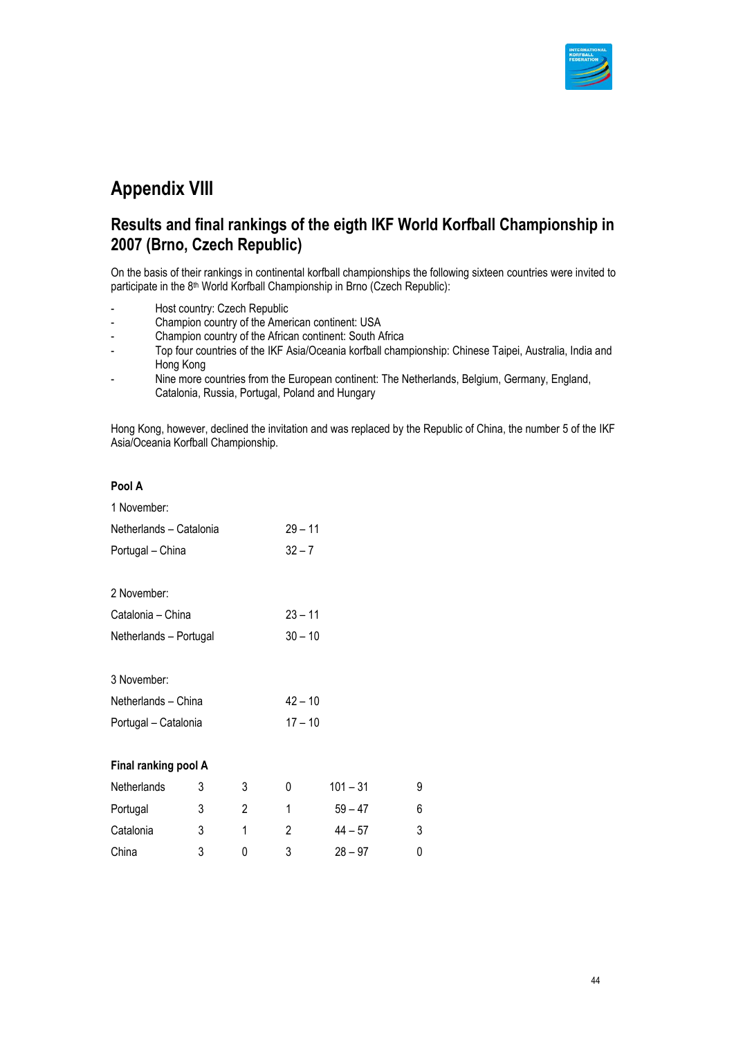# Appendix VIII

## Results and final rankings of the eigth IKF World Korfball Championship in 2007 (Brno, Czech Republic)

On the basis of their rankings in continental korfball championships the following sixteen countries were invited to participate in the 8th World Korfball Championship in Brno (Czech Republic):

- Host country: Czech Republic
- Champion country of the American continent: USA
- Champion country of the African continent: South Africa
- Top four countries of the IKF Asia/Oceania korfball championship: Chinese Taipei, Australia, India and Hong Kong
- Nine more countries from the European continent: The Netherlands, Belgium, Germany, England, Catalonia, Russia, Portugal, Poland and Hungary

Hong Kong, however, declined the invitation and was replaced by the Republic of China, the number 5 of the IKF Asia/Oceania Korfball Championship.

**Pool A**

1 November:

| | |
|---|---|
| Netherlands – Catalonia | 29 – 11 |
| Portugal – China | 32 – 7 |

2 November:

| | |
|---|---|
| Catalonia – China | 23 – 11 |
| Netherlands – Portugal | 30 – 10 |

3 November:

| | |
|---|---|
| Netherlands – China | 42 – 10 |
| Portugal – Catalonia | 17 – 10 |

**Final ranking pool A**

| | | | | | |
|---|---|---|---|---|---|
| Netherlands | 3 | 3 | 0 | 101 – 31 | 9 |
| Portugal | 3 | 2 | 1 | 59 – 47 | 6 |
| Catalonia | 3 | 1 | 2 | 44 – 57 | 3 |
| China | 3 | 0 | 3 | 28 – 97 | 0 |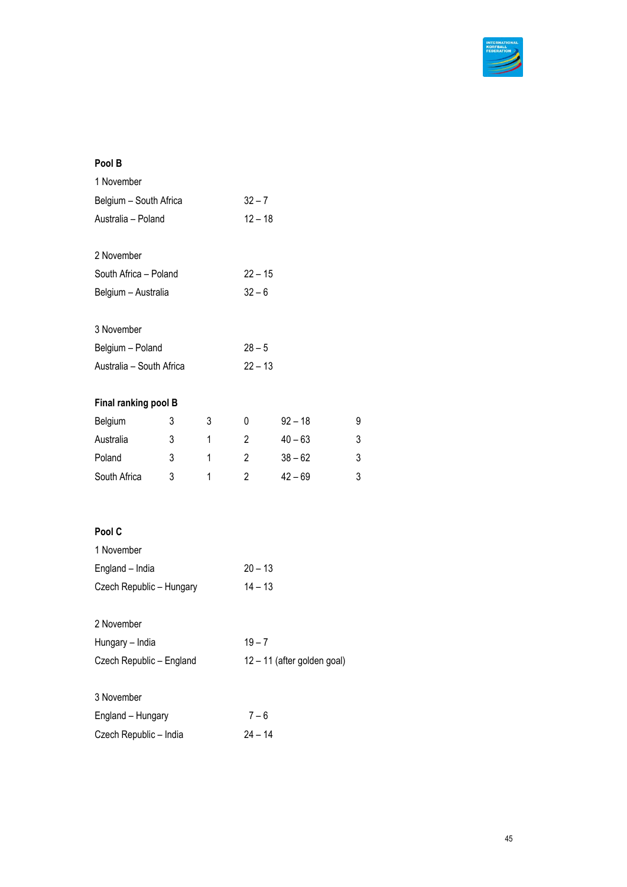**Pool B**

1 November

| | |
|---|---|
| Belgium – South Africa | 32 – 7 |
| Australia – Poland | 12 – 18 |

2 November

| | |
|---|---|
| South Africa – Poland | 22 – 15 |
| Belgium – Australia | 32 – 6 |

3 November

| | |
|---|---|
| Belgium – Poland | 28 – 5 |
| Australia – South Africa | 22 – 13 |

**Final ranking pool B**

| | | | | | |
|---|---|---|---|---|---|
| Belgium | 3 | 3 | 0 | 92 – 18 | 9 |
| Australia | 3 | 1 | 2 | 40 – 63 | 3 |
| Poland | 3 | 1 | 2 | 38 – 62 | 3 |
| South Africa | 3 | 1 | 2 | 42 – 69 | 3 |

**Pool C**

1 November

| | |
|---|---|
| England – India | 20 – 13 |
| Czech Republic – Hungary | 14 – 13 |

2 November

| | |
|---|---|
| Hungary – India | 19 – 7 |
| Czech Republic – England | 12 – 11 (after golden goal) |

3 November

| | |
|---|---|
| England – Hungary | 7 – 6 |
| Czech Republic – India | 24 – 14 |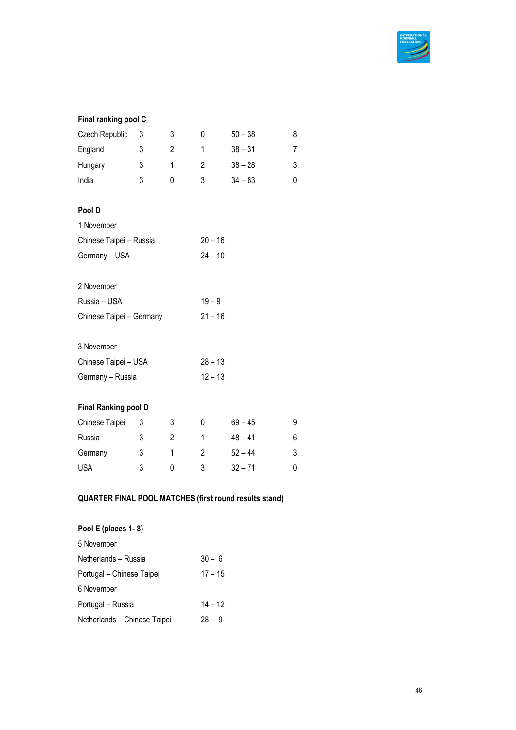**Final ranking pool C**

| | | | | | |
|---|---|---|---|---|---|
| Czech Republic | 3 | 3 | 0 | 50 – 38 | 8 |
| England | 3 | 2 | 1 | 38 – 31 | 7 |
| Hungary | 3 | 1 | 2 | 38 – 28 | 3 |
| India | 3 | 0 | 3 | 34 – 63 | 0 |

**Pool D**

1 November

| | |
|---|---|
| Chinese Taipei – Russia | 20 – 16 |
| Germany – USA | 24 – 10 |

2 November

| | |
|---|---|
| Russia – USA | 19 – 9 |
| Chinese Taipei – Germany | 21 – 16 |

3 November

| | |
|---|---|
| Chinese Taipei – USA | 28 – 13 |
| Germany – Russia | 12 – 13 |

**Final Ranking pool D**

| | | | | | |
|---|---|---|---|---|---|
| Chinese Taipei | 3 | 3 | 0 | 69 – 45 | 9 |
| Russia | 3 | 2 | 1 | 48 – 41 | 6 |
| Germany | 3 | 1 | 2 | 52 – 44 | 3 |
| USA | 3 | 0 | 3 | 32 – 71 | 0 |

**QUARTER FINAL POOL MATCHES (first round results stand)**

**Pool E (places 1- 8)**

5 November

| | |
|---|---|
| Netherlands – Russia | 30 – 6 |
| Portugal – Chinese Taipei | 17 – 15 |

6 November

| | |
|---|---|
| Portugal – Russia | 14 – 12 |
| Netherlands – Chinese Taipei | 28 – 9 |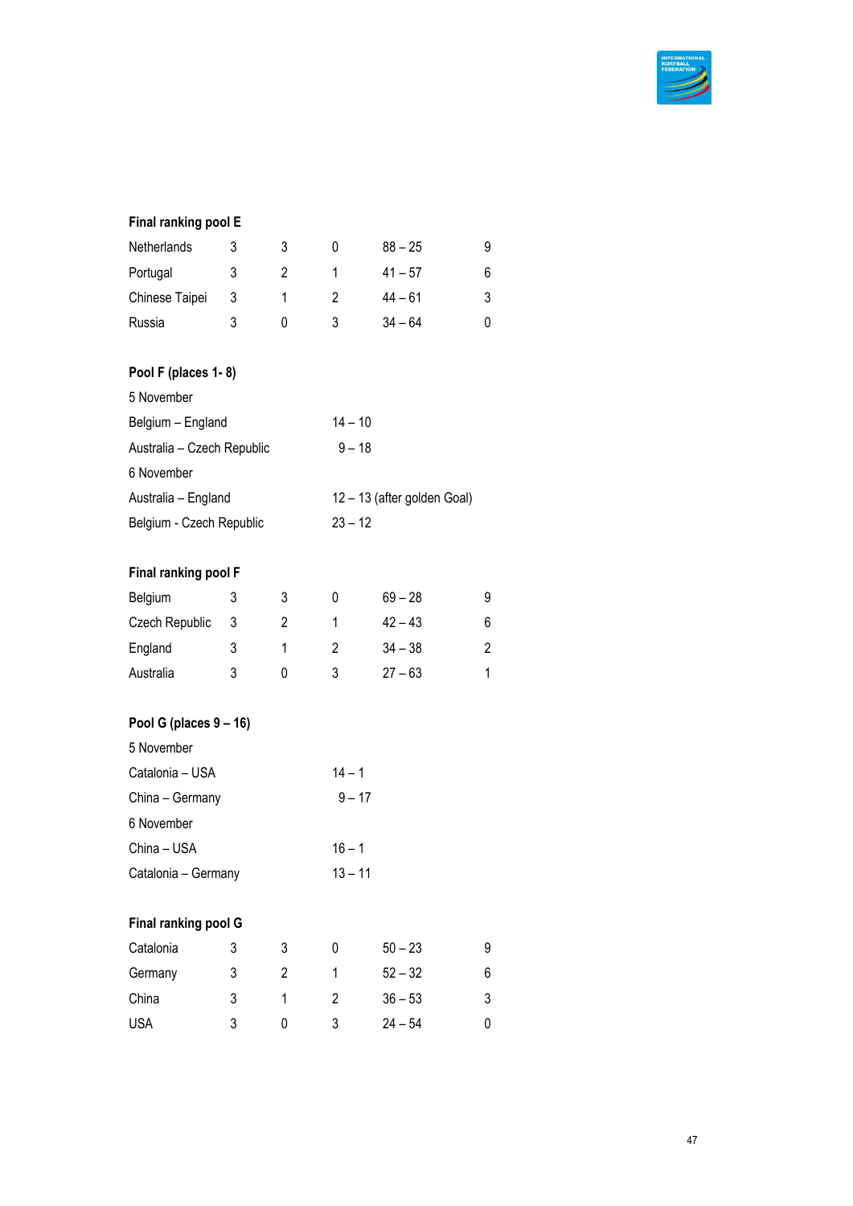**Final ranking pool E**

| | | | | | |
|---|---|---|---|---|---|
| Netherlands | 3 | 3 | 0 | 88 – 25 | 9 |
| Portugal | 3 | 2 | 1 | 41 – 57 | 6 |
| Chinese Taipei | 3 | 1 | 2 | 44 – 61 | 3 |
| Russia | 3 | 0 | 3 | 34 – 64 | 0 |

**Pool F (places 1- 8)**

5 November

| | |
|---|---|
| Belgium – England | 14 – 10 |
| Australia – Czech Republic | 9 – 18 |

6 November

| | |
|---|---|
| Australia – England | 12 – 13 (after golden Goal) |
| Belgium - Czech Republic | 23 – 12 |

**Final ranking pool F**

| | | | | | |
|---|---|---|---|---|---|
| Belgium | 3 | 3 | 0 | 69 – 28 | 9 |
| Czech Republic | 3 | 2 | 1 | 42 – 43 | 6 |
| England | 3 | 1 | 2 | 34 – 38 | 2 |
| Australia | 3 | 0 | 3 | 27 – 63 | 1 |

**Pool G (places 9 – 16)**

5 November

| | |
|---|---|
| Catalonia – USA | 14 – 1 |
| China – Germany | 9 – 17 |

6 November

| | |
|---|---|
| China – USA | 16 – 1 |
| Catalonia – Germany | 13 – 11 |

**Final ranking pool G**

| | | | | | |
|---|---|---|---|---|---|
| Catalonia | 3 | 3 | 0 | 50 – 23 | 9 |
| Germany | 3 | 2 | 1 | 52 – 32 | 6 |
| China | 3 | 1 | 2 | 36 – 53 | 3 |
| USA | 3 | 0 | 3 | 24 – 54 | 0 |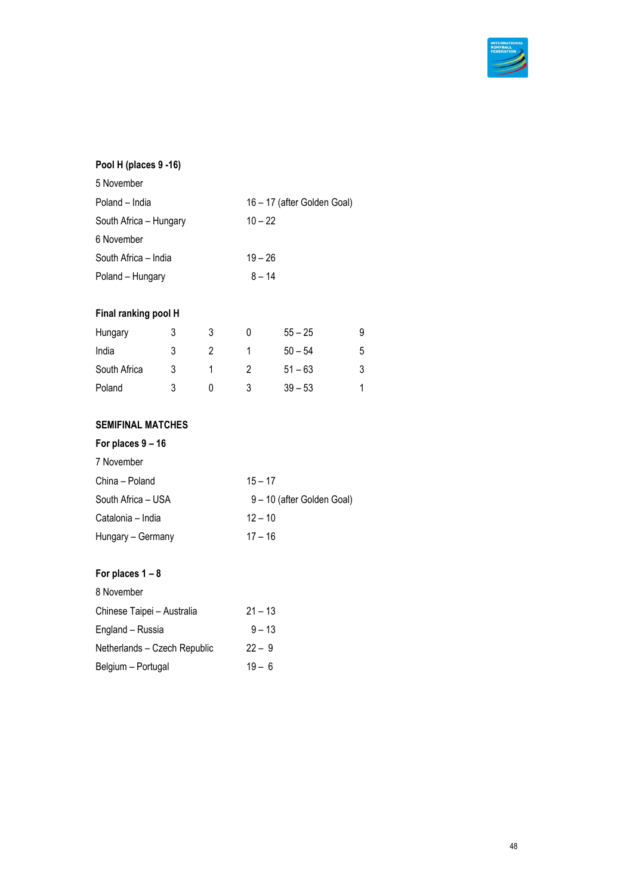**Pool H (places 9 -16)**

5 November

| | |
|---|---|
| Poland – India | 16 – 17 (after Golden Goal) |
| South Africa – Hungary | 10 – 22 |

6 November

| | |
|---|---|
| South Africa – India | 19 – 26 |
| Poland – Hungary | 8 – 14 |

**Final ranking pool H**

| | | | | | |
|---|---|---|---|---|---|
| Hungary | 3 | 3 | 0 | 55 – 25 | 9 |
| India | 3 | 2 | 1 | 50 – 54 | 5 |
| South Africa | 3 | 1 | 2 | 51 – 63 | 3 |
| Poland | 3 | 0 | 3 | 39 – 53 | 1 |

**SEMIFINAL MATCHES**

**For places 9 – 16**

7 November

| | |
|---|---|
| China – Poland | 15 – 17 |
| South Africa – USA | 9 – 10 (after Golden Goal) |
| Catalonia – India | 12 – 10 |
| Hungary – Germany | 17 – 16 |

**For places 1 – 8**

8 November

| | |
|---|---|
| Chinese Taipei – Australia | 21 – 13 |
| England – Russia | 9 – 13 |
| Netherlands – Czech Republic | 22 – 9 |
| Belgium – Portugal | 19 – 6 |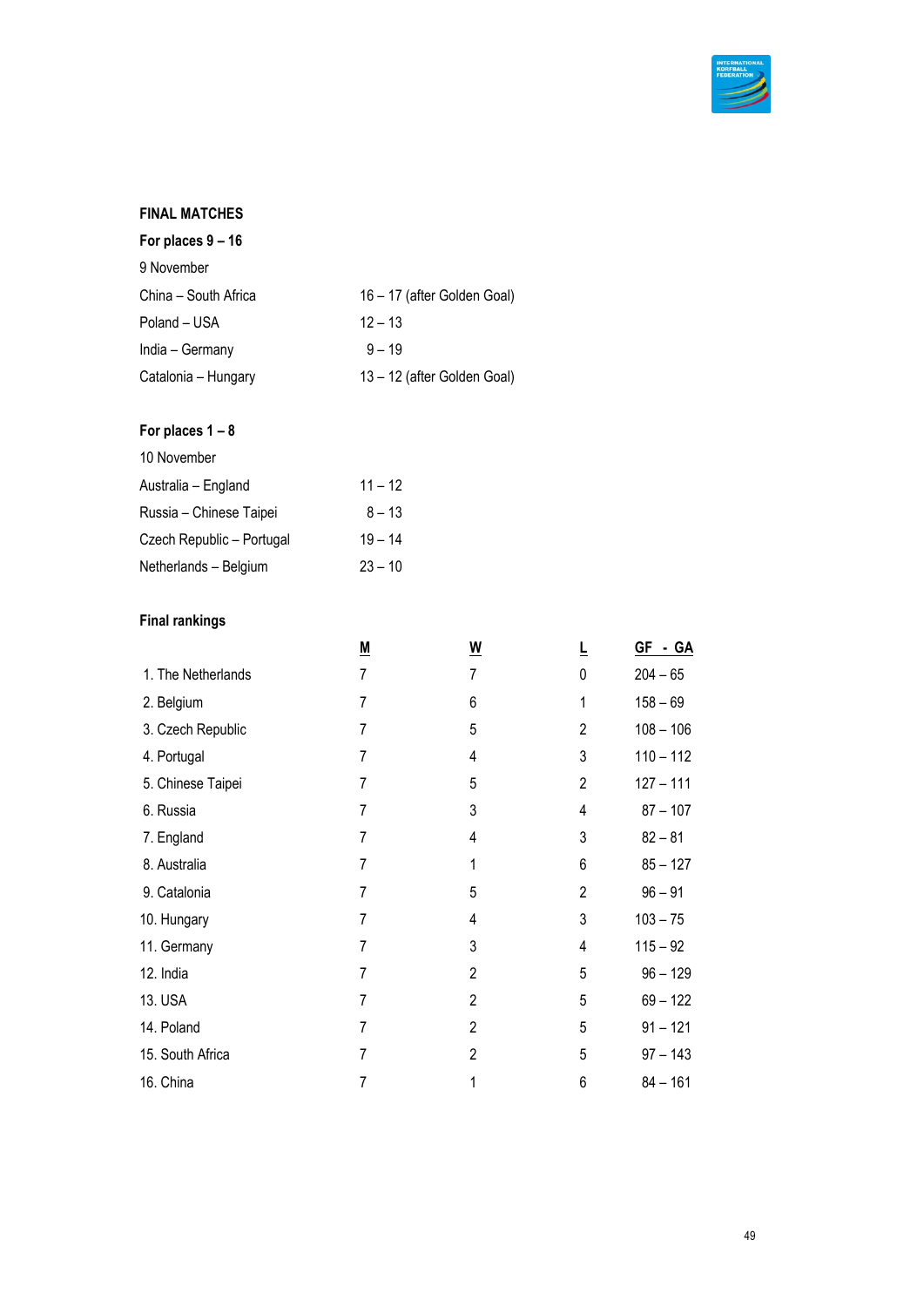**FINAL MATCHES**

**For places 9 – 16**

9 November

| | |
|---|---|
| China – South Africa | 16 – 17 (after Golden Goal) |
| Poland – USA | 12 – 13 |
| India – Germany | 9 – 19 |
| Catalonia – Hungary | 13 – 12 (after Golden Goal) |

**For places 1 – 8**

10 November

| | |
|---|---|
| Australia – England | 11 – 12 |
| Russia – Chinese Taipei | 8 – 13 |
| Czech Republic – Portugal | 19 – 14 |
| Netherlands – Belgium | 23 – 10 |

**Final rankings**

| | M | W | L | GF - GA |
|---|---|---|---|---|
| 1. The Netherlands | 7 | 7 | 0 | 204 – 65 |
| 2. Belgium | 7 | 6 | 1 | 158 – 69 |
| 3. Czech Republic | 7 | 5 | 2 | 108 – 106 |
| 4. Portugal | 7 | 4 | 3 | 110 – 112 |
| 5. Chinese Taipei | 7 | 5 | 2 | 127 – 111 |
| 6. Russia | 7 | 3 | 4 | 87 – 107 |
| 7. England | 7 | 4 | 3 | 82 – 81 |
| 8. Australia | 7 | 1 | 6 | 85 – 127 |
| 9. Catalonia | 7 | 5 | 2 | 96 – 91 |
| 10. Hungary | 7 | 4 | 3 | 103 – 75 |
| 11. Germany | 7 | 3 | 4 | 115 – 92 |
| 12. India | 7 | 2 | 5 | 96 – 129 |
| 13. USA | 7 | 2 | 5 | 69 – 122 |
| 14. Poland | 7 | 2 | 5 | 91 – 121 |
| 15. South Africa | 7 | 2 | 5 | 97 – 143 |
| 16. China | 7 | 1 | 6 | 84 – 161 |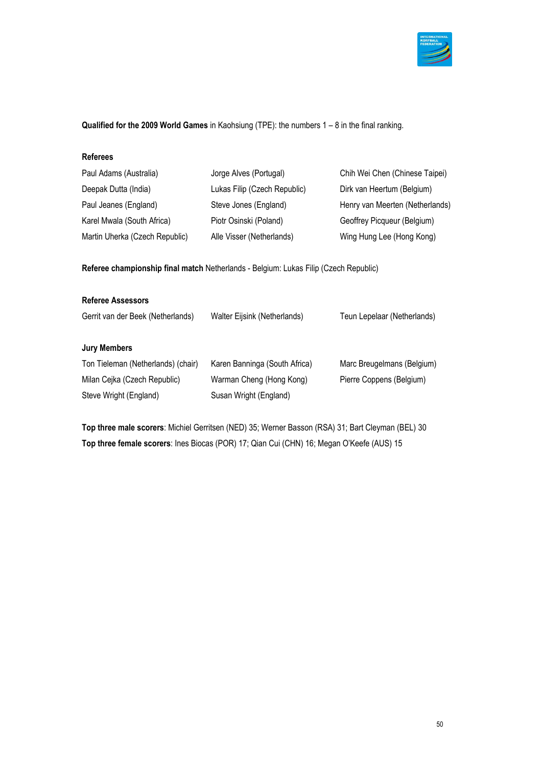**Qualified for the 2009 World Games** in Kaohsiung (TPE): the numbers 1 – 8 in the final ranking.

**Referees**

| | | |
|---|---|---|
| Paul Adams (Australia) | Jorge Alves (Portugal) | Chih Wei Chen (Chinese Taipei) |
| Deepak Dutta (India) | Lukas Filip (Czech Republic) | Dirk van Heertum (Belgium) |
| Paul Jeanes (England) | Steve Jones (England) | Henry van Meerten (Netherlands) |
| Karel Mwala (South Africa) | Piotr Osinski (Poland) | Geoffrey Picqueur (Belgium) |
| Martin Uherka (Czech Republic) | Alle Visser (Netherlands) | Wing Hung Lee (Hong Kong) |

**Referee championship final match** Netherlands - Belgium: Lukas Filip (Czech Republic)

**Referee Assessors**

| | | |
|---|---|---|
| Gerrit van der Beek (Netherlands) | Walter Eijsink (Netherlands) | Teun Lepelaar (Netherlands) |

**Jury Members**

| | | |
|---|---|---|
| Ton Tieleman (Netherlands) (chair) | Karen Banninga (South Africa) | Marc Breugelmans (Belgium) |
| Milan Cejka (Czech Republic) | Warman Cheng (Hong Kong) | Pierre Coppens (Belgium) |
| Steve Wright (England) | Susan Wright (England) | |

**Top three male scorers**: Michiel Gerritsen (NED) 35; Werner Basson (RSA) 31; Bart Cleyman (BEL) 30
**Top three female scorers**: Ines Biocas (POR) 17; Qian Cui (CHN) 16; Megan O'Keefe (AUS) 15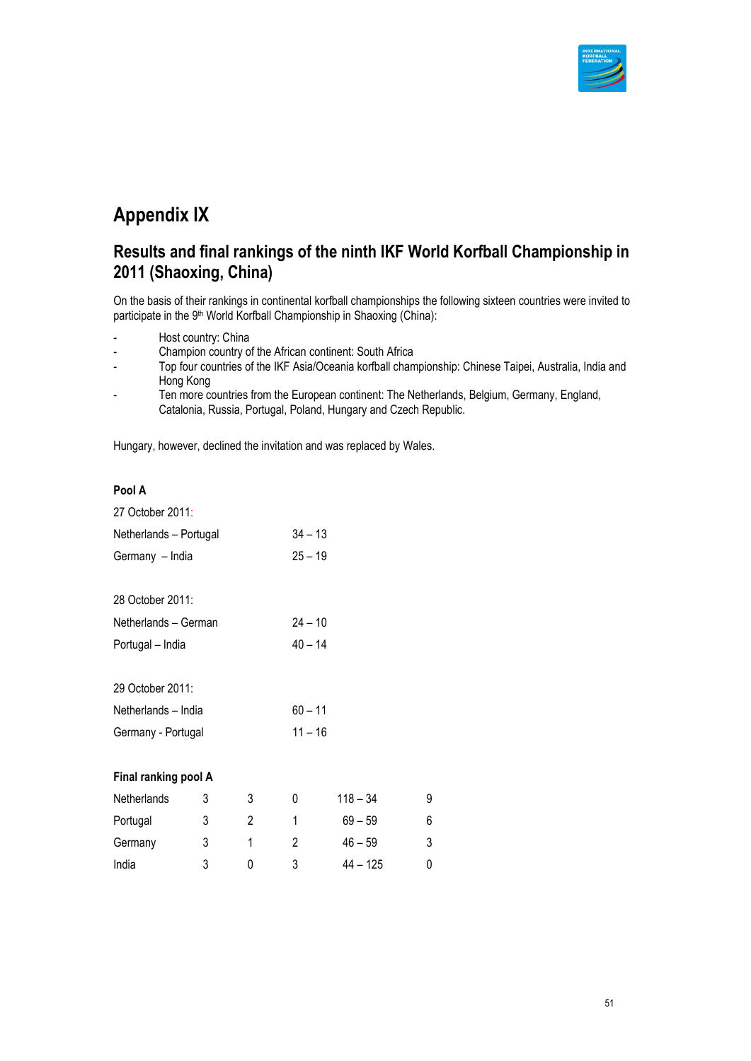# Appendix IX

## Results and final rankings of the ninth IKF World Korfball Championship in 2011 (Shaoxing, China)

On the basis of their rankings in continental korfball championships the following sixteen countries were invited to participate in the 9th World Korfball Championship in Shaoxing (China):

- Host country: China
- Champion country of the African continent: South Africa
- Top four countries of the IKF Asia/Oceania korfball championship: Chinese Taipei, Australia, India and Hong Kong
- Ten more countries from the European continent: The Netherlands, Belgium, Germany, England, Catalonia, Russia, Portugal, Poland, Hungary and Czech Republic.

Hungary, however, declined the invitation and was replaced by Wales.

**Pool A**

27 October 2011:

| | |
|---|---|
| Netherlands – Portugal | 34 – 13 |
| Germany – India | 25 – 19 |

28 October 2011:

| | |
|---|---|
| Netherlands – German | 24 – 10 |
| Portugal – India | 40 – 14 |

29 October 2011:

| | |
|---|---|
| Netherlands – India | 60 – 11 |
| Germany - Portugal | 11 – 16 |

**Final ranking pool A**

| | | | | | |
|---|---|---|---|---|---|
| Netherlands | 3 | 3 | 0 | 118 – 34 | 9 |
| Portugal | 3 | 2 | 1 | 69 – 59 | 6 |
| Germany | 3 | 1 | 2 | 46 – 59 | 3 |
| India | 3 | 0 | 3 | 44 – 125 | 0 |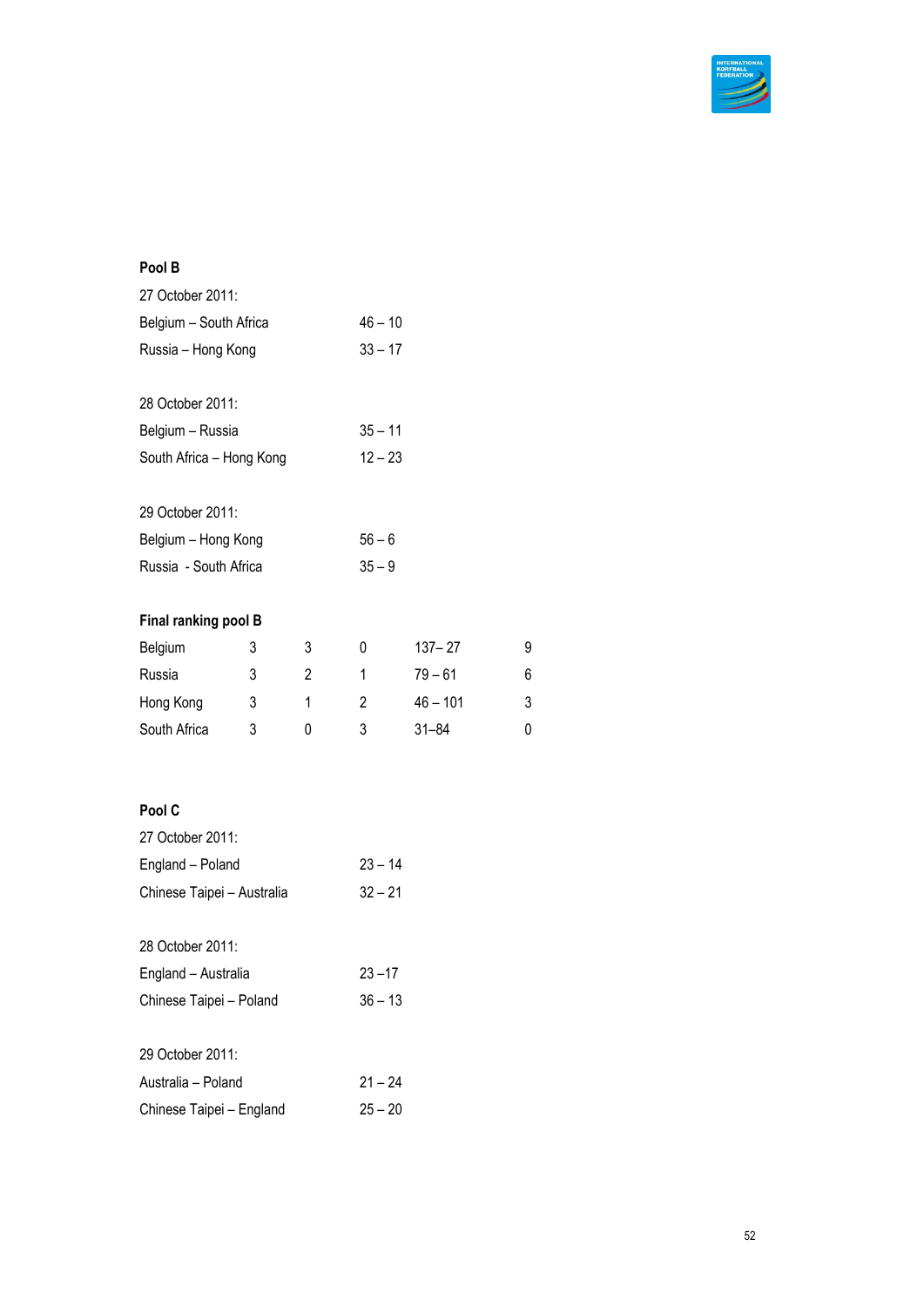**Pool B**

27 October 2011:

| | |
|---|---|
| Belgium – South Africa | 46 – 10 |
| Russia – Hong Kong | 33 – 17 |

28 October 2011:

| | |
|---|---|
| Belgium – Russia | 35 – 11 |
| South Africa – Hong Kong | 12 – 23 |

29 October 2011:

| | |
|---|---|
| Belgium – Hong Kong | 56 – 6 |
| Russia - South Africa | 35 – 9 |

**Final ranking pool B**

| | | | | | |
|---|---|---|---|---|---|
| Belgium | 3 | 3 | 0 | 137– 27 | 9 |
| Russia | 3 | 2 | 1 | 79 – 61 | 6 |
| Hong Kong | 3 | 1 | 2 | 46 – 101 | 3 |
| South Africa | 3 | 0 | 3 | 31–84 | 0 |

**Pool C**

27 October 2011:

| | |
|---|---|
| England – Poland | 23 – 14 |
| Chinese Taipei – Australia | 32 – 21 |

28 October 2011:

| | |
|---|---|
| England – Australia | 23 –17 |
| Chinese Taipei – Poland | 36 – 13 |

29 October 2011:

| | |
|---|---|
| Australia – Poland | 21 – 24 |
| Chinese Taipei – England | 25 – 20 |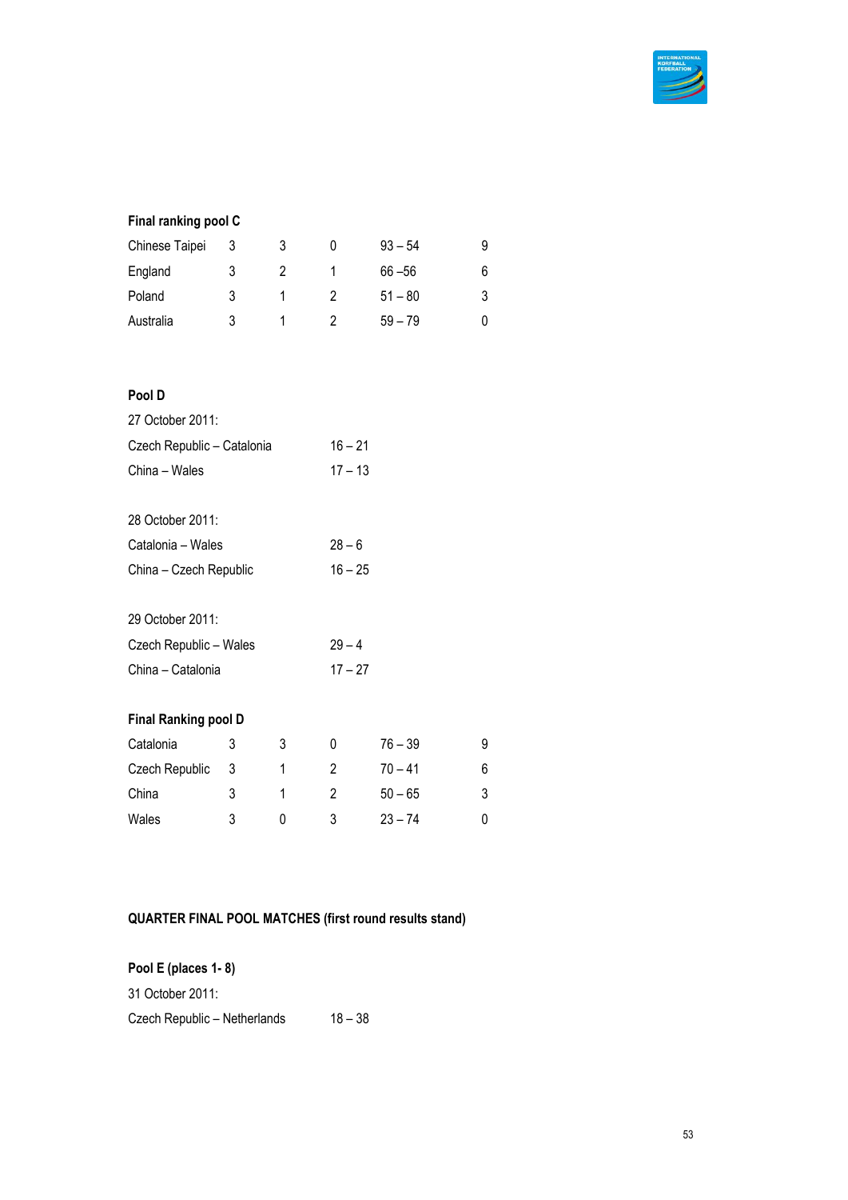**Final ranking pool C**

| | | | | | |
|---|---|---|---|---|---|
| Chinese Taipei | 3 | 3 | 0 | 93 – 54 | 9 |
| England | 3 | 2 | 1 | 66 –56 | 6 |
| Poland | 3 | 1 | 2 | 51 – 80 | 3 |
| Australia | 3 | 1 | 2 | 59 – 79 | 0 |

**Pool D**

27 October 2011:

| | |
|---|---|
| Czech Republic – Catalonia | 16 – 21 |
| China – Wales | 17 – 13 |

28 October 2011:

| | |
|---|---|
| Catalonia – Wales | 28 – 6 |
| China – Czech Republic | 16 – 25 |

29 October 2011:

| | |
|---|---|
| Czech Republic – Wales | 29 – 4 |
| China – Catalonia | 17 – 27 |

**Final Ranking pool D**

| | | | | | |
|---|---|---|---|---|---|
| Catalonia | 3 | 3 | 0 | 76 – 39 | 9 |
| Czech Republic | 3 | 1 | 2 | 70 – 41 | 6 |
| China | 3 | 1 | 2 | 50 – 65 | 3 |
| Wales | 3 | 0 | 3 | 23 – 74 | 0 |

**QUARTER FINAL POOL MATCHES (first round results stand)**

**Pool E (places 1- 8)**

31 October 2011:

| | |
|---|---|
| Czech Republic – Netherlands | 18 – 38 |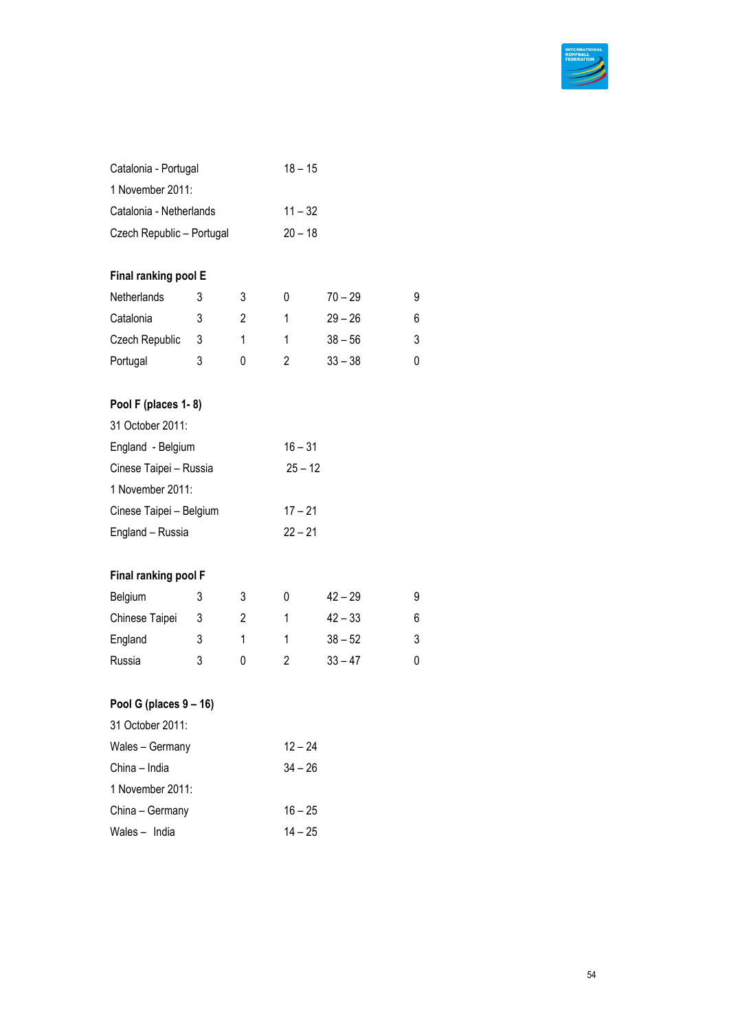Catalonia - Portugal 18 – 15

1 November 2011:

Catalonia - Netherlands 11 – 32

Czech Republic – Portugal 20 – 18

**Final ranking pool E**

| | | | | | |
|---|---|---|---|---|---|
| Netherlands | 3 | 3 | 0 | 70 – 29 | 9 |
| Catalonia | 3 | 2 | 1 | 29 – 26 | 6 |
| Czech Republic | 3 | 1 | 1 | 38 – 56 | 3 |
| Portugal | 3 | 0 | 2 | 33 – 38 | 0 |

**Pool F (places 1- 8)**

31 October 2011:

England - Belgium 16 – 31

Cinese Taipei – Russia 25 – 12

1 November 2011:

Cinese Taipei – Belgium 17 – 21

England – Russia 22 – 21

**Final ranking pool F**

| | | | | | |
|---|---|---|---|---|---|
| Belgium | 3 | 3 | 0 | 42 – 29 | 9 |
| Chinese Taipei | 3 | 2 | 1 | 42 – 33 | 6 |
| England | 3 | 1 | 1 | 38 – 52 | 3 |
| Russia | 3 | 0 | 2 | 33 – 47 | 0 |

**Pool G (places 9 – 16)**

31 October 2011:

Wales – Germany 12 – 24

China – India 34 – 26

1 November 2011:

China – Germany 16 – 25

Wales – India 14 – 25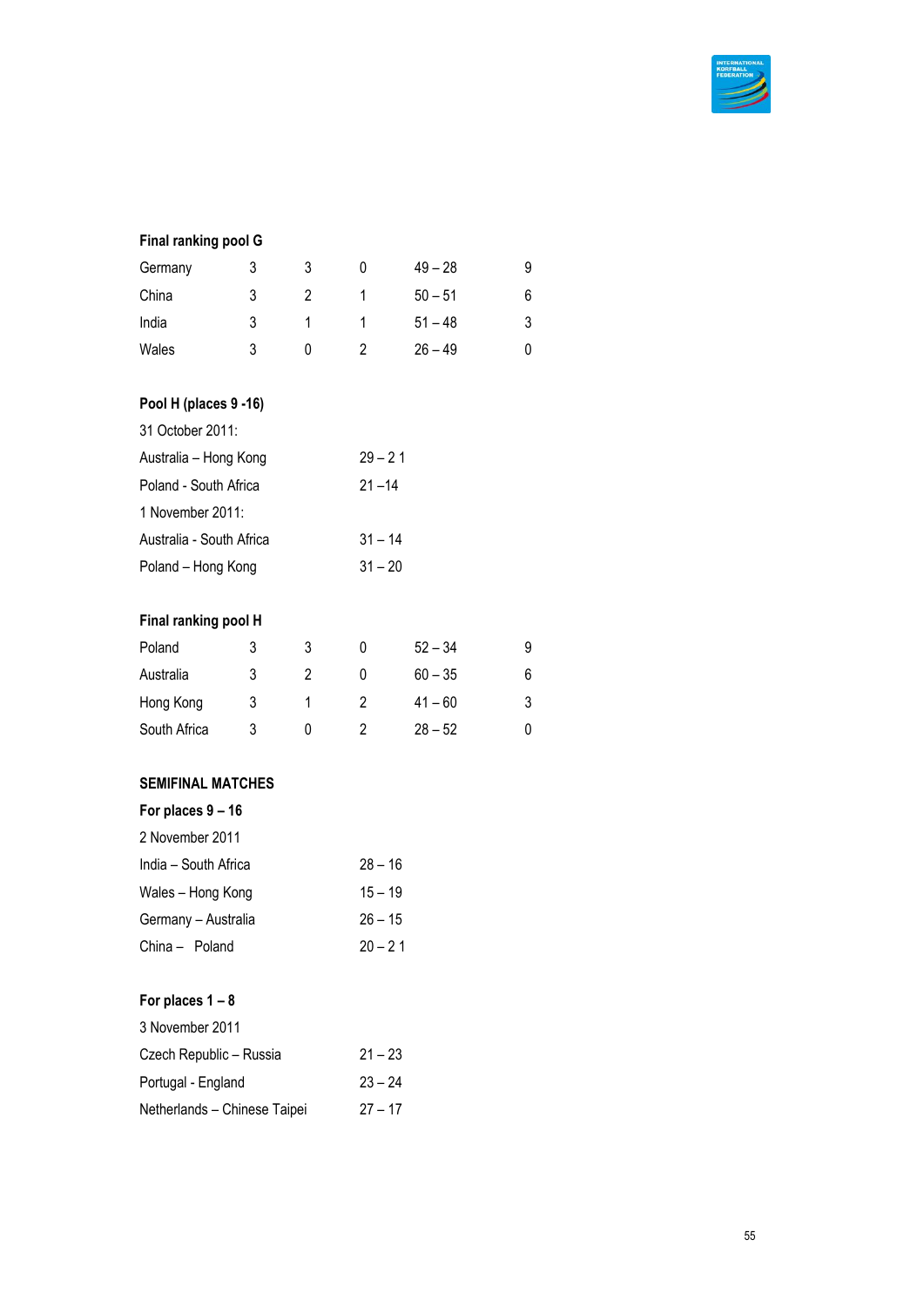**Final ranking pool G**

| | | | | | |
|---|---|---|---|---|---|
| Germany | 3 | 3 | 0 | 49 – 28 | 9 |
| China | 3 | 2 | 1 | 50 – 51 | 6 |
| India | 3 | 1 | 1 | 51 – 48 | 3 |
| Wales | 3 | 0 | 2 | 26 – 49 | 0 |

**Pool H (places 9 -16)**

31 October 2011:

| | |
|---|---|
| Australia – Hong Kong | 29 – 2 1 |
| Poland - South Africa | 21 –14 |

1 November 2011:

| | |
|---|---|
| Australia - South Africa | 31 – 14 |
| Poland – Hong Kong | 31 – 20 |

**Final ranking pool H**

| | | | | | |
|---|---|---|---|---|---|
| Poland | 3 | 3 | 0 | 52 – 34 | 9 |
| Australia | 3 | 2 | 0 | 60 – 35 | 6 |
| Hong Kong | 3 | 1 | 2 | 41 – 60 | 3 |
| South Africa | 3 | 0 | 2 | 28 – 52 | 0 |

**SEMIFINAL MATCHES**

**For places 9 – 16**

2 November 2011

| | |
|---|---|
| India – South Africa | 28 – 16 |
| Wales – Hong Kong | 15 – 19 |
| Germany – Australia | 26 – 15 |
| China – Poland | 20 – 2 1 |

**For places 1 – 8**

3 November 2011

| | |
|---|---|
| Czech Republic – Russia | 21 – 23 |
| Portugal - England | 23 – 24 |
| Netherlands – Chinese Taipei | 27 – 17 |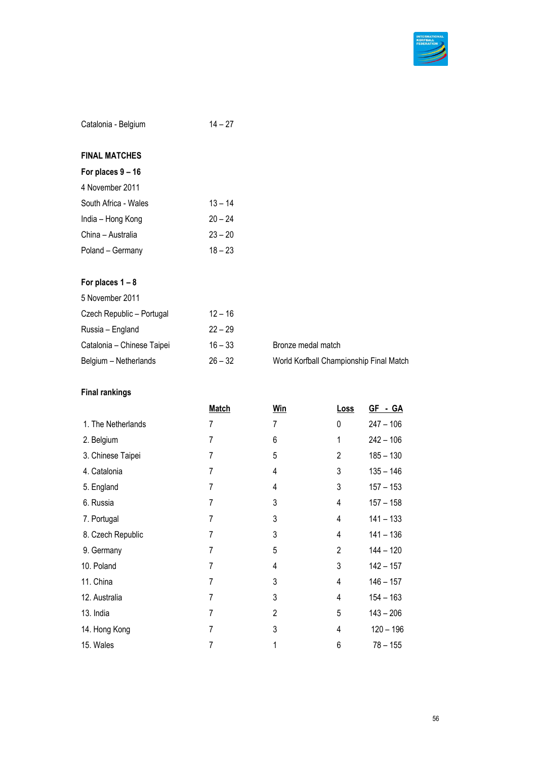Catalonia - Belgium 14 – 27

**FINAL MATCHES**

**For places 9 – 16**

4 November 2011

| | | |
|---|---|---|
| South Africa - Wales | 13 – 14 | |
| India – Hong Kong | 20 – 24 | |
| China – Australia | 23 – 20 | |
| Poland – Germany | 18 – 23 | |

**For places 1 – 8**

5 November 2011

| | | |
|---|---|---|
| Czech Republic – Portugal | 12 – 16 | |
| Russia – England | 22 – 29 | |
| Catalonia – Chinese Taipei | 16 – 33 | Bronze medal match |
| Belgium – Netherlands | 26 – 32 | World Korfball Championship Final Match |

**Final rankings**

| | Match | Win | Loss | GF - GA |
|---|---|---|---|---|
| 1. The Netherlands | 7 | 7 | 0 | 247 – 106 |
| 2. Belgium | 7 | 6 | 1 | 242 – 106 |
| 3. Chinese Taipei | 7 | 5 | 2 | 185 – 130 |
| 4. Catalonia | 7 | 4 | 3 | 135 – 146 |
| 5. England | 7 | 4 | 3 | 157 – 153 |
| 6. Russia | 7 | 3 | 4 | 157 – 158 |
| 7. Portugal | 7 | 3 | 4 | 141 – 133 |
| 8. Czech Republic | 7 | 3 | 4 | 141 – 136 |
| 9. Germany | 7 | 5 | 2 | 144 – 120 |
| 10. Poland | 7 | 4 | 3 | 142 – 157 |
| 11. China | 7 | 3 | 4 | 146 – 157 |
| 12. Australia | 7 | 3 | 4 | 154 – 163 |
| 13. India | 7 | 2 | 5 | 143 – 206 |
| 14. Hong Kong | 7 | 3 | 4 | 120 – 196 |
| 15. Wales | 7 | 1 | 6 | 78 – 155 |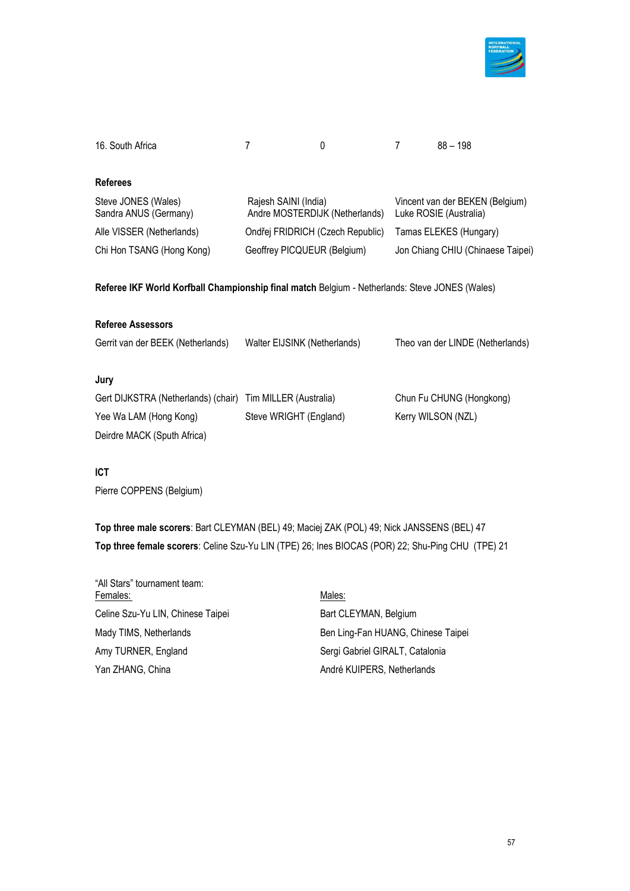| 16. South Africa | 7 | 0 | 7 | 88 – 198 |
|---|---|---|---|---|

**Referees**

Steve JONES (Wales)
Sandra ANUS (Germany)
Rajesh SAINI (India)
Andre MOSTERDIJK (Netherlands)
Vincent van der BEKEN (Belgium)
Luke ROSIE (Australia)
Alle VISSER (Netherlands)
Ondřej FRIDRICH (Czech Republic)
Tamas ELEKES (Hungary)
Chi Hon TSANG (Hong Kong)
Geoffrey PICQUEUR (Belgium)
Jon Chiang CHIU (Chinaese Taipei)

**Referee IKF World Korfball Championship final match** Belgium - Netherlands: Steve JONES (Wales)

**Referee Assessors**

Gerrit van der BEEK (Netherlands)
Walter EIJSINK (Netherlands)
Theo van der LINDE (Netherlands)

**Jury**

Gert DIJKSTRA (Netherlands) (chair)
Tim MILLER (Australia)
Chun Fu CHUNG (Hongkong)
Yee Wa LAM (Hong Kong)
Steve WRIGHT (England)
Kerry WILSON (NZL)
Deirdre MACK (Sputh Africa)

**ICT**

Pierre COPPENS (Belgium)

**Top three male scorers**: Bart CLEYMAN (BEL) 49; Maciej ZAK (POL) 49; Nick JANSSENS (BEL) 47
**Top three female scorers**: Celine Szu-Yu LIN (TPE) 26; Ines BIOCAS (POR) 22; Shu-Ping CHU (TPE) 21

"All Stars" tournament team:

Females:

Celine Szu-Yu LIN, Chinese Taipei
Mady TIMS, Netherlands
Amy TURNER, England
Yan ZHANG, China

Males:

Bart CLEYMAN, Belgium
Ben Ling-Fan HUANG, Chinese Taipei
Sergi Gabriel GIRALT, Catalonia
André KUIPERS, Netherlands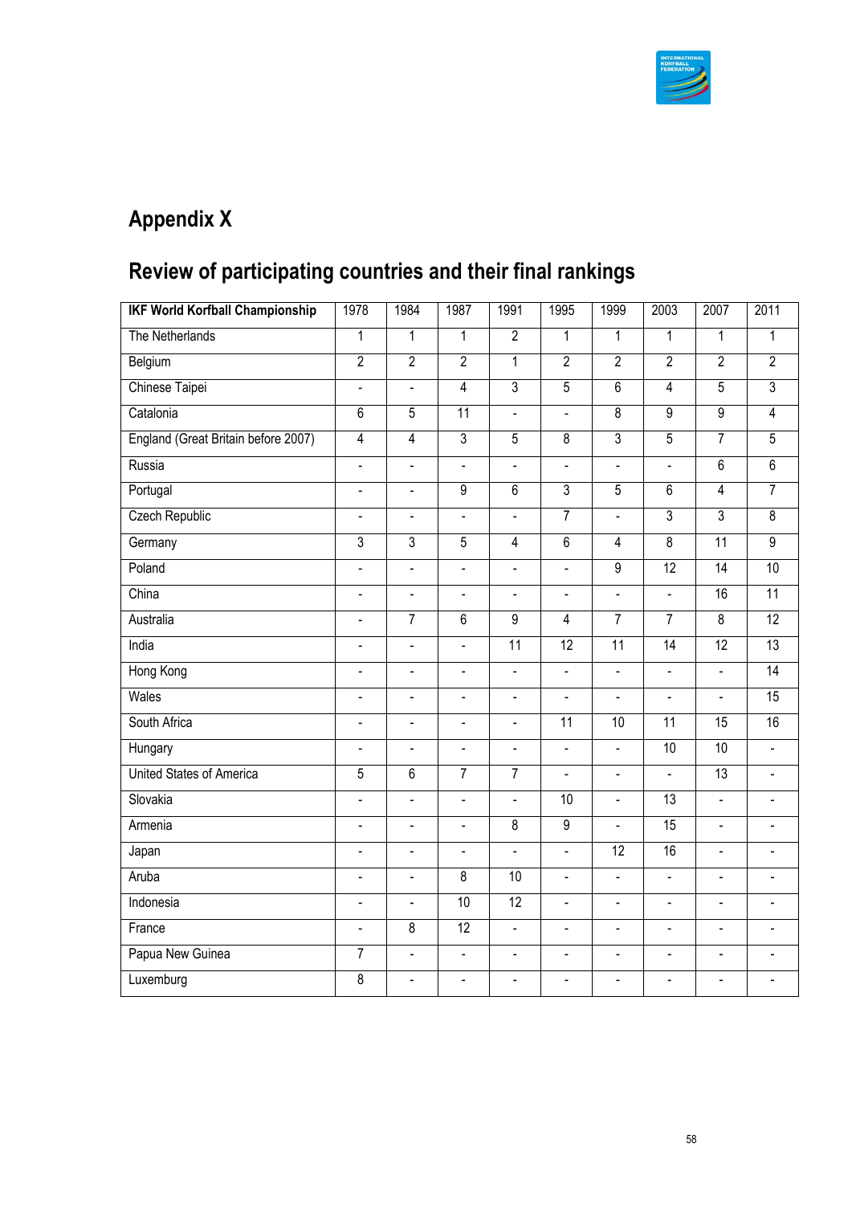# Appendix X

## Review of participating countries and their final rankings

| IKF World Korfball Championship | 1978 | 1984 | 1987 | 1991 | 1995 | 1999 | 2003 | 2007 | 2011 |
|---|---|---|---|---|---|---|---|---|---|
| The Netherlands | 1 | 1 | 1 | 2 | 1 | 1 | 1 | 1 | 1 |
| Belgium | 2 | 2 | 2 | 1 | 2 | 2 | 2 | 2 | 2 |
| Chinese Taipei | - | - | 4 | 3 | 5 | 6 | 4 | 5 | 3 |
| Catalonia | 6 | 5 | 11 | - | - | 8 | 9 | 9 | 4 |
| England (Great Britain before 2007) | 4 | 4 | 3 | 5 | 8 | 3 | 5 | 7 | 5 |
| Russia | - | - | - | - | - | - | - | 6 | 6 |
| Portugal | - | - | 9 | 6 | 3 | 5 | 6 | 4 | 7 |
| Czech Republic | - | - | - | - | 7 | - | 3 | 3 | 8 |
| Germany | 3 | 3 | 5 | 4 | 6 | 4 | 8 | 11 | 9 |
| Poland | - | - | - | - | - | 9 | 12 | 14 | 10 |
| China | - | - | - | - | - | - | - | 16 | 11 |
| Australia | - | 7 | 6 | 9 | 4 | 7 | 7 | 8 | 12 |
| India | - | - | - | 11 | 12 | 11 | 14 | 12 | 13 |
| Hong Kong | - | - | - | - | - | - | - | - | 14 |
| Wales | - | - | - | - | - | - | - | - | 15 |
| South Africa | - | - | - | - | 11 | 10 | 11 | 15 | 16 |
| Hungary | - | - | - | - | - | - | 10 | 10 | - |
| United States of America | 5 | 6 | 7 | 7 | - | - | - | 13 | - |
| Slovakia | - | - | - | - | 10 | - | 13 | - | - |
| Armenia | - | - | - | 8 | 9 | - | 15 | - | - |
| Japan | - | - | - | - | - | 12 | 16 | - | - |
| Aruba | - | - | 8 | 10 | - | - | - | - | - |
| Indonesia | - | - | 10 | 12 | - | - | - | - | - |
| France | - | 8 | 12 | - | - | - | - | - | - |
| Papua New Guinea | 7 | - | - | - | - | - | - | - | - |
| Luxemburg | 8 | - | - | - | - | - | - | - | - |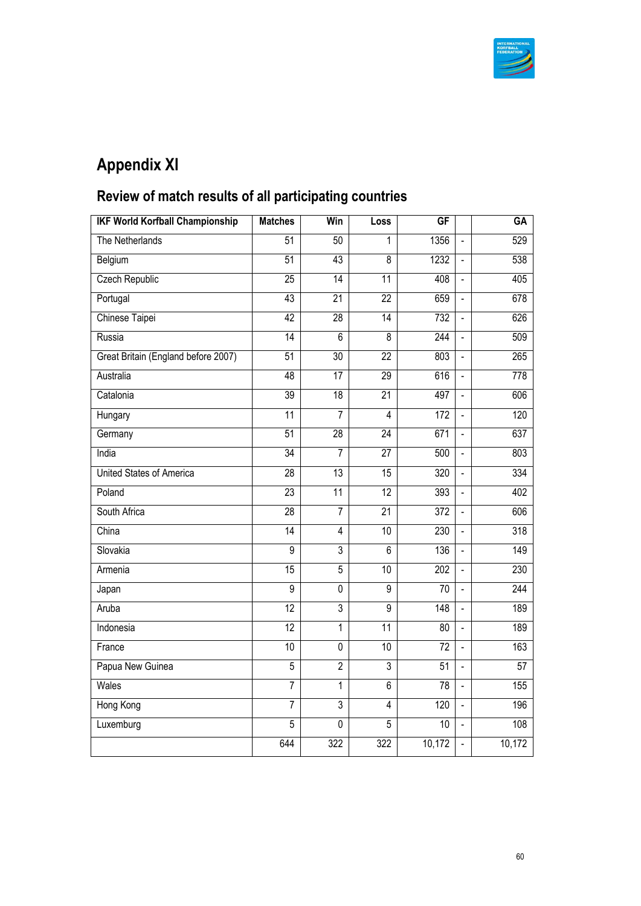# Appendix XI

## Review of match results of all participating countries

| IKF World Korfball Championship | Matches | Win | Loss | GF | | GA |
|---|---|---|---|---|---|---|
| The Netherlands | 51 | 50 | 1 | 1356 | - | 529 |
| Belgium | 51 | 43 | 8 | 1232 | - | 538 |
| Czech Republic | 25 | 14 | 11 | 408 | - | 405 |
| Portugal | 43 | 21 | 22 | 659 | - | 678 |
| Chinese Taipei | 42 | 28 | 14 | 732 | - | 626 |
| Russia | 14 | 6 | 8 | 244 | - | 509 |
| Great Britain (England before 2007) | 51 | 30 | 22 | 803 | - | 265 |
| Australia | 48 | 17 | 29 | 616 | - | 778 |
| Catalonia | 39 | 18 | 21 | 497 | - | 606 |
| Hungary | 11 | 7 | 4 | 172 | - | 120 |
| Germany | 51 | 28 | 24 | 671 | - | 637 |
| India | 34 | 7 | 27 | 500 | - | 803 |
| United States of America | 28 | 13 | 15 | 320 | - | 334 |
| Poland | 23 | 11 | 12 | 393 | - | 402 |
| South Africa | 28 | 7 | 21 | 372 | - | 606 |
| China | 14 | 4 | 10 | 230 | - | 318 |
| Slovakia | 9 | 3 | 6 | 136 | - | 149 |
| Armenia | 15 | 5 | 10 | 202 | - | 230 |
| Japan | 9 | 0 | 9 | 70 | - | 244 |
| Aruba | 12 | 3 | 9 | 148 | - | 189 |
| Indonesia | 12 | 1 | 11 | 80 | - | 189 |
| France | 10 | 0 | 10 | 72 | - | 163 |
| Papua New Guinea | 5 | 2 | 3 | 51 | - | 57 |
| Wales | 7 | 1 | 6 | 78 | - | 155 |
| Hong Kong | 7 | 3 | 4 | 120 | - | 196 |
| Luxemburg | 5 | 0 | 5 | 10 | - | 108 |
| | 644 | 322 | 322 | 10,172 | - | 10,172 |